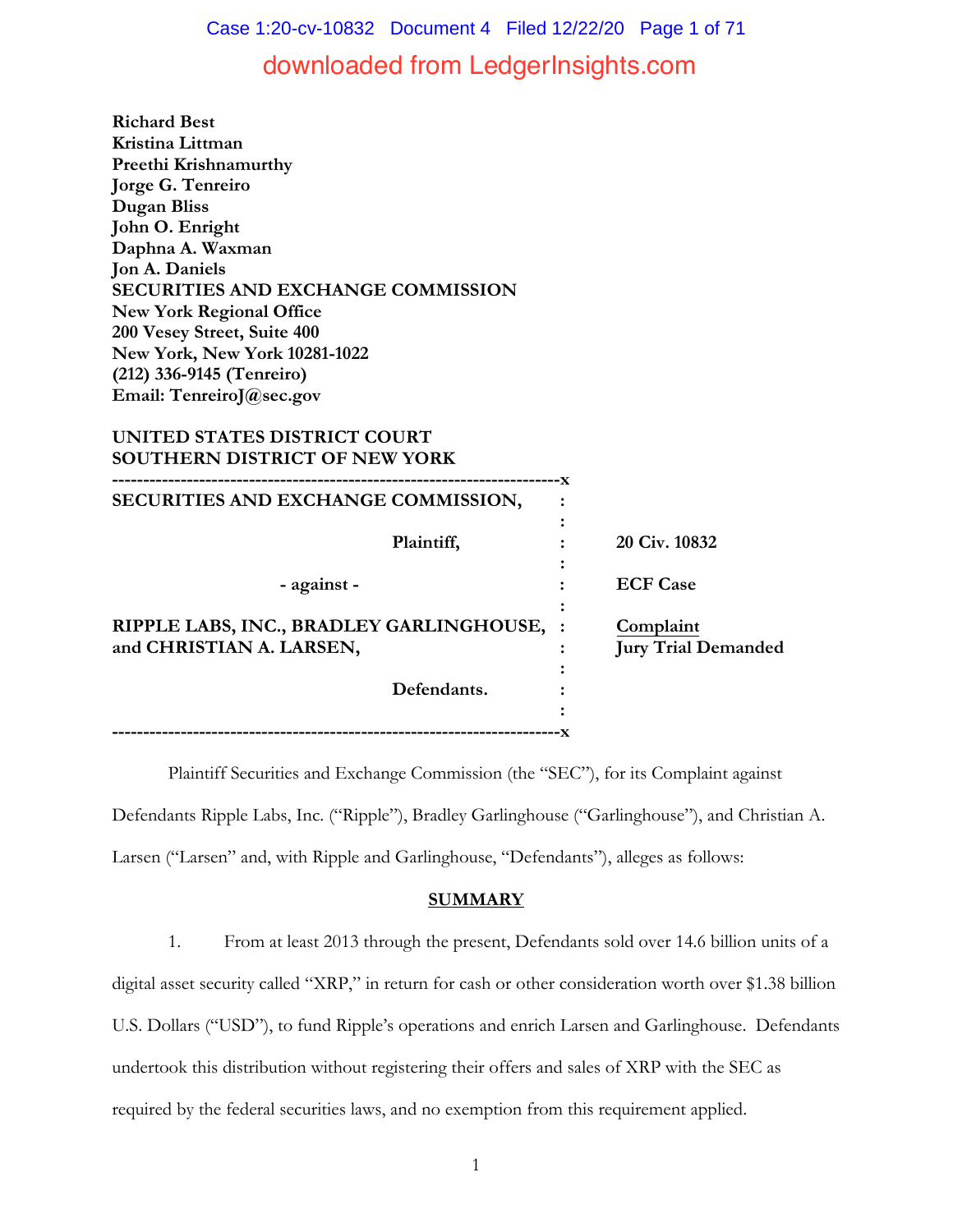**Richard Best**
**Kristina Littman**
**Preethi Krishnamurthy**
**Jorge G. Tenreiro**
**Dugan Bliss**
**John O. Enright**
**Daphna A. Waxman**
**Jon A. Daniels**
**SECURITIES AND EXCHANGE COMMISSION**
**New York Regional Office**
**200 Vesey Street, Suite 400**
**New York, New York 10281-1022**
**(212) 336-9145 (Tenreiro)**
**Email: TenreiroJ@sec.gov**

**UNITED STATES DISTRICT COURT**
**SOUTHERN DISTRICT OF NEW YORK**

| | |
|---|---|
| **SECURITIES AND EXCHANGE COMMISSION,** | |
| **Plaintiff,** | **20 Civ. 10832** |
| **- against -** | **ECF Case** |
| **RIPPLE LABS, INC., BRADLEY GARLINGHOUSE, and CHRISTIAN A. LARSEN,** | **Complaint** **Jury Trial Demanded** |
| **Defendants.** | |

Plaintiff Securities and Exchange Commission (the "SEC"), for its Complaint against Defendants Ripple Labs, Inc. ("Ripple"), Bradley Garlinghouse ("Garlinghouse"), and Christian A. Larsen ("Larsen" and, with Ripple and Garlinghouse, "Defendants"), alleges as follows:

## SUMMARY

1. From at least 2013 through the present, Defendants sold over 14.6 billion units of a digital asset security called "XRP," in return for cash or other consideration worth over $1.38 billion U.S. Dollars ("USD"), to fund Ripple's operations and enrich Larsen and Garlinghouse. Defendants undertook this distribution without registering their offers and sales of XRP with the SEC as required by the federal securities laws, and no exemption from this requirement applied.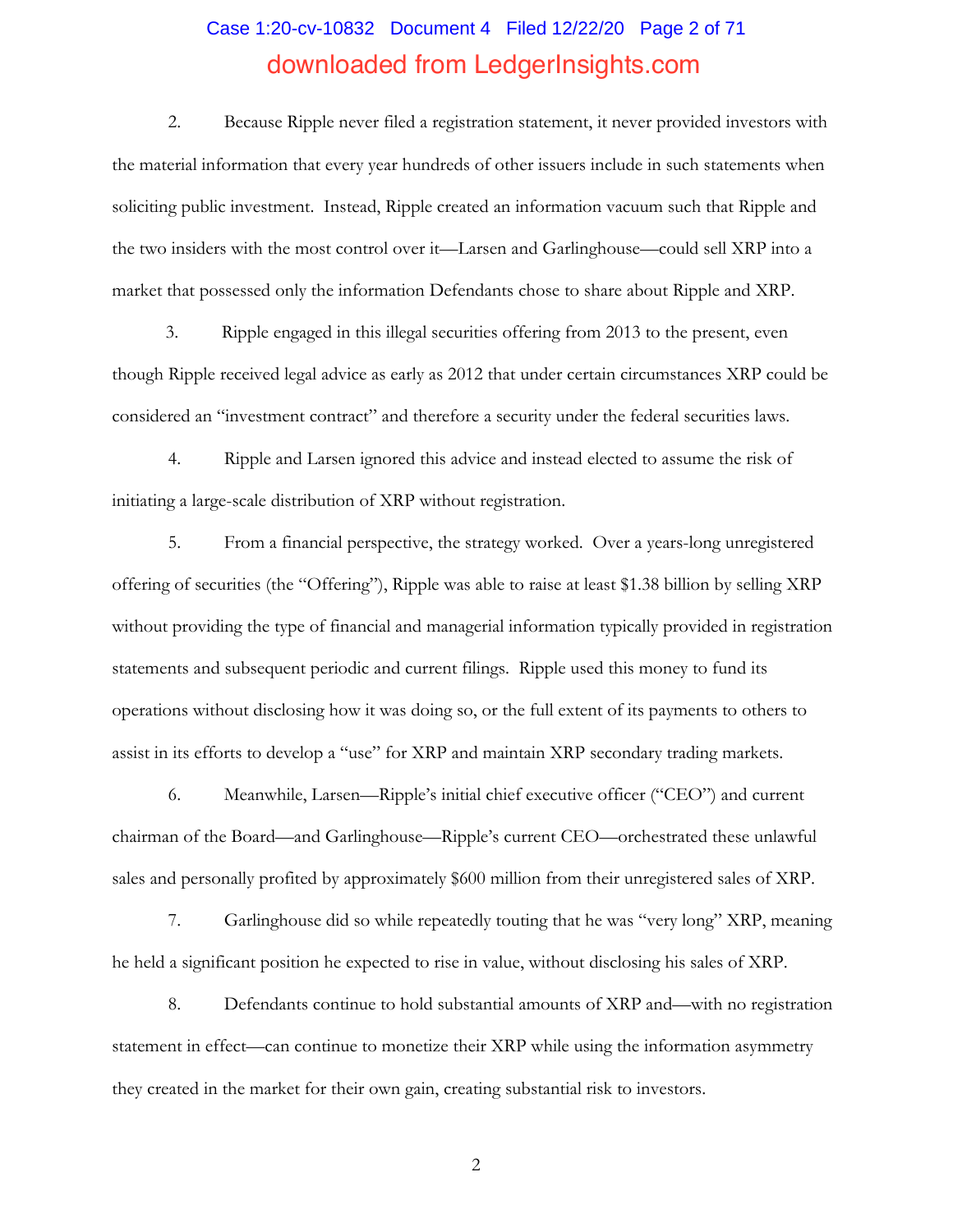2. Because Ripple never filed a registration statement, it never provided investors with the material information that every year hundreds of other issuers include in such statements when soliciting public investment. Instead, Ripple created an information vacuum such that Ripple and the two insiders with the most control over it—Larsen and Garlinghouse—could sell XRP into a market that possessed only the information Defendants chose to share about Ripple and XRP.

3. Ripple engaged in this illegal securities offering from 2013 to the present, even though Ripple received legal advice as early as 2012 that under certain circumstances XRP could be considered an "investment contract" and therefore a security under the federal securities laws.

4. Ripple and Larsen ignored this advice and instead elected to assume the risk of initiating a large-scale distribution of XRP without registration.

5. From a financial perspective, the strategy worked. Over a years-long unregistered offering of securities (the "Offering"), Ripple was able to raise at least $1.38 billion by selling XRP without providing the type of financial and managerial information typically provided in registration statements and subsequent periodic and current filings. Ripple used this money to fund its operations without disclosing how it was doing so, or the full extent of its payments to others to assist in its efforts to develop a "use" for XRP and maintain XRP secondary trading markets.

6. Meanwhile, Larsen—Ripple's initial chief executive officer ("CEO") and current chairman of the Board—and Garlinghouse—Ripple's current CEO—orchestrated these unlawful sales and personally profited by approximately $600 million from their unregistered sales of XRP.

7. Garlinghouse did so while repeatedly touting that he was "very long" XRP, meaning he held a significant position he expected to rise in value, without disclosing his sales of XRP.

8. Defendants continue to hold substantial amounts of XRP and—with no registration statement in effect—can continue to monetize their XRP while using the information asymmetry they created in the market for their own gain, creating substantial risk to investors.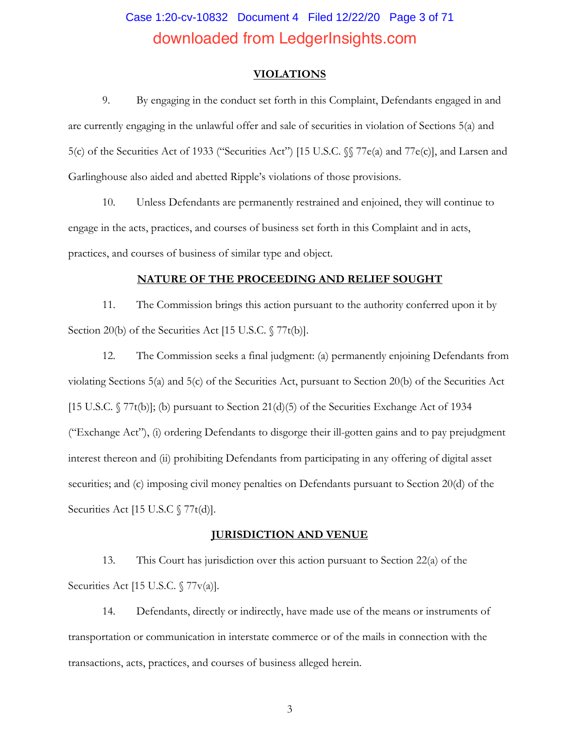## VIOLATIONS

9. By engaging in the conduct set forth in this Complaint, Defendants engaged in and are currently engaging in the unlawful offer and sale of securities in violation of Sections 5(a) and 5(c) of the Securities Act of 1933 ("Securities Act") [15 U.S.C. §§ 77e(a) and 77e(c)], and Larsen and Garlinghouse also aided and abetted Ripple's violations of those provisions.

10. Unless Defendants are permanently restrained and enjoined, they will continue to engage in the acts, practices, and courses of business set forth in this Complaint and in acts, practices, and courses of business of similar type and object.

## NATURE OF THE PROCEEDING AND RELIEF SOUGHT

11. The Commission brings this action pursuant to the authority conferred upon it by Section 20(b) of the Securities Act [15 U.S.C. § 77t(b)].

12. The Commission seeks a final judgment: (a) permanently enjoining Defendants from violating Sections 5(a) and 5(c) of the Securities Act, pursuant to Section 20(b) of the Securities Act [15 U.S.C. § 77t(b)]; (b) pursuant to Section 21(d)(5) of the Securities Exchange Act of 1934 ("Exchange Act"), (i) ordering Defendants to disgorge their ill-gotten gains and to pay prejudgment interest thereon and (ii) prohibiting Defendants from participating in any offering of digital asset securities; and (c) imposing civil money penalties on Defendants pursuant to Section 20(d) of the Securities Act [15 U.S.C § 77t(d)].

## JURISDICTION AND VENUE

13. This Court has jurisdiction over this action pursuant to Section 22(a) of the Securities Act [15 U.S.C. § 77v(a)].

14. Defendants, directly or indirectly, have made use of the means or instruments of transportation or communication in interstate commerce or of the mails in connection with the transactions, acts, practices, and courses of business alleged herein.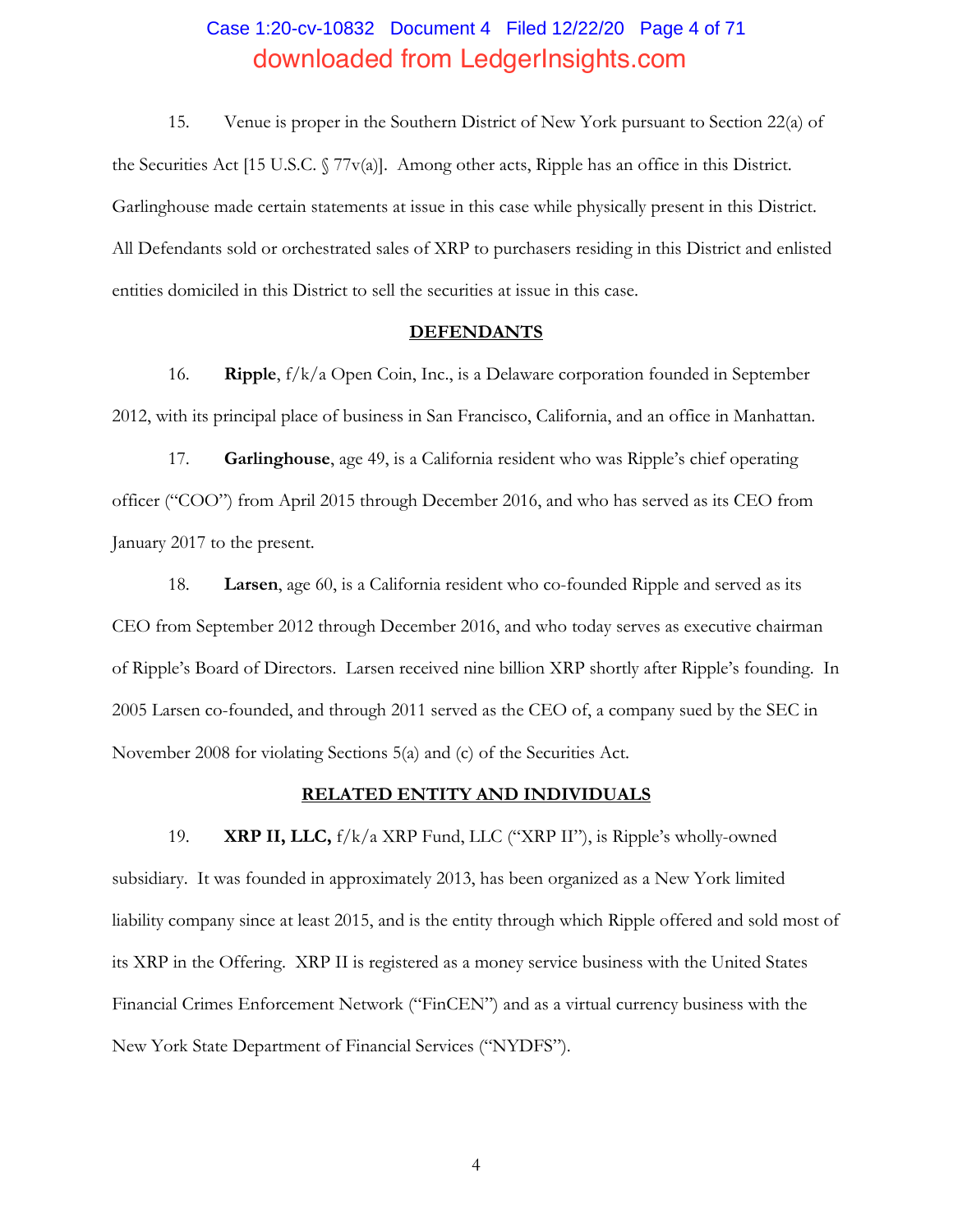15. Venue is proper in the Southern District of New York pursuant to Section 22(a) of the Securities Act [15 U.S.C. § 77v(a)]. Among other acts, Ripple has an office in this District. Garlinghouse made certain statements at issue in this case while physically present in this District. All Defendants sold or orchestrated sales of XRP to purchasers residing in this District and enlisted entities domiciled in this District to sell the securities at issue in this case.

## DEFENDANTS

16. **Ripple**, f/k/a Open Coin, Inc., is a Delaware corporation founded in September 2012, with its principal place of business in San Francisco, California, and an office in Manhattan.

17. **Garlinghouse**, age 49, is a California resident who was Ripple's chief operating officer ("COO") from April 2015 through December 2016, and who has served as its CEO from January 2017 to the present.

18. **Larsen**, age 60, is a California resident who co-founded Ripple and served as its CEO from September 2012 through December 2016, and who today serves as executive chairman of Ripple's Board of Directors. Larsen received nine billion XRP shortly after Ripple's founding. In 2005 Larsen co-founded, and through 2011 served as the CEO of, a company sued by the SEC in November 2008 for violating Sections 5(a) and (c) of the Securities Act.

## RELATED ENTITY AND INDIVIDUALS

19. **XRP II, LLC,** f/k/a XRP Fund, LLC ("XRP II"), is Ripple's wholly-owned subsidiary. It was founded in approximately 2013, has been organized as a New York limited liability company since at least 2015, and is the entity through which Ripple offered and sold most of its XRP in the Offering. XRP II is registered as a money service business with the United States Financial Crimes Enforcement Network ("FinCEN") and as a virtual currency business with the New York State Department of Financial Services ("NYDFS").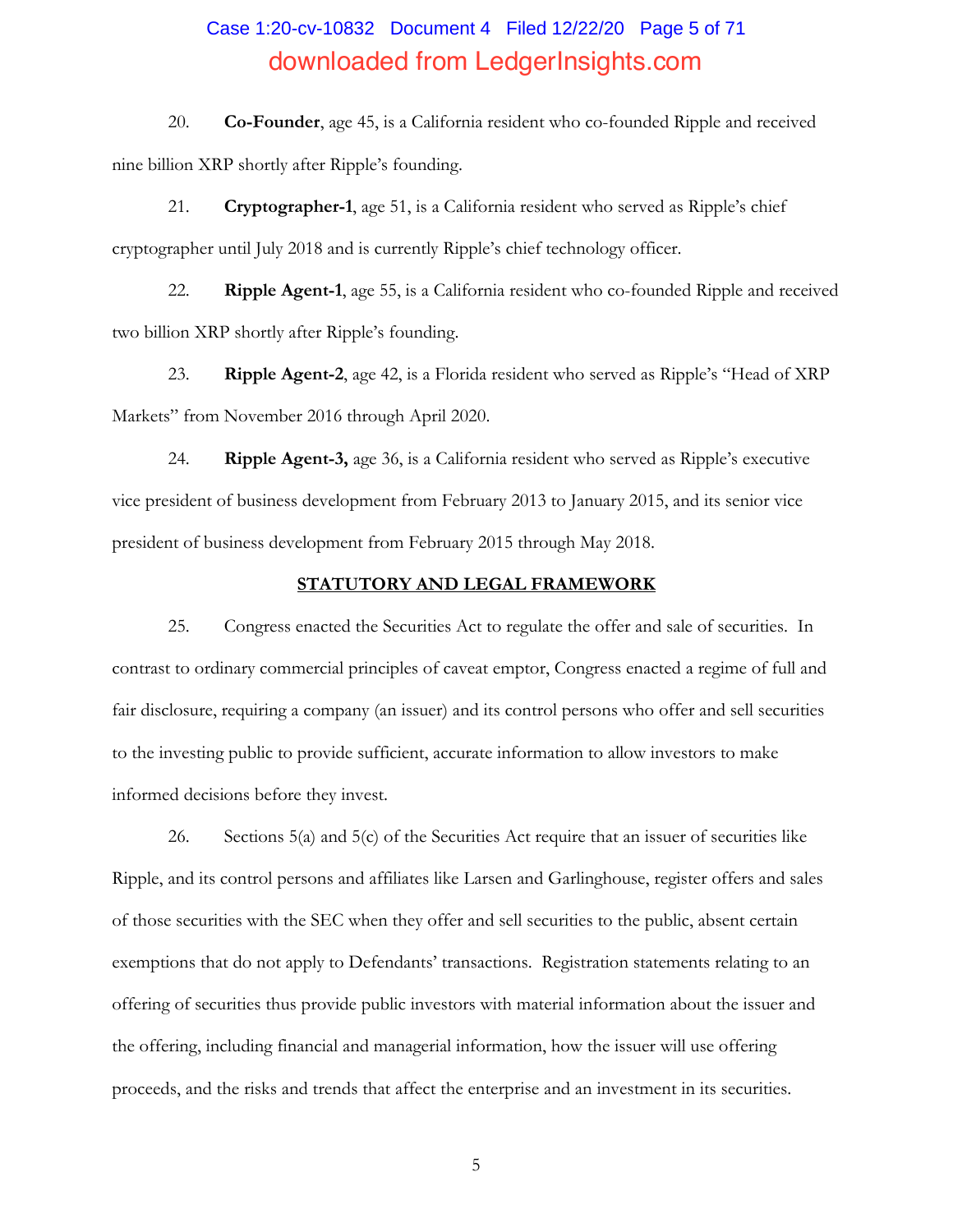20. **Co-Founder**, age 45, is a California resident who co-founded Ripple and received nine billion XRP shortly after Ripple's founding.

21. **Cryptographer-1**, age 51, is a California resident who served as Ripple's chief cryptographer until July 2018 and is currently Ripple's chief technology officer.

22. **Ripple Agent-1**, age 55, is a California resident who co-founded Ripple and received two billion XRP shortly after Ripple's founding.

23. **Ripple Agent-2**, age 42, is a Florida resident who served as Ripple's "Head of XRP Markets" from November 2016 through April 2020.

24. **Ripple Agent-3,** age 36, is a California resident who served as Ripple's executive vice president of business development from February 2013 to January 2015, and its senior vice president of business development from February 2015 through May 2018.

## STATUTORY AND LEGAL FRAMEWORK

25. Congress enacted the Securities Act to regulate the offer and sale of securities. In contrast to ordinary commercial principles of caveat emptor, Congress enacted a regime of full and fair disclosure, requiring a company (an issuer) and its control persons who offer and sell securities to the investing public to provide sufficient, accurate information to allow investors to make informed decisions before they invest.

26. Sections 5(a) and 5(c) of the Securities Act require that an issuer of securities like Ripple, and its control persons and affiliates like Larsen and Garlinghouse, register offers and sales of those securities with the SEC when they offer and sell securities to the public, absent certain exemptions that do not apply to Defendants' transactions. Registration statements relating to an offering of securities thus provide public investors with material information about the issuer and the offering, including financial and managerial information, how the issuer will use offering proceeds, and the risks and trends that affect the enterprise and an investment in its securities.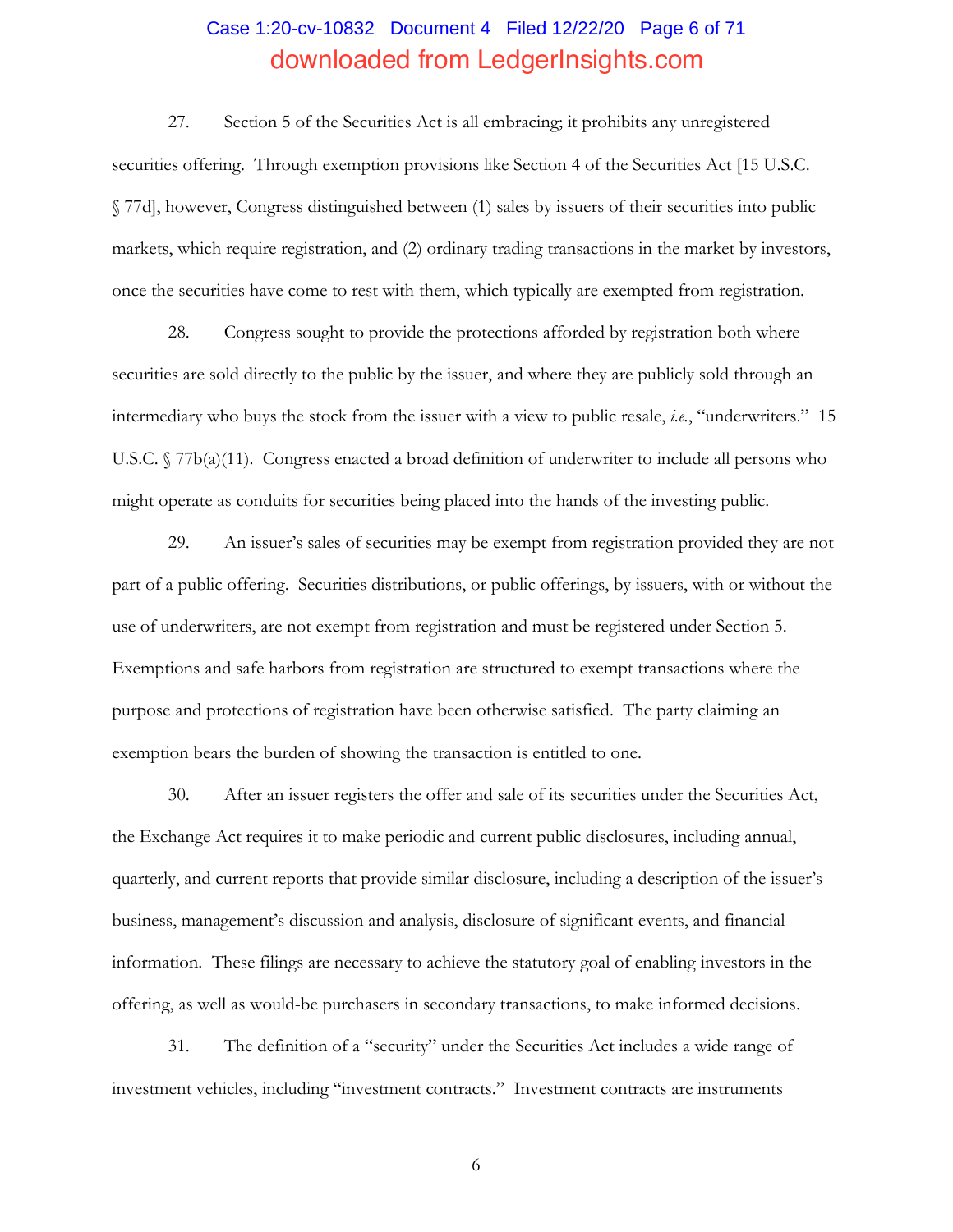27. Section 5 of the Securities Act is all embracing; it prohibits any unregistered securities offering. Through exemption provisions like Section 4 of the Securities Act [15 U.S.C. § 77d], however, Congress distinguished between (1) sales by issuers of their securities into public markets, which require registration, and (2) ordinary trading transactions in the market by investors, once the securities have come to rest with them, which typically are exempted from registration.

28. Congress sought to provide the protections afforded by registration both where securities are sold directly to the public by the issuer, and where they are publicly sold through an intermediary who buys the stock from the issuer with a view to public resale, *i.e.*, "underwriters." 15 U.S.C. § 77b(a)(11). Congress enacted a broad definition of underwriter to include all persons who might operate as conduits for securities being placed into the hands of the investing public.

29. An issuer's sales of securities may be exempt from registration provided they are not part of a public offering. Securities distributions, or public offerings, by issuers, with or without the use of underwriters, are not exempt from registration and must be registered under Section 5. Exemptions and safe harbors from registration are structured to exempt transactions where the purpose and protections of registration have been otherwise satisfied. The party claiming an exemption bears the burden of showing the transaction is entitled to one.

30. After an issuer registers the offer and sale of its securities under the Securities Act, the Exchange Act requires it to make periodic and current public disclosures, including annual, quarterly, and current reports that provide similar disclosure, including a description of the issuer's business, management's discussion and analysis, disclosure of significant events, and financial information. These filings are necessary to achieve the statutory goal of enabling investors in the offering, as well as would-be purchasers in secondary transactions, to make informed decisions.

31. The definition of a "security" under the Securities Act includes a wide range of investment vehicles, including "investment contracts." Investment contracts are instruments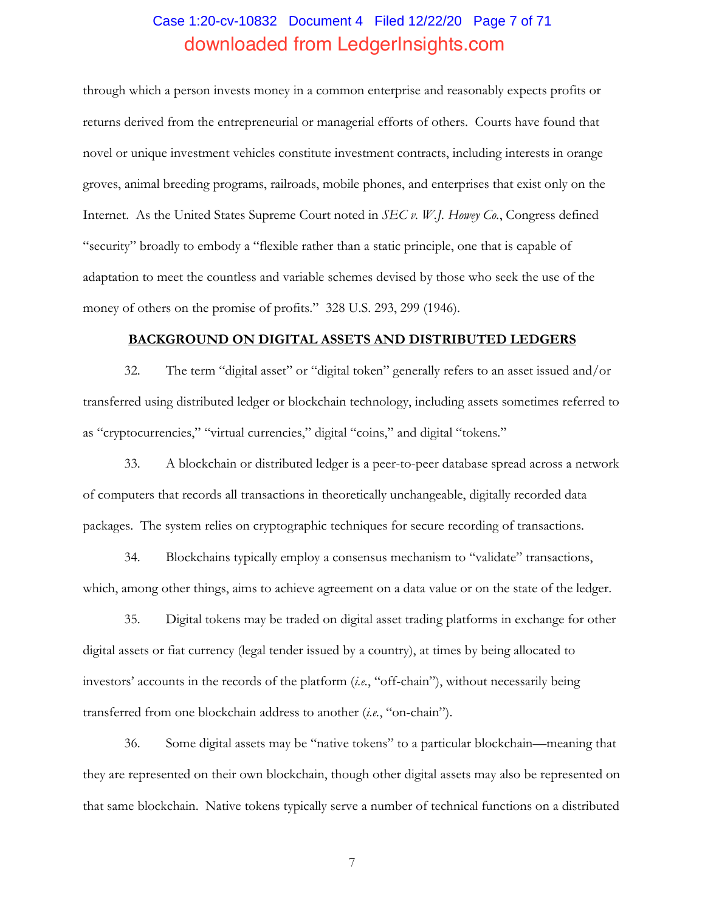through which a person invests money in a common enterprise and reasonably expects profits or returns derived from the entrepreneurial or managerial efforts of others. Courts have found that novel or unique investment vehicles constitute investment contracts, including interests in orange groves, animal breeding programs, railroads, mobile phones, and enterprises that exist only on the Internet. As the United States Supreme Court noted in *SEC v. W.J. Howey Co.*, Congress defined "security" broadly to embody a "flexible rather than a static principle, one that is capable of adaptation to meet the countless and variable schemes devised by those who seek the use of the money of others on the promise of profits." 328 U.S. 293, 299 (1946).

## BACKGROUND ON DIGITAL ASSETS AND DISTRIBUTED LEDGERS

32. The term "digital asset" or "digital token" generally refers to an asset issued and/or transferred using distributed ledger or blockchain technology, including assets sometimes referred to as "cryptocurrencies," "virtual currencies," digital "coins," and digital "tokens."

33. A blockchain or distributed ledger is a peer-to-peer database spread across a network of computers that records all transactions in theoretically unchangeable, digitally recorded data packages. The system relies on cryptographic techniques for secure recording of transactions.

34. Blockchains typically employ a consensus mechanism to "validate" transactions, which, among other things, aims to achieve agreement on a data value or on the state of the ledger.

35. Digital tokens may be traded on digital asset trading platforms in exchange for other digital assets or fiat currency (legal tender issued by a country), at times by being allocated to investors' accounts in the records of the platform (*i.e.*, "off-chain"), without necessarily being transferred from one blockchain address to another (*i.e.*, "on-chain").

36. Some digital assets may be "native tokens" to a particular blockchain—meaning that they are represented on their own blockchain, though other digital assets may also be represented on that same blockchain. Native tokens typically serve a number of technical functions on a distributed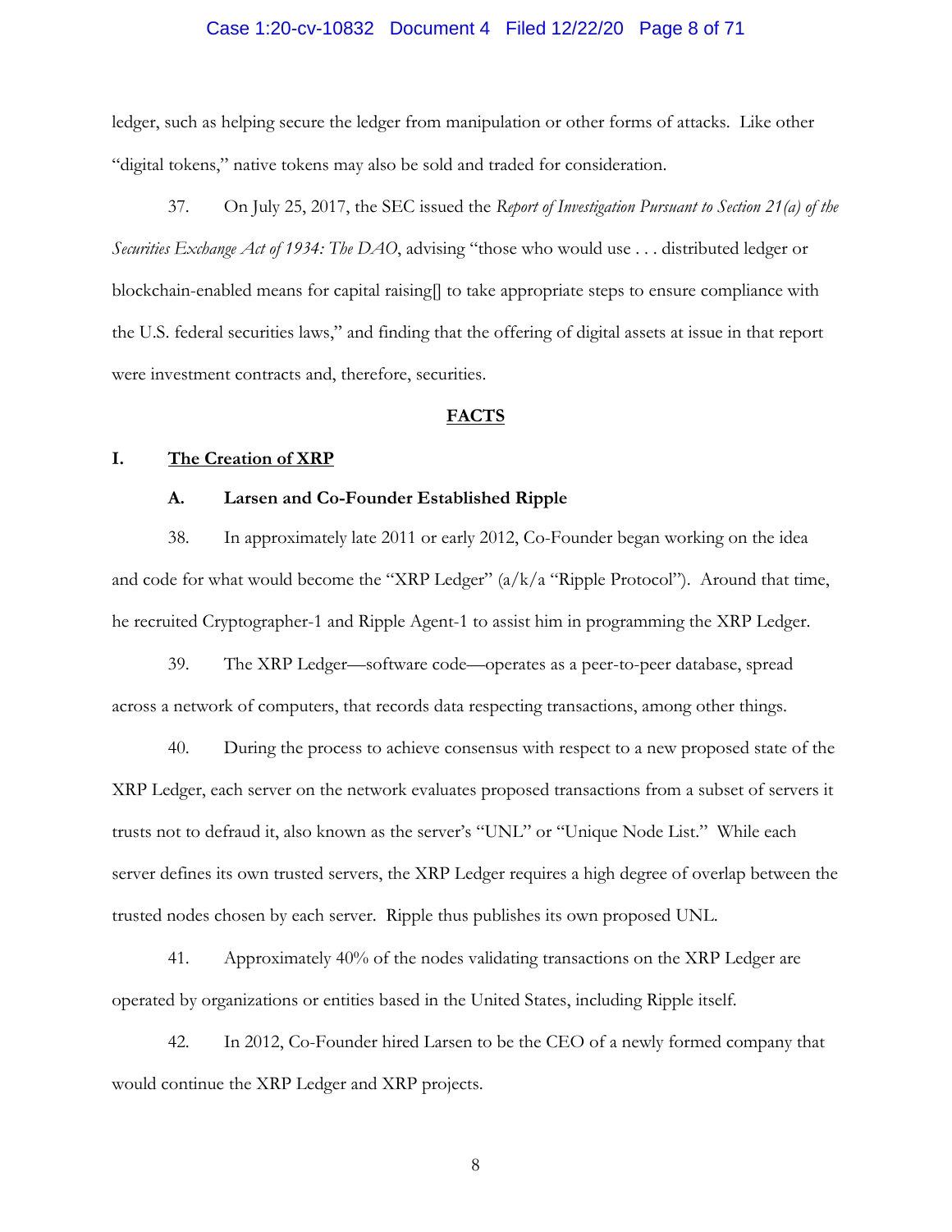ledger, such as helping secure the ledger from manipulation or other forms of attacks. Like other "digital tokens," native tokens may also be sold and traded for consideration.

37. On July 25, 2017, the SEC issued the *Report of Investigation Pursuant to Section 21(a) of the Securities Exchange Act of 1934: The DAO*, advising "those who would use . . . distributed ledger or blockchain-enabled means for capital raising[] to take appropriate steps to ensure compliance with the U.S. federal securities laws," and finding that the offering of digital assets at issue in that report were investment contracts and, therefore, securities.

## FACTS

### I. The Creation of XRP

#### A. Larsen and Co-Founder Established Ripple

38. In approximately late 2011 or early 2012, Co-Founder began working on the idea and code for what would become the "XRP Ledger" (a/k/a "Ripple Protocol"). Around that time, he recruited Cryptographer-1 and Ripple Agent-1 to assist him in programming the XRP Ledger.

39. The XRP Ledger—software code—operates as a peer-to-peer database, spread across a network of computers, that records data respecting transactions, among other things.

40. During the process to achieve consensus with respect to a new proposed state of the XRP Ledger, each server on the network evaluates proposed transactions from a subset of servers it trusts not to defraud it, also known as the server's "UNL" or "Unique Node List." While each server defines its own trusted servers, the XRP Ledger requires a high degree of overlap between the trusted nodes chosen by each server. Ripple thus publishes its own proposed UNL.

41. Approximately 40% of the nodes validating transactions on the XRP Ledger are operated by organizations or entities based in the United States, including Ripple itself.

42. In 2012, Co-Founder hired Larsen to be the CEO of a newly formed company that would continue the XRP Ledger and XRP projects.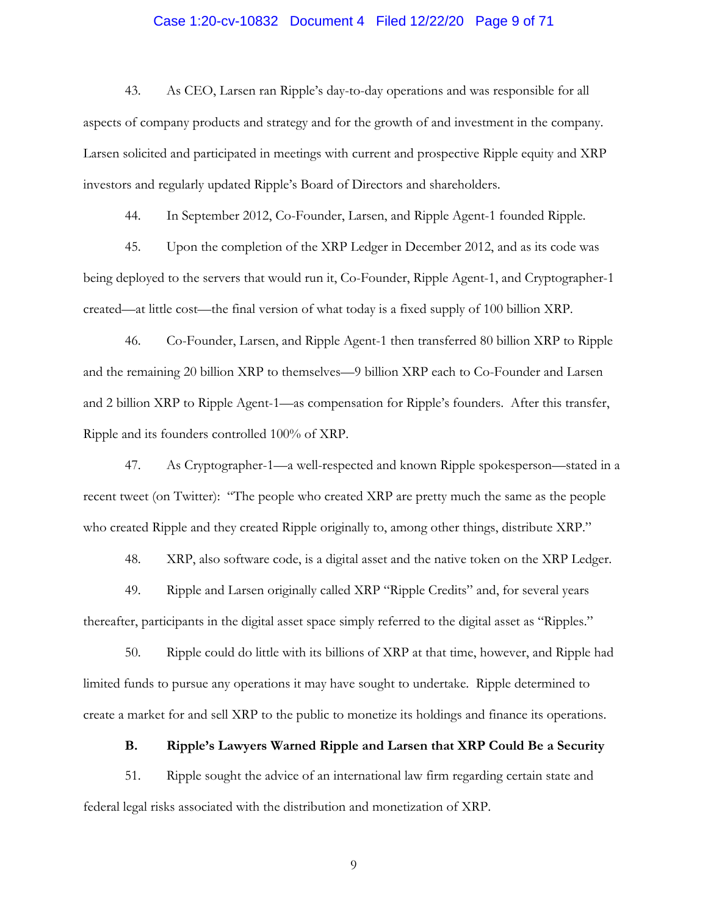43. As CEO, Larsen ran Ripple's day-to-day operations and was responsible for all aspects of company products and strategy and for the growth of and investment in the company. Larsen solicited and participated in meetings with current and prospective Ripple equity and XRP investors and regularly updated Ripple's Board of Directors and shareholders.

44. In September 2012, Co-Founder, Larsen, and Ripple Agent-1 founded Ripple.

45. Upon the completion of the XRP Ledger in December 2012, and as its code was being deployed to the servers that would run it, Co-Founder, Ripple Agent-1, and Cryptographer-1 created—at little cost—the final version of what today is a fixed supply of 100 billion XRP.

46. Co-Founder, Larsen, and Ripple Agent-1 then transferred 80 billion XRP to Ripple and the remaining 20 billion XRP to themselves—9 billion XRP each to Co-Founder and Larsen and 2 billion XRP to Ripple Agent-1—as compensation for Ripple's founders. After this transfer, Ripple and its founders controlled 100% of XRP.

47. As Cryptographer-1—a well-respected and known Ripple spokesperson—stated in a recent tweet (on Twitter): "The people who created XRP are pretty much the same as the people who created Ripple and they created Ripple originally to, among other things, distribute XRP."

48. XRP, also software code, is a digital asset and the native token on the XRP Ledger.

49. Ripple and Larsen originally called XRP "Ripple Credits" and, for several years thereafter, participants in the digital asset space simply referred to the digital asset as "Ripples."

50. Ripple could do little with its billions of XRP at that time, however, and Ripple had limited funds to pursue any operations it may have sought to undertake. Ripple determined to create a market for and sell XRP to the public to monetize its holdings and finance its operations.

### B. Ripple's Lawyers Warned Ripple and Larsen that XRP Could Be a Security

51. Ripple sought the advice of an international law firm regarding certain state and federal legal risks associated with the distribution and monetization of XRP.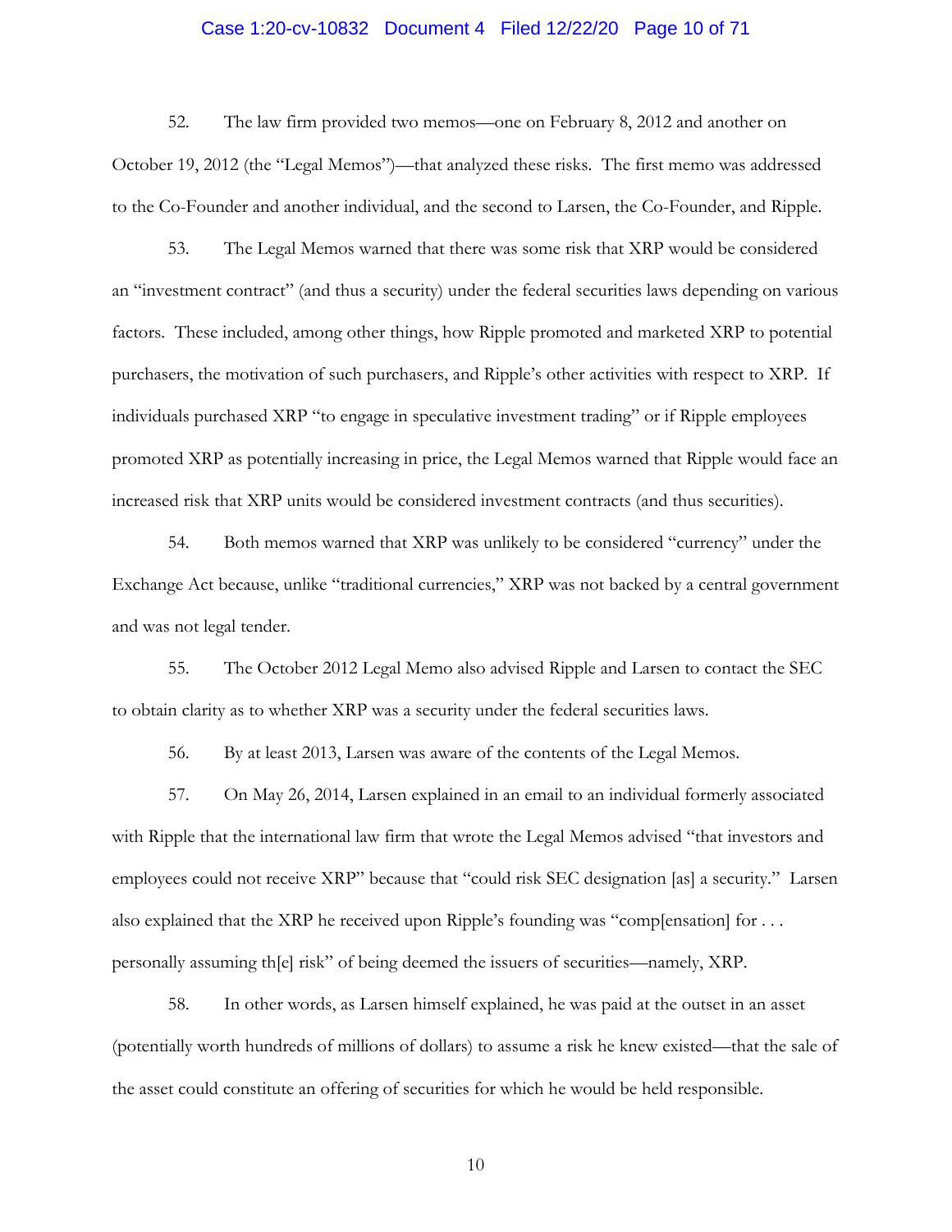52. The law firm provided two memos—one on February 8, 2012 and another on October 19, 2012 (the "Legal Memos")—that analyzed these risks. The first memo was addressed to the Co-Founder and another individual, and the second to Larsen, the Co-Founder, and Ripple.

53. The Legal Memos warned that there was some risk that XRP would be considered an "investment contract" (and thus a security) under the federal securities laws depending on various factors. These included, among other things, how Ripple promoted and marketed XRP to potential purchasers, the motivation of such purchasers, and Ripple's other activities with respect to XRP. If individuals purchased XRP "to engage in speculative investment trading" or if Ripple employees promoted XRP as potentially increasing in price, the Legal Memos warned that Ripple would face an increased risk that XRP units would be considered investment contracts (and thus securities).

54. Both memos warned that XRP was unlikely to be considered "currency" under the Exchange Act because, unlike "traditional currencies," XRP was not backed by a central government and was not legal tender.

55. The October 2012 Legal Memo also advised Ripple and Larsen to contact the SEC to obtain clarity as to whether XRP was a security under the federal securities laws.

56. By at least 2013, Larsen was aware of the contents of the Legal Memos.

57. On May 26, 2014, Larsen explained in an email to an individual formerly associated with Ripple that the international law firm that wrote the Legal Memos advised "that investors and employees could not receive XRP" because that "could risk SEC designation [as] a security." Larsen also explained that the XRP he received upon Ripple's founding was "comp[ensation] for . . . personally assuming th[e] risk" of being deemed the issuers of securities—namely, XRP.

58. In other words, as Larsen himself explained, he was paid at the outset in an asset (potentially worth hundreds of millions of dollars) to assume a risk he knew existed—that the sale of the asset could constitute an offering of securities for which he would be held responsible.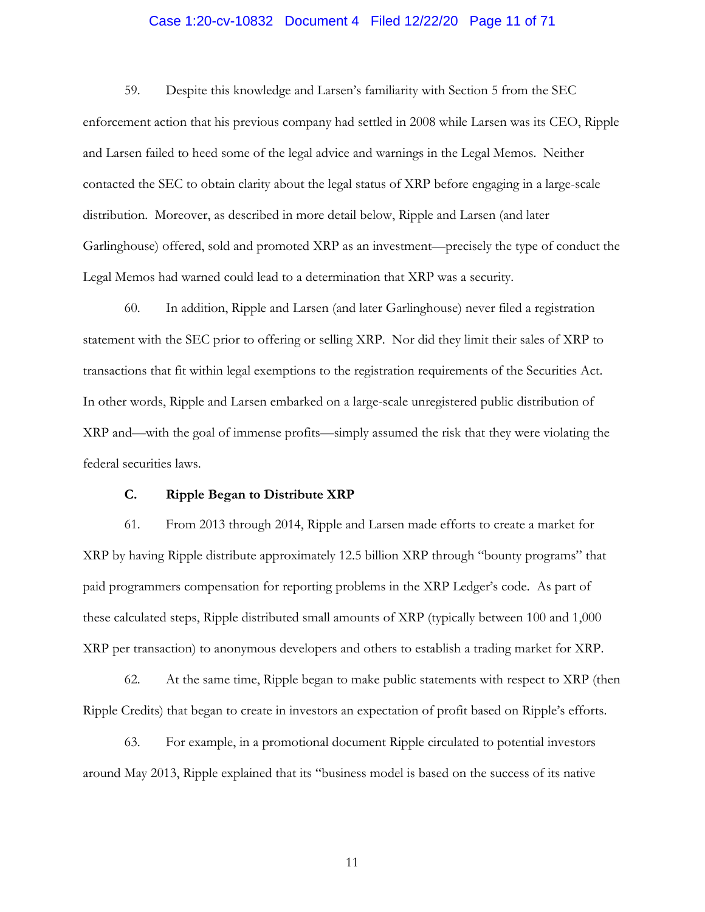59. Despite this knowledge and Larsen's familiarity with Section 5 from the SEC enforcement action that his previous company had settled in 2008 while Larsen was its CEO, Ripple and Larsen failed to heed some of the legal advice and warnings in the Legal Memos. Neither contacted the SEC to obtain clarity about the legal status of XRP before engaging in a large-scale distribution. Moreover, as described in more detail below, Ripple and Larsen (and later Garlinghouse) offered, sold and promoted XRP as an investment—precisely the type of conduct the Legal Memos had warned could lead to a determination that XRP was a security.

60. In addition, Ripple and Larsen (and later Garlinghouse) never filed a registration statement with the SEC prior to offering or selling XRP. Nor did they limit their sales of XRP to transactions that fit within legal exemptions to the registration requirements of the Securities Act. In other words, Ripple and Larsen embarked on a large-scale unregistered public distribution of XRP and—with the goal of immense profits—simply assumed the risk that they were violating the federal securities laws.

### C. Ripple Began to Distribute XRP

61. From 2013 through 2014, Ripple and Larsen made efforts to create a market for XRP by having Ripple distribute approximately 12.5 billion XRP through "bounty programs" that paid programmers compensation for reporting problems in the XRP Ledger's code. As part of these calculated steps, Ripple distributed small amounts of XRP (typically between 100 and 1,000 XRP per transaction) to anonymous developers and others to establish a trading market for XRP.

62. At the same time, Ripple began to make public statements with respect to XRP (then Ripple Credits) that began to create in investors an expectation of profit based on Ripple's efforts.

63. For example, in a promotional document Ripple circulated to potential investors around May 2013, Ripple explained that its "business model is based on the success of its native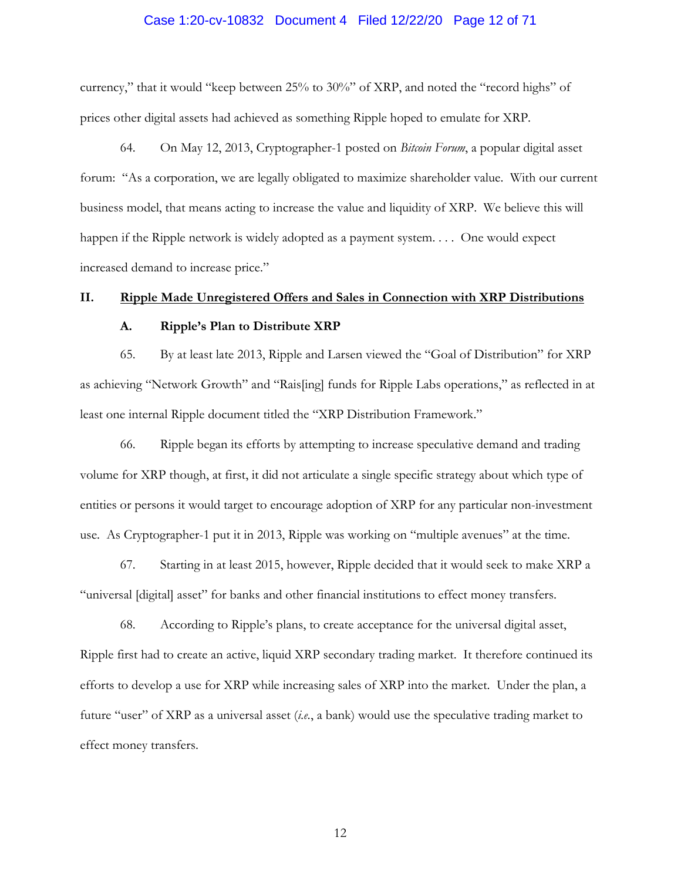currency," that it would "keep between 25% to 30%" of XRP, and noted the "record highs" of prices other digital assets had achieved as something Ripple hoped to emulate for XRP.

64. On May 12, 2013, Cryptographer-1 posted on *Bitcoin Forum*, a popular digital asset forum: "As a corporation, we are legally obligated to maximize shareholder value. With our current business model, that means acting to increase the value and liquidity of XRP. We believe this will happen if the Ripple network is widely adopted as a payment system. . . . One would expect increased demand to increase price."

## II. <u>Ripple Made Unregistered Offers and Sales in Connection with XRP Distributions</u>

### A. Ripple's Plan to Distribute XRP

65. By at least late 2013, Ripple and Larsen viewed the "Goal of Distribution" for XRP as achieving "Network Growth" and "Rais[ing] funds for Ripple Labs operations," as reflected in at least one internal Ripple document titled the "XRP Distribution Framework."

66. Ripple began its efforts by attempting to increase speculative demand and trading volume for XRP though, at first, it did not articulate a single specific strategy about which type of entities or persons it would target to encourage adoption of XRP for any particular non-investment use. As Cryptographer-1 put it in 2013, Ripple was working on "multiple avenues" at the time.

67. Starting in at least 2015, however, Ripple decided that it would seek to make XRP a "universal [digital] asset" for banks and other financial institutions to effect money transfers.

68. According to Ripple's plans, to create acceptance for the universal digital asset, Ripple first had to create an active, liquid XRP secondary trading market. It therefore continued its efforts to develop a use for XRP while increasing sales of XRP into the market. Under the plan, a future "user" of XRP as a universal asset (*i.e.*, a bank) would use the speculative trading market to effect money transfers.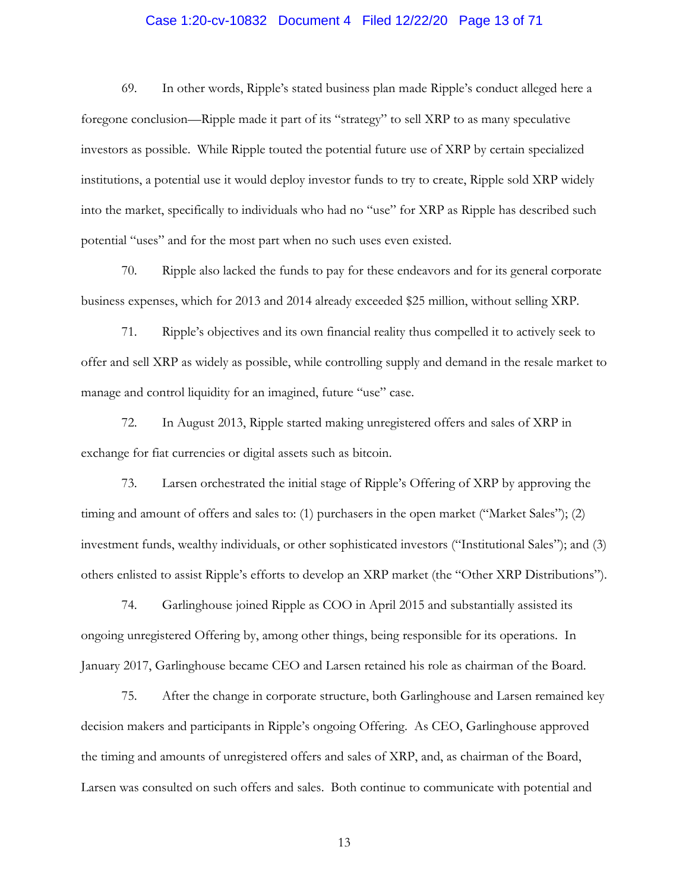69. In other words, Ripple's stated business plan made Ripple's conduct alleged here a foregone conclusion—Ripple made it part of its "strategy" to sell XRP to as many speculative investors as possible. While Ripple touted the potential future use of XRP by certain specialized institutions, a potential use it would deploy investor funds to try to create, Ripple sold XRP widely into the market, specifically to individuals who had no "use" for XRP as Ripple has described such potential "uses" and for the most part when no such uses even existed.

70. Ripple also lacked the funds to pay for these endeavors and for its general corporate business expenses, which for 2013 and 2014 already exceeded $25 million, without selling XRP.

71. Ripple's objectives and its own financial reality thus compelled it to actively seek to offer and sell XRP as widely as possible, while controlling supply and demand in the resale market to manage and control liquidity for an imagined, future "use" case.

72. In August 2013, Ripple started making unregistered offers and sales of XRP in exchange for fiat currencies or digital assets such as bitcoin.

73. Larsen orchestrated the initial stage of Ripple's Offering of XRP by approving the timing and amount of offers and sales to: (1) purchasers in the open market ("Market Sales"); (2) investment funds, wealthy individuals, or other sophisticated investors ("Institutional Sales"); and (3) others enlisted to assist Ripple's efforts to develop an XRP market (the "Other XRP Distributions").

74. Garlinghouse joined Ripple as COO in April 2015 and substantially assisted its ongoing unregistered Offering by, among other things, being responsible for its operations. In January 2017, Garlinghouse became CEO and Larsen retained his role as chairman of the Board.

75. After the change in corporate structure, both Garlinghouse and Larsen remained key decision makers and participants in Ripple's ongoing Offering. As CEO, Garlinghouse approved the timing and amounts of unregistered offers and sales of XRP, and, as chairman of the Board, Larsen was consulted on such offers and sales. Both continue to communicate with potential and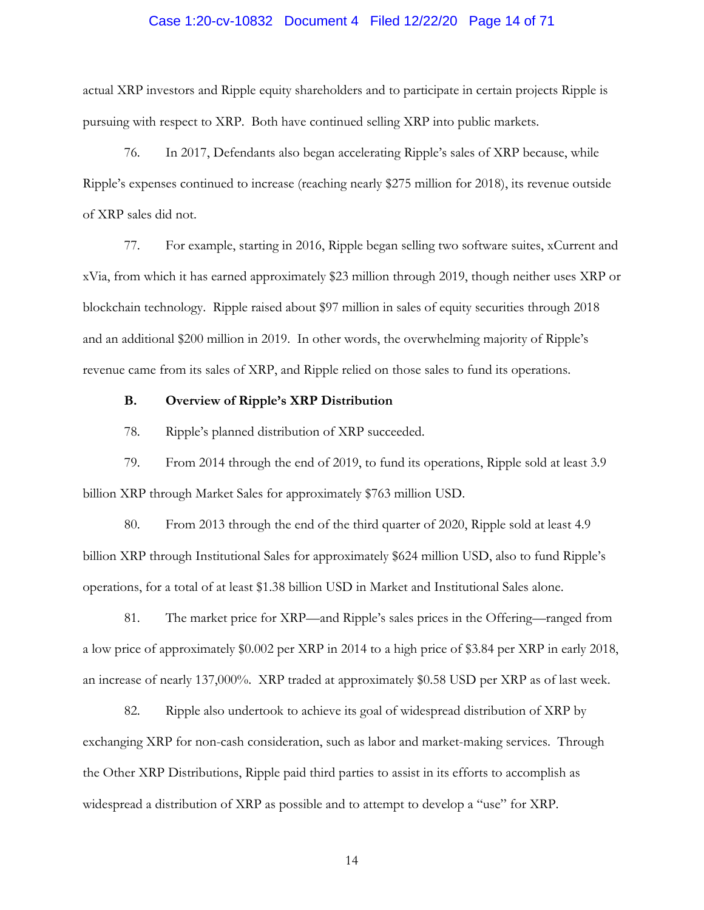actual XRP investors and Ripple equity shareholders and to participate in certain projects Ripple is pursuing with respect to XRP. Both have continued selling XRP into public markets.

76. In 2017, Defendants also began accelerating Ripple's sales of XRP because, while Ripple's expenses continued to increase (reaching nearly $275 million for 2018), its revenue outside of XRP sales did not.

77. For example, starting in 2016, Ripple began selling two software suites, xCurrent and xVia, from which it has earned approximately $23 million through 2019, though neither uses XRP or blockchain technology. Ripple raised about $97 million in sales of equity securities through 2018 and an additional $200 million in 2019. In other words, the overwhelming majority of Ripple's revenue came from its sales of XRP, and Ripple relied on those sales to fund its operations.

### B. Overview of Ripple's XRP Distribution

78. Ripple's planned distribution of XRP succeeded.

79. From 2014 through the end of 2019, to fund its operations, Ripple sold at least 3.9 billion XRP through Market Sales for approximately $763 million USD.

80. From 2013 through the end of the third quarter of 2020, Ripple sold at least 4.9 billion XRP through Institutional Sales for approximately $624 million USD, also to fund Ripple's operations, for a total of at least $1.38 billion USD in Market and Institutional Sales alone.

81. The market price for XRP—and Ripple's sales prices in the Offering—ranged from a low price of approximately $0.002 per XRP in 2014 to a high price of $3.84 per XRP in early 2018, an increase of nearly 137,000%. XRP traded at approximately $0.58 USD per XRP as of last week.

82. Ripple also undertook to achieve its goal of widespread distribution of XRP by exchanging XRP for non-cash consideration, such as labor and market-making services. Through the Other XRP Distributions, Ripple paid third parties to assist in its efforts to accomplish as widespread a distribution of XRP as possible and to attempt to develop a "use" for XRP.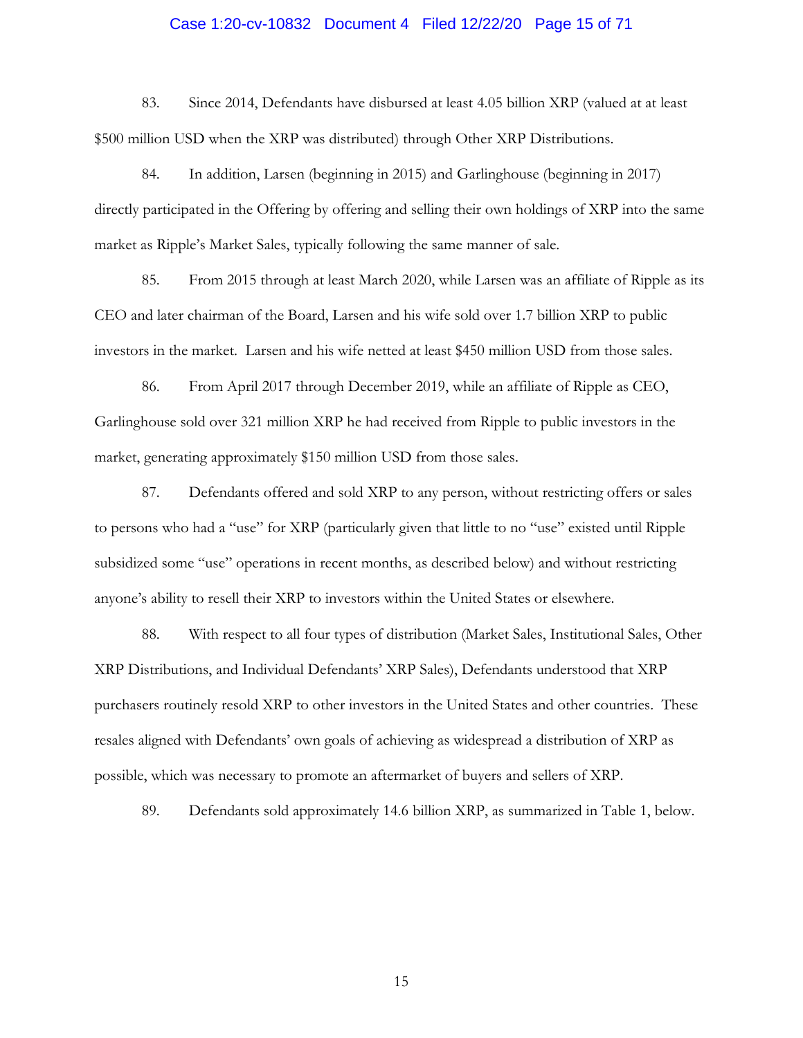83. Since 2014, Defendants have disbursed at least 4.05 billion XRP (valued at at least $500 million USD when the XRP was distributed) through Other XRP Distributions.

84. In addition, Larsen (beginning in 2015) and Garlinghouse (beginning in 2017) directly participated in the Offering by offering and selling their own holdings of XRP into the same market as Ripple's Market Sales, typically following the same manner of sale.

85. From 2015 through at least March 2020, while Larsen was an affiliate of Ripple as its CEO and later chairman of the Board, Larsen and his wife sold over 1.7 billion XRP to public investors in the market. Larsen and his wife netted at least $450 million USD from those sales.

86. From April 2017 through December 2019, while an affiliate of Ripple as CEO, Garlinghouse sold over 321 million XRP he had received from Ripple to public investors in the market, generating approximately $150 million USD from those sales.

87. Defendants offered and sold XRP to any person, without restricting offers or sales to persons who had a "use" for XRP (particularly given that little to no "use" existed until Ripple subsidized some "use" operations in recent months, as described below) and without restricting anyone's ability to resell their XRP to investors within the United States or elsewhere.

88. With respect to all four types of distribution (Market Sales, Institutional Sales, Other XRP Distributions, and Individual Defendants' XRP Sales), Defendants understood that XRP purchasers routinely resold XRP to other investors in the United States and other countries. These resales aligned with Defendants' own goals of achieving as widespread a distribution of XRP as possible, which was necessary to promote an aftermarket of buyers and sellers of XRP.

89. Defendants sold approximately 14.6 billion XRP, as summarized in Table 1, below.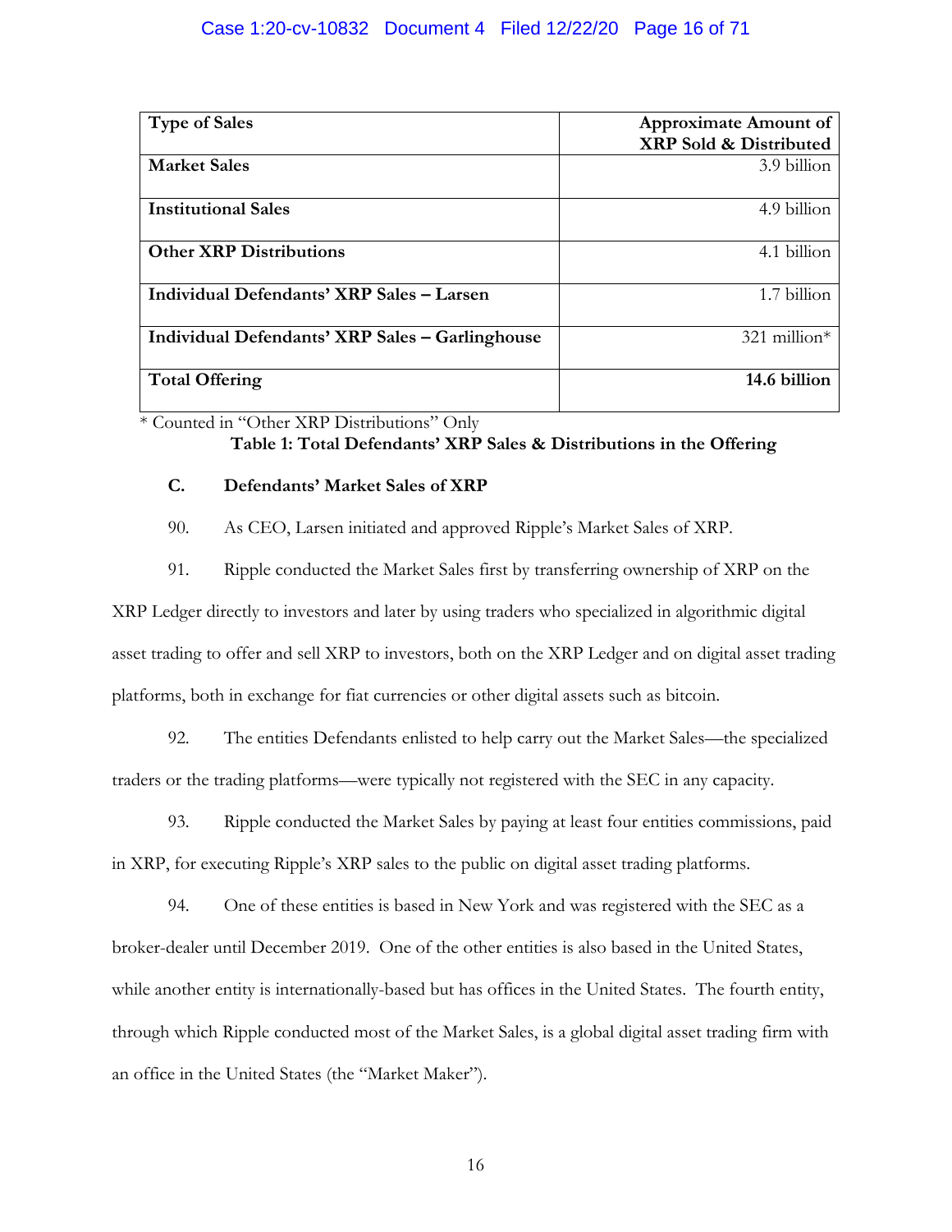| **Type of Sales** | **Approximate Amount of XRP Sold & Distributed** |
|---|---|
| **Market Sales** | 3.9 billion |
| **Institutional Sales** | 4.9 billion |
| **Other XRP Distributions** | 4.1 billion |
| **Individual Defendants' XRP Sales – Larsen** | 1.7 billion |
| **Individual Defendants' XRP Sales – Garlinghouse** | 321 million* |
| **Total Offering** | **14.6 billion** |

* Counted in "Other XRP Distributions" Only

**Table 1: Total Defendants' XRP Sales & Distributions in the Offering**

### C. Defendants' Market Sales of XRP

90. As CEO, Larsen initiated and approved Ripple's Market Sales of XRP.

91. Ripple conducted the Market Sales first by transferring ownership of XRP on the XRP Ledger directly to investors and later by using traders who specialized in algorithmic digital asset trading to offer and sell XRP to investors, both on the XRP Ledger and on digital asset trading platforms, both in exchange for fiat currencies or other digital assets such as bitcoin.

92. The entities Defendants enlisted to help carry out the Market Sales—the specialized traders or the trading platforms—were typically not registered with the SEC in any capacity.

93. Ripple conducted the Market Sales by paying at least four entities commissions, paid in XRP, for executing Ripple's XRP sales to the public on digital asset trading platforms.

94. One of these entities is based in New York and was registered with the SEC as a broker-dealer until December 2019. One of the other entities is also based in the United States, while another entity is internationally-based but has offices in the United States. The fourth entity, through which Ripple conducted most of the Market Sales, is a global digital asset trading firm with an office in the United States (the "Market Maker").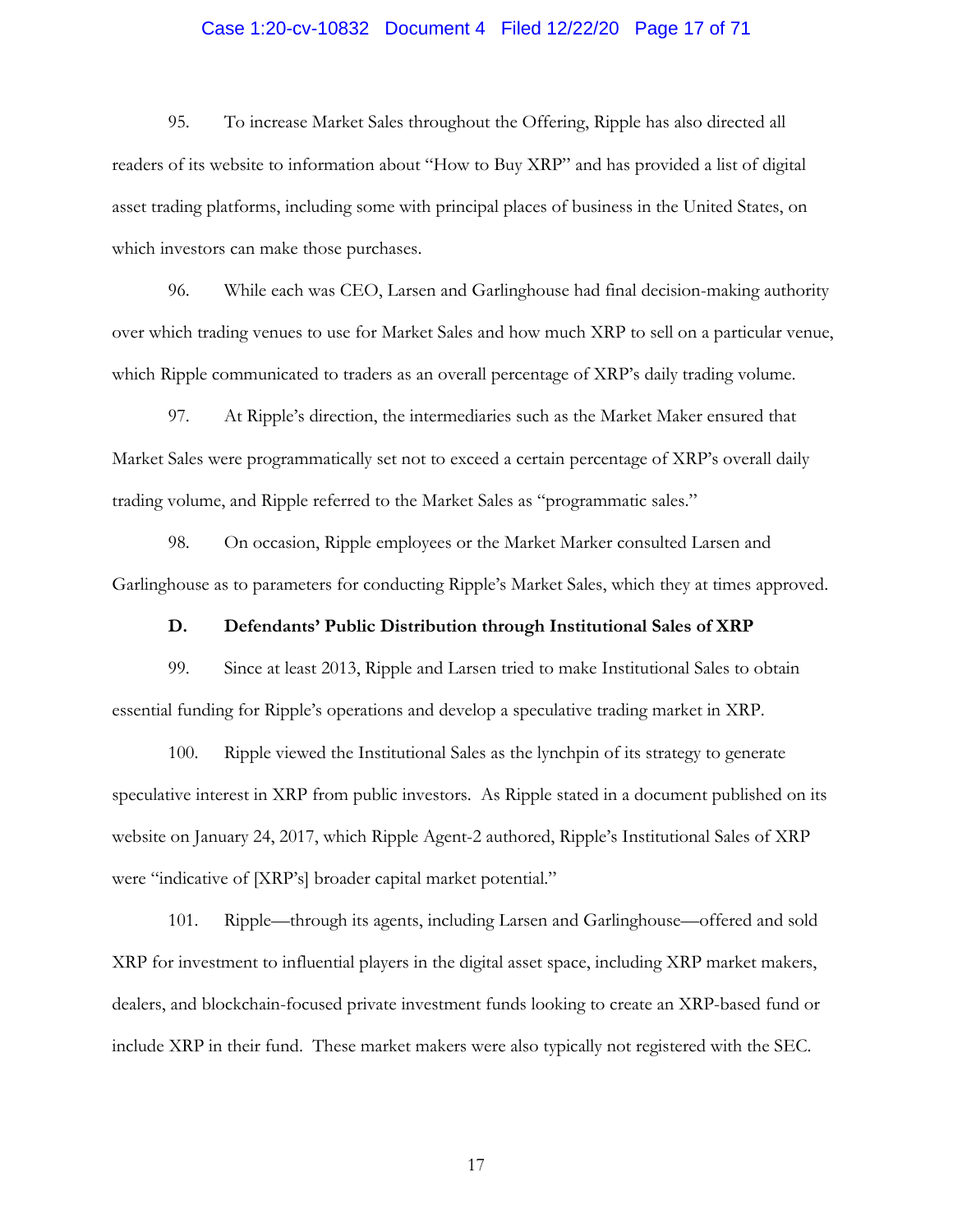95. To increase Market Sales throughout the Offering, Ripple has also directed all readers of its website to information about "How to Buy XRP" and has provided a list of digital asset trading platforms, including some with principal places of business in the United States, on which investors can make those purchases.

96. While each was CEO, Larsen and Garlinghouse had final decision-making authority over which trading venues to use for Market Sales and how much XRP to sell on a particular venue, which Ripple communicated to traders as an overall percentage of XRP's daily trading volume.

97. At Ripple's direction, the intermediaries such as the Market Maker ensured that Market Sales were programmatically set not to exceed a certain percentage of XRP's overall daily trading volume, and Ripple referred to the Market Sales as "programmatic sales."

98. On occasion, Ripple employees or the Market Marker consulted Larsen and Garlinghouse as to parameters for conducting Ripple's Market Sales, which they at times approved.

### D. Defendants' Public Distribution through Institutional Sales of XRP

99. Since at least 2013, Ripple and Larsen tried to make Institutional Sales to obtain essential funding for Ripple's operations and develop a speculative trading market in XRP.

100. Ripple viewed the Institutional Sales as the lynchpin of its strategy to generate speculative interest in XRP from public investors. As Ripple stated in a document published on its website on January 24, 2017, which Ripple Agent-2 authored, Ripple's Institutional Sales of XRP were "indicative of [XRP's] broader capital market potential."

101. Ripple—through its agents, including Larsen and Garlinghouse—offered and sold XRP for investment to influential players in the digital asset space, including XRP market makers, dealers, and blockchain-focused private investment funds looking to create an XRP-based fund or include XRP in their fund. These market makers were also typically not registered with the SEC.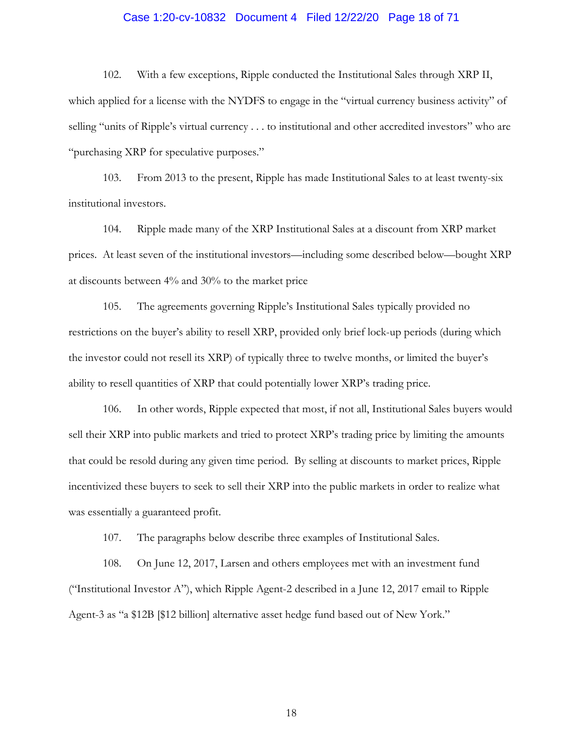102. With a few exceptions, Ripple conducted the Institutional Sales through XRP II, which applied for a license with the NYDFS to engage in the "virtual currency business activity" of selling "units of Ripple's virtual currency . . . to institutional and other accredited investors" who are "purchasing XRP for speculative purposes."

103. From 2013 to the present, Ripple has made Institutional Sales to at least twenty-six institutional investors.

104. Ripple made many of the XRP Institutional Sales at a discount from XRP market prices. At least seven of the institutional investors—including some described below—bought XRP at discounts between 4% and 30% to the market price

105. The agreements governing Ripple's Institutional Sales typically provided no restrictions on the buyer's ability to resell XRP, provided only brief lock-up periods (during which the investor could not resell its XRP) of typically three to twelve months, or limited the buyer's ability to resell quantities of XRP that could potentially lower XRP's trading price.

106. In other words, Ripple expected that most, if not all, Institutional Sales buyers would sell their XRP into public markets and tried to protect XRP's trading price by limiting the amounts that could be resold during any given time period. By selling at discounts to market prices, Ripple incentivized these buyers to seek to sell their XRP into the public markets in order to realize what was essentially a guaranteed profit.

107. The paragraphs below describe three examples of Institutional Sales.

108. On June 12, 2017, Larsen and others employees met with an investment fund ("Institutional Investor A"), which Ripple Agent-2 described in a June 12, 2017 email to Ripple Agent-3 as "a $12B [$12 billion] alternative asset hedge fund based out of New York."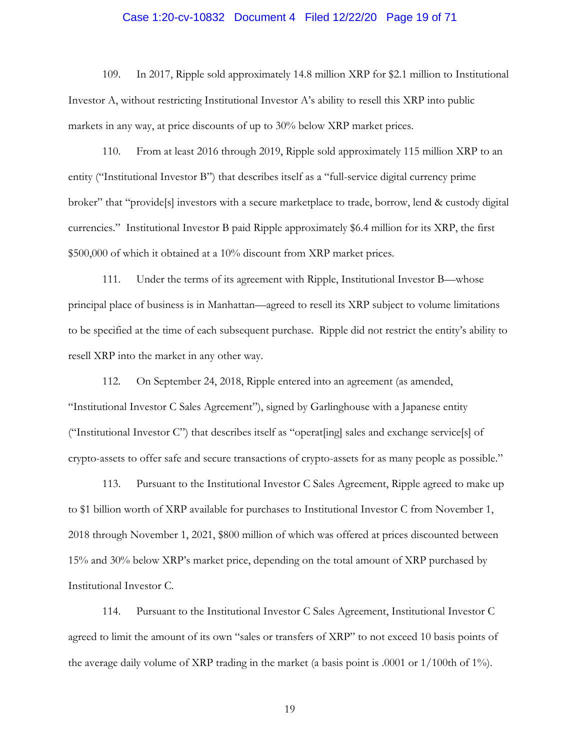109. In 2017, Ripple sold approximately 14.8 million XRP for $2.1 million to Institutional Investor A, without restricting Institutional Investor A's ability to resell this XRP into public markets in any way, at price discounts of up to 30% below XRP market prices.

110. From at least 2016 through 2019, Ripple sold approximately 115 million XRP to an entity ("Institutional Investor B") that describes itself as a "full-service digital currency prime broker" that "provide[s] investors with a secure marketplace to trade, borrow, lend & custody digital currencies." Institutional Investor B paid Ripple approximately $6.4 million for its XRP, the first $500,000 of which it obtained at a 10% discount from XRP market prices.

111. Under the terms of its agreement with Ripple, Institutional Investor B—whose principal place of business is in Manhattan—agreed to resell its XRP subject to volume limitations to be specified at the time of each subsequent purchase. Ripple did not restrict the entity's ability to resell XRP into the market in any other way.

112. On September 24, 2018, Ripple entered into an agreement (as amended, "Institutional Investor C Sales Agreement"), signed by Garlinghouse with a Japanese entity ("Institutional Investor C") that describes itself as "operat[ing] sales and exchange service[s] of crypto-assets to offer safe and secure transactions of crypto-assets for as many people as possible."

113. Pursuant to the Institutional Investor C Sales Agreement, Ripple agreed to make up to $1 billion worth of XRP available for purchases to Institutional Investor C from November 1, 2018 through November 1, 2021, $800 million of which was offered at prices discounted between 15% and 30% below XRP's market price, depending on the total amount of XRP purchased by Institutional Investor C.

114. Pursuant to the Institutional Investor C Sales Agreement, Institutional Investor C agreed to limit the amount of its own "sales or transfers of XRP" to not exceed 10 basis points of the average daily volume of XRP trading in the market (a basis point is .0001 or 1/100th of 1%).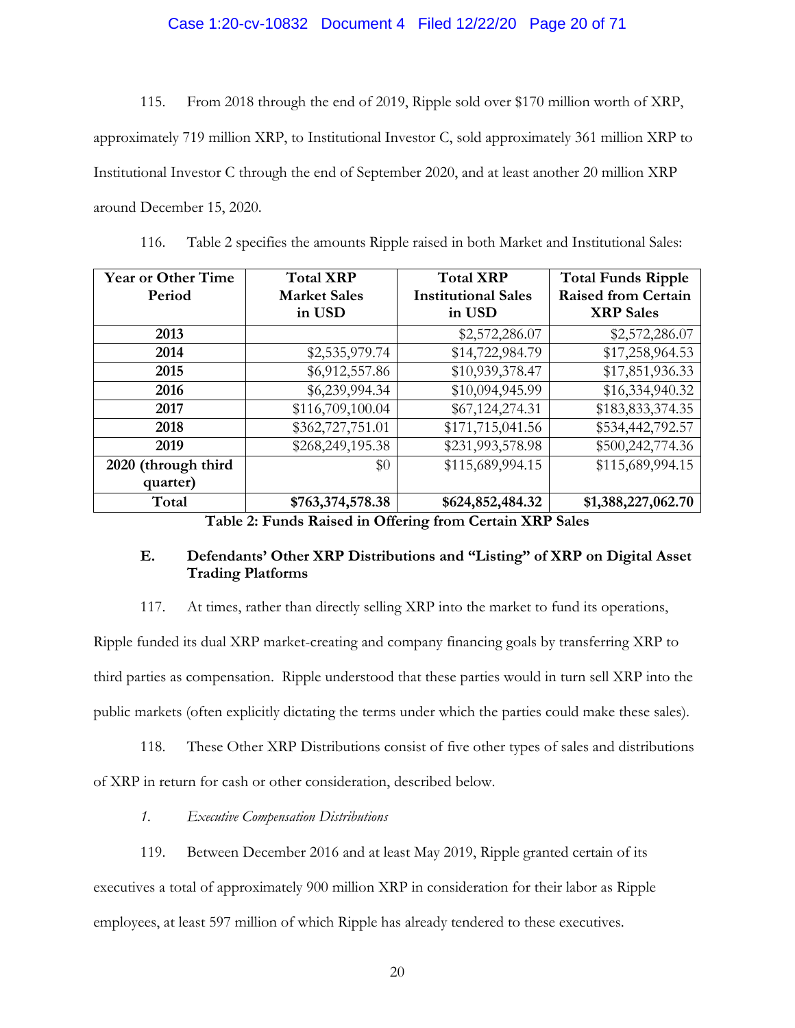115. From 2018 through the end of 2019, Ripple sold over $170 million worth of XRP, approximately 719 million XRP, to Institutional Investor C, sold approximately 361 million XRP to Institutional Investor C through the end of September 2020, and at least another 20 million XRP around December 15, 2020.

116. Table 2 specifies the amounts Ripple raised in both Market and Institutional Sales:

| Year or Other Time Period | Total XRP Market Sales in USD | Total XRP Institutional Sales in USD | Total Funds Ripple Raised from Certain XRP Sales |
|---|---|---|---|
| **2013** | | $2,572,286.07 | $2,572,286.07 |
| **2014** | $2,535,979.74 | $14,722,984.79 | $17,258,964.53 |
| **2015** | $6,912,557.86 | $10,939,378.47 | $17,851,936.33 |
| **2016** | $6,239,994.34 | $10,094,945.99 | $16,334,940.32 |
| **2017** | $116,709,100.04 | $67,124,274.31 | $183,833,374.35 |
| **2018** | $362,727,751.01 | $171,715,041.56 | $534,442,792.57 |
| **2019** | $268,249,195.38 | $231,993,578.98 | $500,242,774.36 |
| **2020 (through third quarter)** | $0 | $115,689,994.15 | $115,689,994.15 |
| **Total** | **$763,374,578.38** | **$624,852,484.32** | **$1,388,227,062.70** |

**Table 2: Funds Raised in Offering from Certain XRP Sales**

### E. Defendants' Other XRP Distributions and "Listing" of XRP on Digital Asset Trading Platforms

117. At times, rather than directly selling XRP into the market to fund its operations, Ripple funded its dual XRP market-creating and company financing goals by transferring XRP to third parties as compensation. Ripple understood that these parties would in turn sell XRP into the public markets (often explicitly dictating the terms under which the parties could make these sales).

118. These Other XRP Distributions consist of five other types of sales and distributions of XRP in return for cash or other consideration, described below.

*1. Executive Compensation Distributions*

119. Between December 2016 and at least May 2019, Ripple granted certain of its executives a total of approximately 900 million XRP in consideration for their labor as Ripple employees, at least 597 million of which Ripple has already tendered to these executives.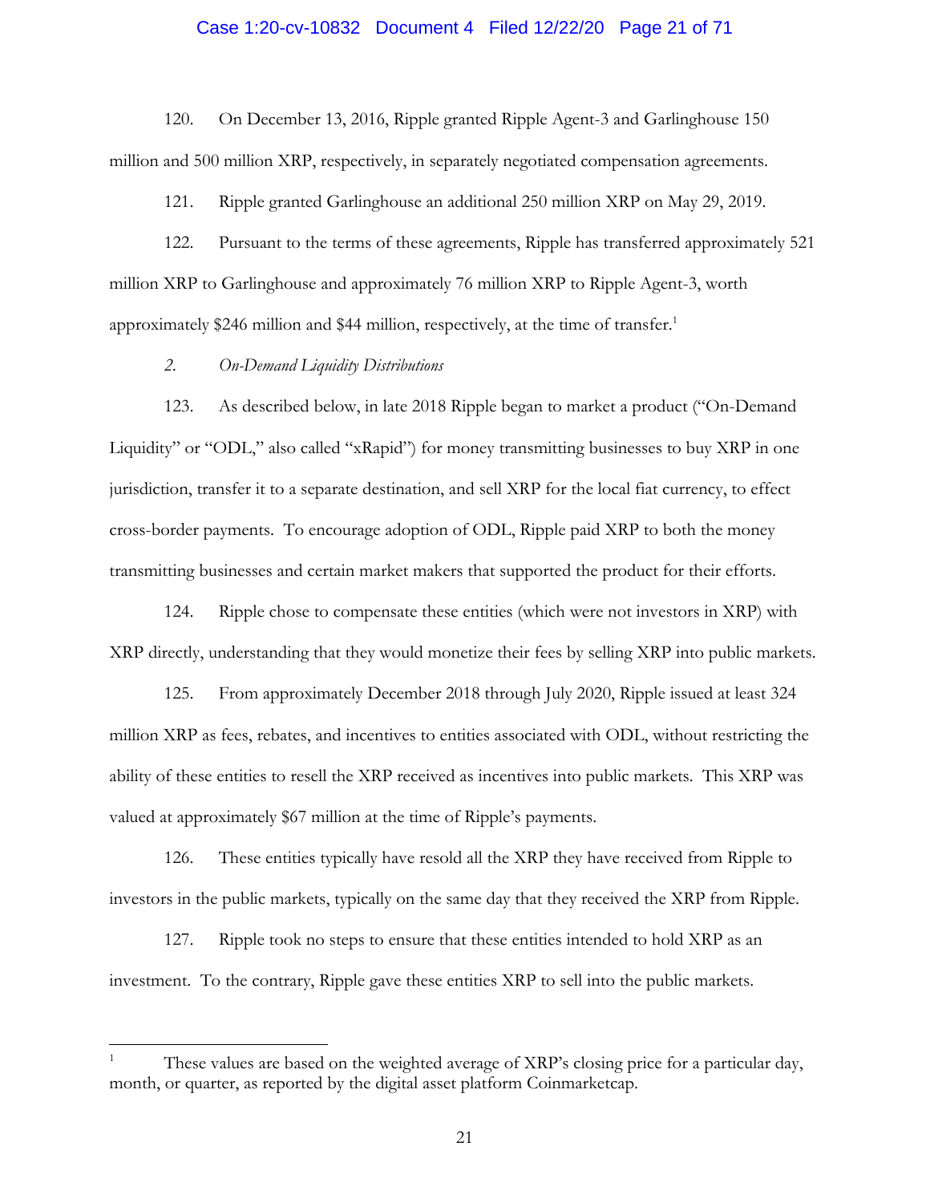120. On December 13, 2016, Ripple granted Ripple Agent-3 and Garlinghouse 150 million and 500 million XRP, respectively, in separately negotiated compensation agreements.

121. Ripple granted Garlinghouse an additional 250 million XRP on May 29, 2019.

122. Pursuant to the terms of these agreements, Ripple has transferred approximately 521 million XRP to Garlinghouse and approximately 76 million XRP to Ripple Agent-3, worth approximately $246 million and $44 million, respectively, at the time of transfer.[1]

*2. On-Demand Liquidity Distributions*

123. As described below, in late 2018 Ripple began to market a product ("On-Demand Liquidity" or "ODL," also called "xRapid") for money transmitting businesses to buy XRP in one jurisdiction, transfer it to a separate destination, and sell XRP for the local fiat currency, to effect cross-border payments. To encourage adoption of ODL, Ripple paid XRP to both the money transmitting businesses and certain market makers that supported the product for their efforts.

124. Ripple chose to compensate these entities (which were not investors in XRP) with XRP directly, understanding that they would monetize their fees by selling XRP into public markets.

125. From approximately December 2018 through July 2020, Ripple issued at least 324 million XRP as fees, rebates, and incentives to entities associated with ODL, without restricting the ability of these entities to resell the XRP received as incentives into public markets. This XRP was valued at approximately $67 million at the time of Ripple's payments.

126. These entities typically have resold all the XRP they have received from Ripple to investors in the public markets, typically on the same day that they received the XRP from Ripple.

127. Ripple took no steps to ensure that these entities intended to hold XRP as an investment. To the contrary, Ripple gave these entities XRP to sell into the public markets.

[1] These values are based on the weighted average of XRP's closing price for a particular day, month, or quarter, as reported by the digital asset platform Coinmarketcap.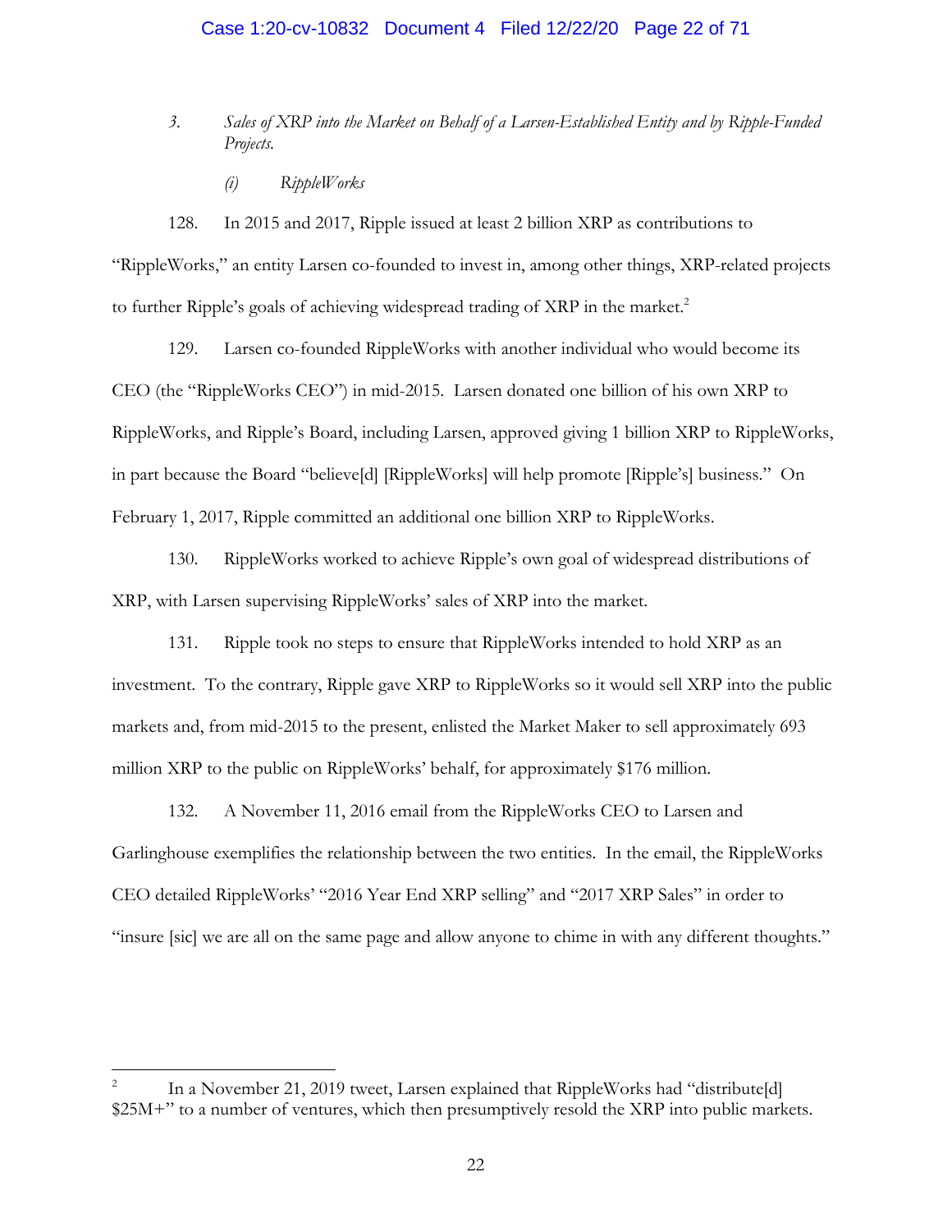3. *Sales of XRP into the Market on Behalf of a Larsen-Established Entity and by Ripple-Funded Projects.*

(i) *RippleWorks*

128. In 2015 and 2017, Ripple issued at least 2 billion XRP as contributions to "RippleWorks," an entity Larsen co-founded to invest in, among other things, XRP-related projects to further Ripple's goals of achieving widespread trading of XRP in the market.[2]

129. Larsen co-founded RippleWorks with another individual who would become its CEO (the "RippleWorks CEO") in mid-2015. Larsen donated one billion of his own XRP to RippleWorks, and Ripple's Board, including Larsen, approved giving 1 billion XRP to RippleWorks, in part because the Board "believe[d] [RippleWorks] will help promote [Ripple's] business." On February 1, 2017, Ripple committed an additional one billion XRP to RippleWorks.

130. RippleWorks worked to achieve Ripple's own goal of widespread distributions of XRP, with Larsen supervising RippleWorks' sales of XRP into the market.

131. Ripple took no steps to ensure that RippleWorks intended to hold XRP as an investment. To the contrary, Ripple gave XRP to RippleWorks so it would sell XRP into the public markets and, from mid-2015 to the present, enlisted the Market Maker to sell approximately 693 million XRP to the public on RippleWorks' behalf, for approximately $176 million.

132. A November 11, 2016 email from the RippleWorks CEO to Larsen and Garlinghouse exemplifies the relationship between the two entities. In the email, the RippleWorks CEO detailed RippleWorks' "2016 Year End XRP selling" and "2017 XRP Sales" in order to "insure [sic] we are all on the same page and allow anyone to chime in with any different thoughts."

---

[2] In a November 21, 2019 tweet, Larsen explained that RippleWorks had "distribute[d] $25M+" to a number of ventures, which then presumptively resold the XRP into public markets.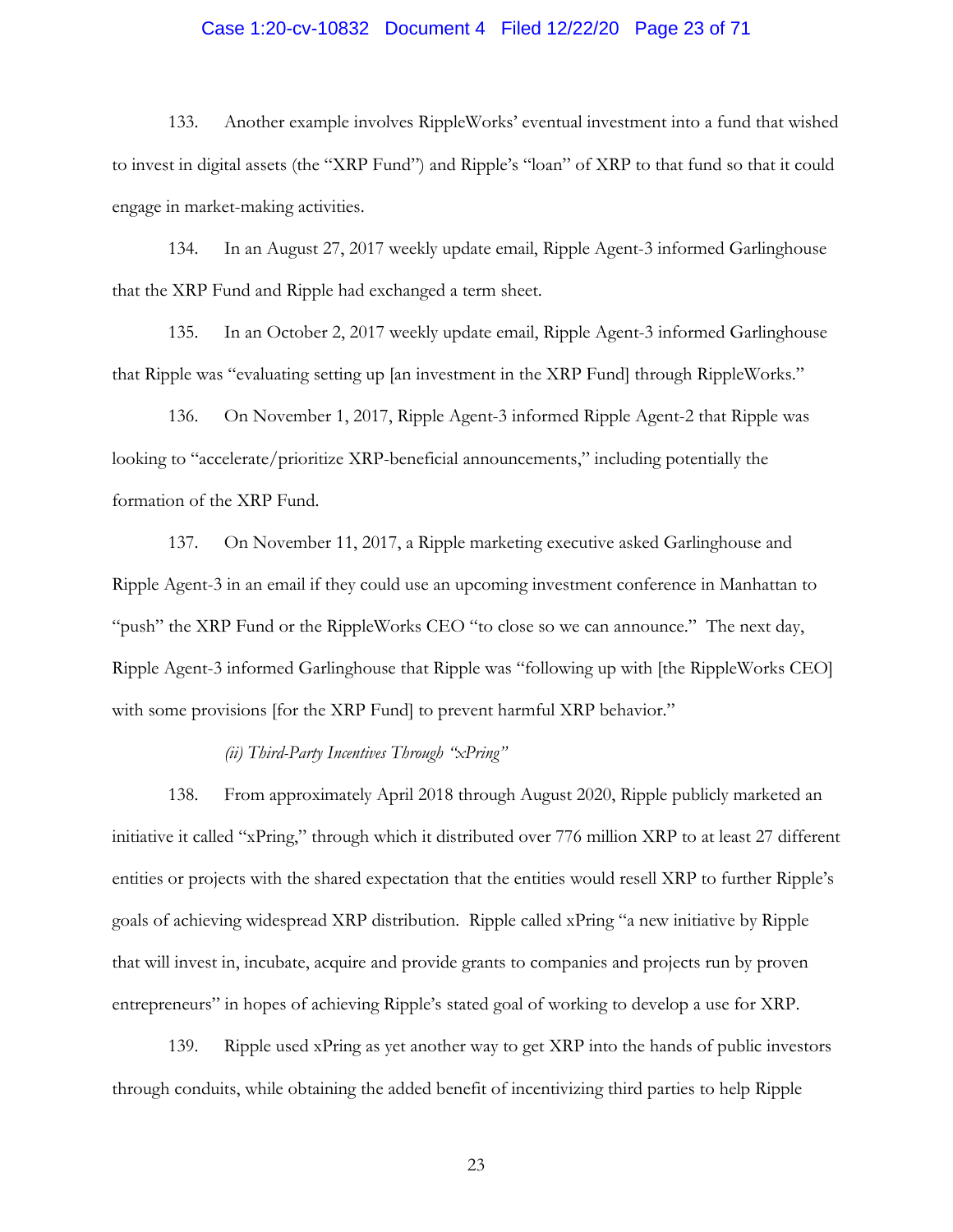133. Another example involves RippleWorks' eventual investment into a fund that wished to invest in digital assets (the "XRP Fund") and Ripple's "loan" of XRP to that fund so that it could engage in market-making activities.

134. In an August 27, 2017 weekly update email, Ripple Agent-3 informed Garlinghouse that the XRP Fund and Ripple had exchanged a term sheet.

135. In an October 2, 2017 weekly update email, Ripple Agent-3 informed Garlinghouse that Ripple was "evaluating setting up [an investment in the XRP Fund] through RippleWorks."

136. On November 1, 2017, Ripple Agent-3 informed Ripple Agent-2 that Ripple was looking to "accelerate/prioritize XRP-beneficial announcements," including potentially the formation of the XRP Fund.

137. On November 11, 2017, a Ripple marketing executive asked Garlinghouse and Ripple Agent-3 in an email if they could use an upcoming investment conference in Manhattan to "push" the XRP Fund or the RippleWorks CEO "to close so we can announce." The next day, Ripple Agent-3 informed Garlinghouse that Ripple was "following up with [the RippleWorks CEO] with some provisions [for the XRP Fund] to prevent harmful XRP behavior."

*(ii) Third-Party Incentives Through "xPring"*

138. From approximately April 2018 through August 2020, Ripple publicly marketed an initiative it called "xPring," through which it distributed over 776 million XRP to at least 27 different entities or projects with the shared expectation that the entities would resell XRP to further Ripple's goals of achieving widespread XRP distribution. Ripple called xPring "a new initiative by Ripple that will invest in, incubate, acquire and provide grants to companies and projects run by proven entrepreneurs" in hopes of achieving Ripple's stated goal of working to develop a use for XRP.

139. Ripple used xPring as yet another way to get XRP into the hands of public investors through conduits, while obtaining the added benefit of incentivizing third parties to help Ripple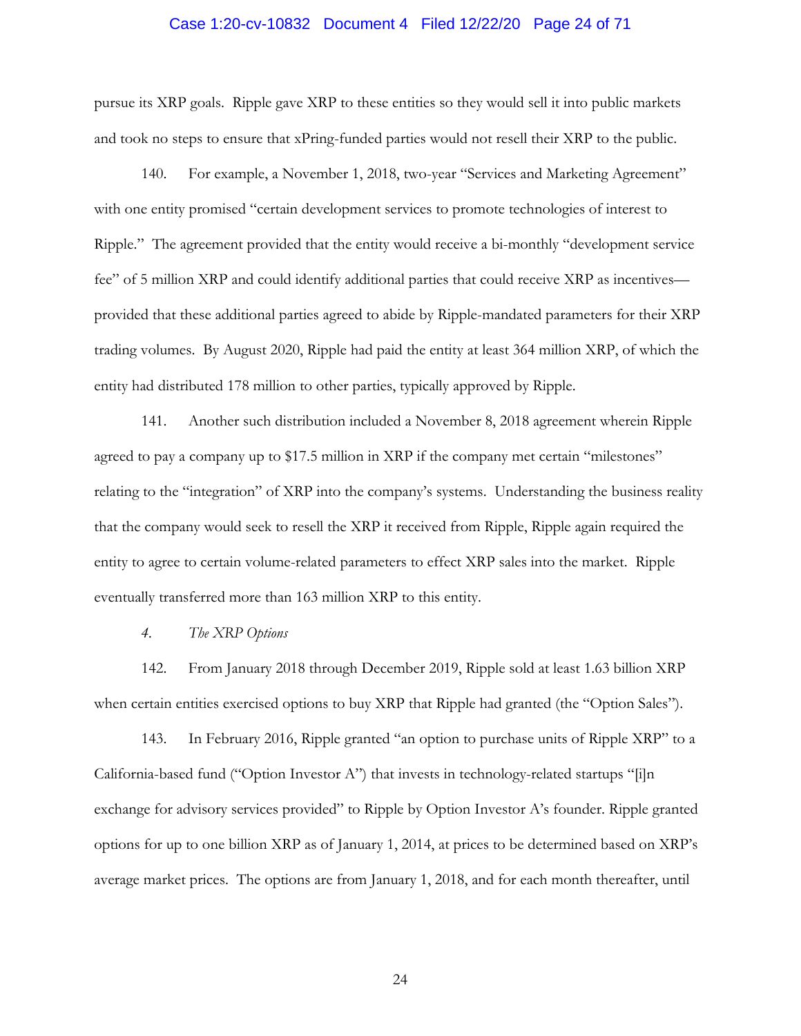pursue its XRP goals. Ripple gave XRP to these entities so they would sell it into public markets and took no steps to ensure that xPring-funded parties would not resell their XRP to the public.

140. For example, a November 1, 2018, two-year "Services and Marketing Agreement" with one entity promised "certain development services to promote technologies of interest to Ripple." The agreement provided that the entity would receive a bi-monthly "development service fee" of 5 million XRP and could identify additional parties that could receive XRP as incentives—provided that these additional parties agreed to abide by Ripple-mandated parameters for their XRP trading volumes. By August 2020, Ripple had paid the entity at least 364 million XRP, of which the entity had distributed 178 million to other parties, typically approved by Ripple.

141. Another such distribution included a November 8, 2018 agreement wherein Ripple agreed to pay a company up to $17.5 million in XRP if the company met certain "milestones" relating to the "integration" of XRP into the company's systems. Understanding the business reality that the company would seek to resell the XRP it received from Ripple, Ripple again required the entity to agree to certain volume-related parameters to effect XRP sales into the market. Ripple eventually transferred more than 163 million XRP to this entity.

*4. The XRP Options*

142. From January 2018 through December 2019, Ripple sold at least 1.63 billion XRP when certain entities exercised options to buy XRP that Ripple had granted (the "Option Sales").

143. In February 2016, Ripple granted "an option to purchase units of Ripple XRP" to a California-based fund ("Option Investor A") that invests in technology-related startups "[i]n exchange for advisory services provided" to Ripple by Option Investor A's founder. Ripple granted options for up to one billion XRP as of January 1, 2014, at prices to be determined based on XRP's average market prices. The options are from January 1, 2018, and for each month thereafter, until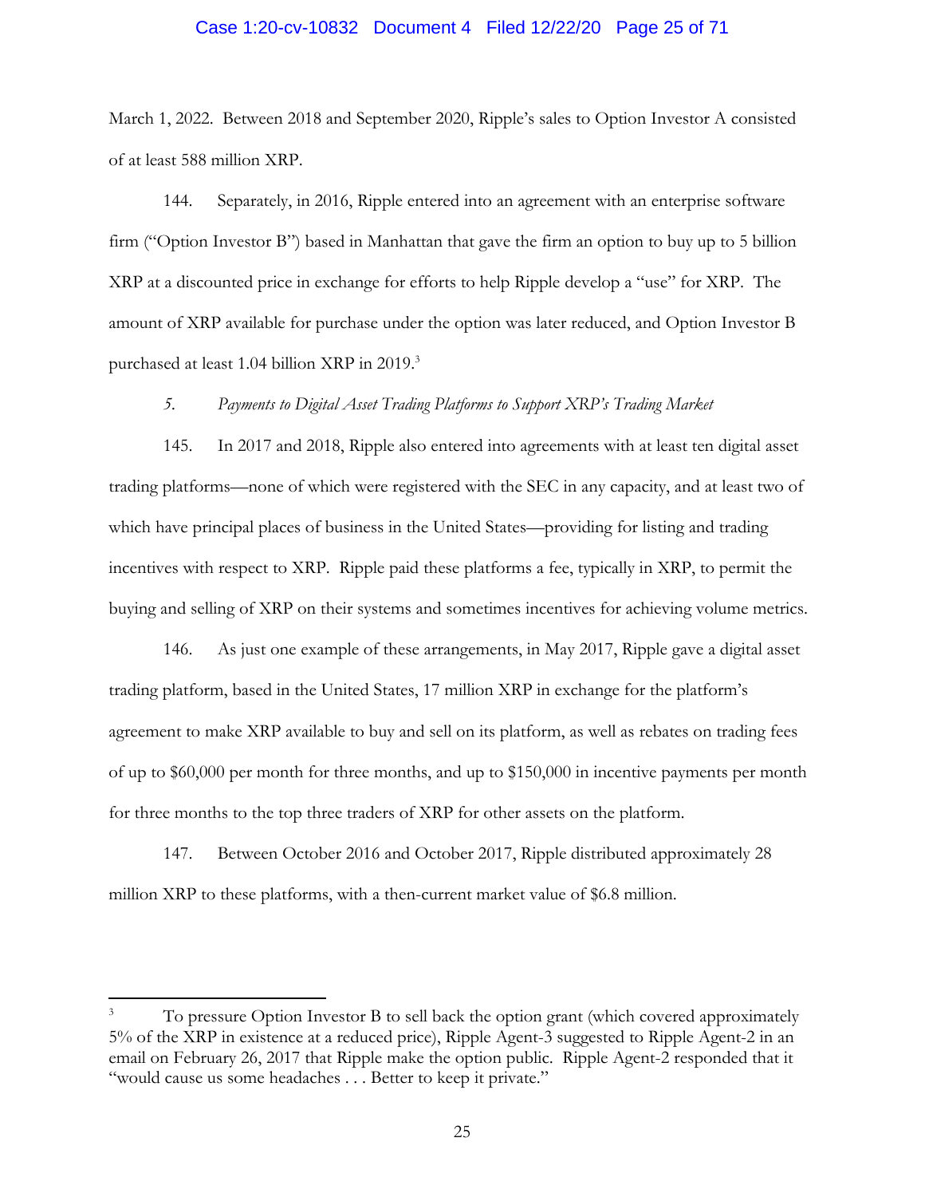March 1, 2022. Between 2018 and September 2020, Ripple's sales to Option Investor A consisted of at least 588 million XRP.

144. Separately, in 2016, Ripple entered into an agreement with an enterprise software firm ("Option Investor B") based in Manhattan that gave the firm an option to buy up to 5 billion XRP at a discounted price in exchange for efforts to help Ripple develop a "use" for XRP. The amount of XRP available for purchase under the option was later reduced, and Option Investor B purchased at least 1.04 billion XRP in 2019.[3]

*5. Payments to Digital Asset Trading Platforms to Support XRP's Trading Market*

145. In 2017 and 2018, Ripple also entered into agreements with at least ten digital asset trading platforms—none of which were registered with the SEC in any capacity, and at least two of which have principal places of business in the United States—providing for listing and trading incentives with respect to XRP. Ripple paid these platforms a fee, typically in XRP, to permit the buying and selling of XRP on their systems and sometimes incentives for achieving volume metrics.

146. As just one example of these arrangements, in May 2017, Ripple gave a digital asset trading platform, based in the United States, 17 million XRP in exchange for the platform's agreement to make XRP available to buy and sell on its platform, as well as rebates on trading fees of up to $60,000 per month for three months, and up to $150,000 in incentive payments per month for three months to the top three traders of XRP for other assets on the platform.

147. Between October 2016 and October 2017, Ripple distributed approximately 28 million XRP to these platforms, with a then-current market value of $6.8 million.

---

[3] To pressure Option Investor B to sell back the option grant (which covered approximately 5% of the XRP in existence at a reduced price), Ripple Agent-3 suggested to Ripple Agent-2 in an email on February 26, 2017 that Ripple make the option public. Ripple Agent-2 responded that it "would cause us some headaches . . . Better to keep it private."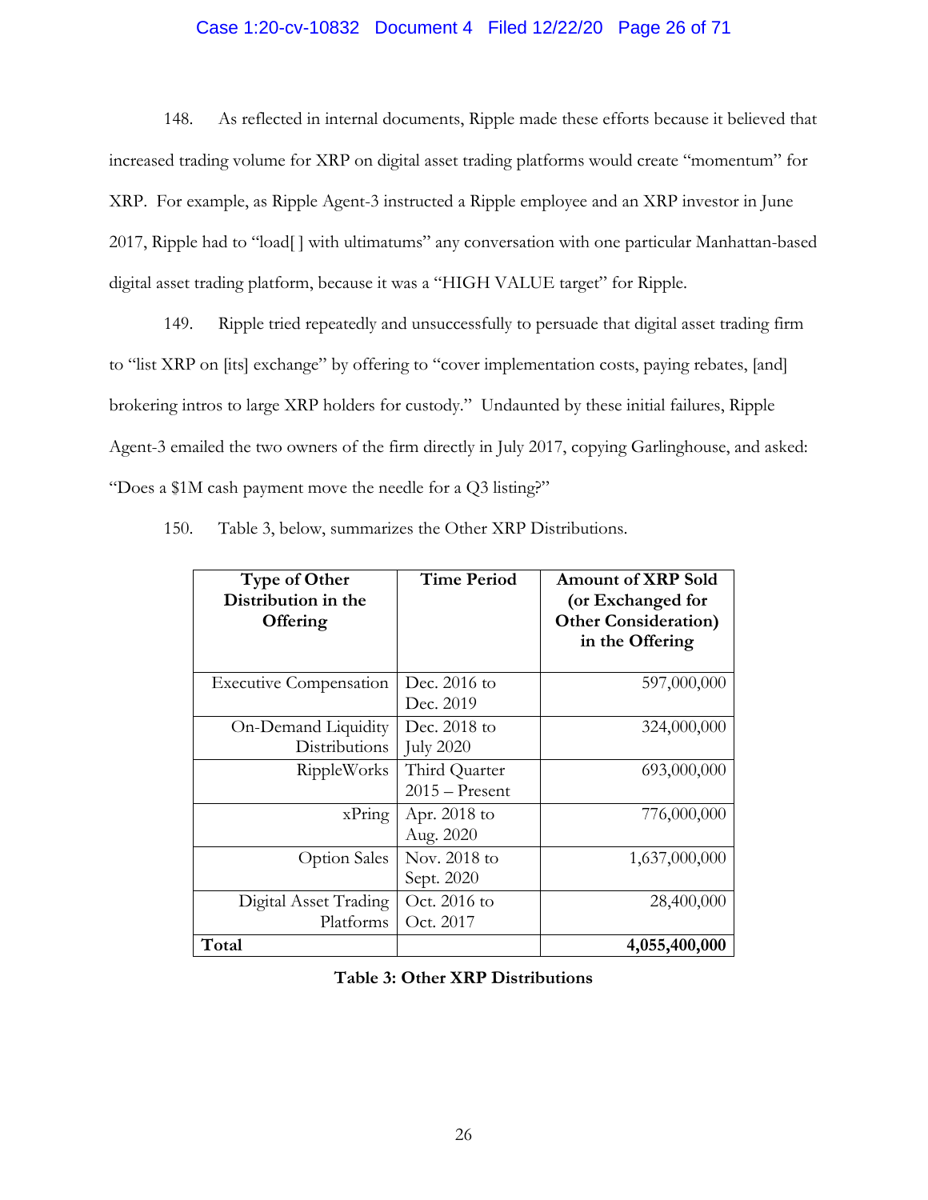148. As reflected in internal documents, Ripple made these efforts because it believed that increased trading volume for XRP on digital asset trading platforms would create "momentum" for XRP. For example, as Ripple Agent-3 instructed a Ripple employee and an XRP investor in June 2017, Ripple had to "load[ ] with ultimatums" any conversation with one particular Manhattan-based digital asset trading platform, because it was a "HIGH VALUE target" for Ripple.

149. Ripple tried repeatedly and unsuccessfully to persuade that digital asset trading firm to "list XRP on [its] exchange" by offering to "cover implementation costs, paying rebates, [and] brokering intros to large XRP holders for custody." Undaunted by these initial failures, Ripple Agent-3 emailed the two owners of the firm directly in July 2017, copying Garlinghouse, and asked: "Does a $1M cash payment move the needle for a Q3 listing?"

150. Table 3, below, summarizes the Other XRP Distributions.

| Type of Other Distribution in the Offering | Time Period | Amount of XRP Sold (or Exchanged for Other Consideration) in the Offering |
|---|---|---|
| Executive Compensation | Dec. 2016 to Dec. 2019 | 597,000,000 |
| On-Demand Liquidity Distributions | Dec. 2018 to July 2020 | 324,000,000 |
| RippleWorks | Third Quarter 2015 – Present | 693,000,000 |
| xPring | Apr. 2018 to Aug. 2020 | 776,000,000 |
| Option Sales | Nov. 2018 to Sept. 2020 | 1,637,000,000 |
| Digital Asset Trading Platforms | Oct. 2016 to Oct. 2017 | 28,400,000 |
| **Total** | | **4,055,400,000** |

**Table 3: Other XRP Distributions**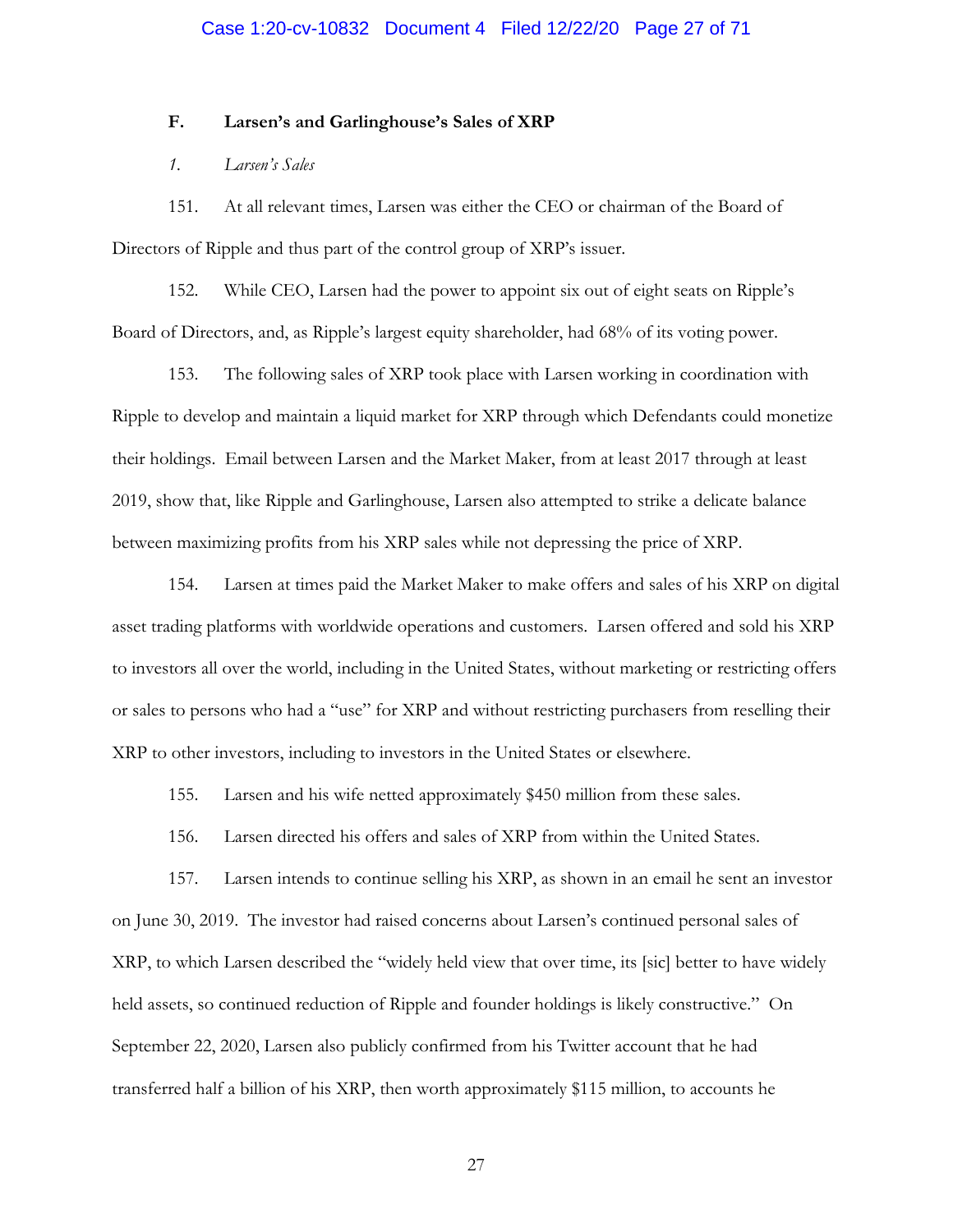### F. Larsen's and Garlinghouse's Sales of XRP

*1. Larsen's Sales*

151. At all relevant times, Larsen was either the CEO or chairman of the Board of Directors of Ripple and thus part of the control group of XRP's issuer.

152. While CEO, Larsen had the power to appoint six out of eight seats on Ripple's Board of Directors, and, as Ripple's largest equity shareholder, had 68% of its voting power.

153. The following sales of XRP took place with Larsen working in coordination with Ripple to develop and maintain a liquid market for XRP through which Defendants could monetize their holdings. Email between Larsen and the Market Maker, from at least 2017 through at least 2019, show that, like Ripple and Garlinghouse, Larsen also attempted to strike a delicate balance between maximizing profits from his XRP sales while not depressing the price of XRP.

154. Larsen at times paid the Market Maker to make offers and sales of his XRP on digital asset trading platforms with worldwide operations and customers. Larsen offered and sold his XRP to investors all over the world, including in the United States, without marketing or restricting offers or sales to persons who had a "use" for XRP and without restricting purchasers from reselling their XRP to other investors, including to investors in the United States or elsewhere.

155. Larsen and his wife netted approximately $450 million from these sales.

156. Larsen directed his offers and sales of XRP from within the United States.

157. Larsen intends to continue selling his XRP, as shown in an email he sent an investor on June 30, 2019. The investor had raised concerns about Larsen's continued personal sales of XRP, to which Larsen described the "widely held view that over time, its [sic] better to have widely held assets, so continued reduction of Ripple and founder holdings is likely constructive." On September 22, 2020, Larsen also publicly confirmed from his Twitter account that he had transferred half a billion of his XRP, then worth approximately $115 million, to accounts he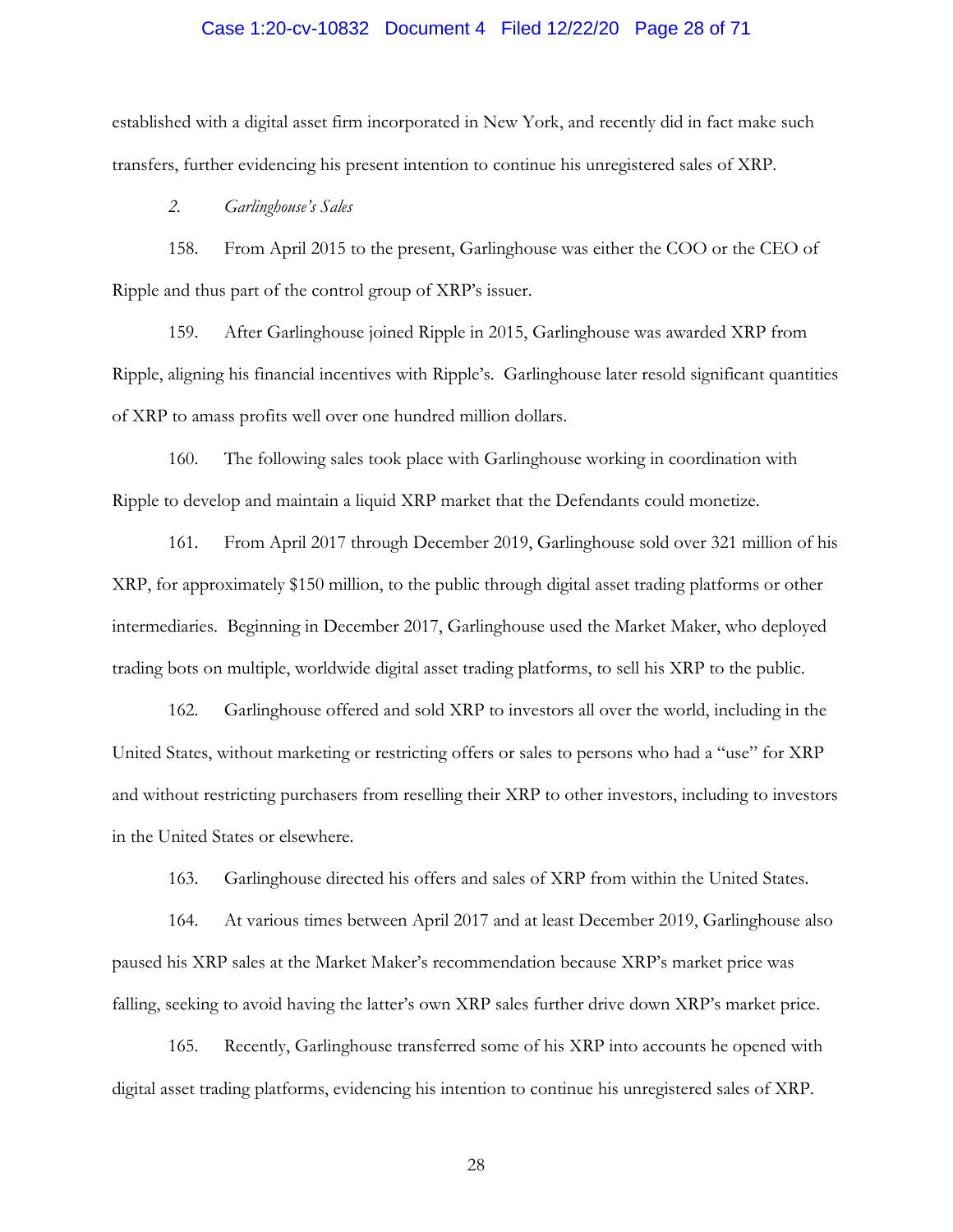established with a digital asset firm incorporated in New York, and recently did in fact make such transfers, further evidencing his present intention to continue his unregistered sales of XRP.

*2. Garlinghouse's Sales*

158. From April 2015 to the present, Garlinghouse was either the COO or the CEO of Ripple and thus part of the control group of XRP's issuer.

159. After Garlinghouse joined Ripple in 2015, Garlinghouse was awarded XRP from Ripple, aligning his financial incentives with Ripple's. Garlinghouse later resold significant quantities of XRP to amass profits well over one hundred million dollars.

160. The following sales took place with Garlinghouse working in coordination with Ripple to develop and maintain a liquid XRP market that the Defendants could monetize.

161. From April 2017 through December 2019, Garlinghouse sold over 321 million of his XRP, for approximately $150 million, to the public through digital asset trading platforms or other intermediaries. Beginning in December 2017, Garlinghouse used the Market Maker, who deployed trading bots on multiple, worldwide digital asset trading platforms, to sell his XRP to the public.

162. Garlinghouse offered and sold XRP to investors all over the world, including in the United States, without marketing or restricting offers or sales to persons who had a "use" for XRP and without restricting purchasers from reselling their XRP to other investors, including to investors in the United States or elsewhere.

163. Garlinghouse directed his offers and sales of XRP from within the United States.

164. At various times between April 2017 and at least December 2019, Garlinghouse also paused his XRP sales at the Market Maker's recommendation because XRP's market price was falling, seeking to avoid having the latter's own XRP sales further drive down XRP's market price.

165. Recently, Garlinghouse transferred some of his XRP into accounts he opened with digital asset trading platforms, evidencing his intention to continue his unregistered sales of XRP.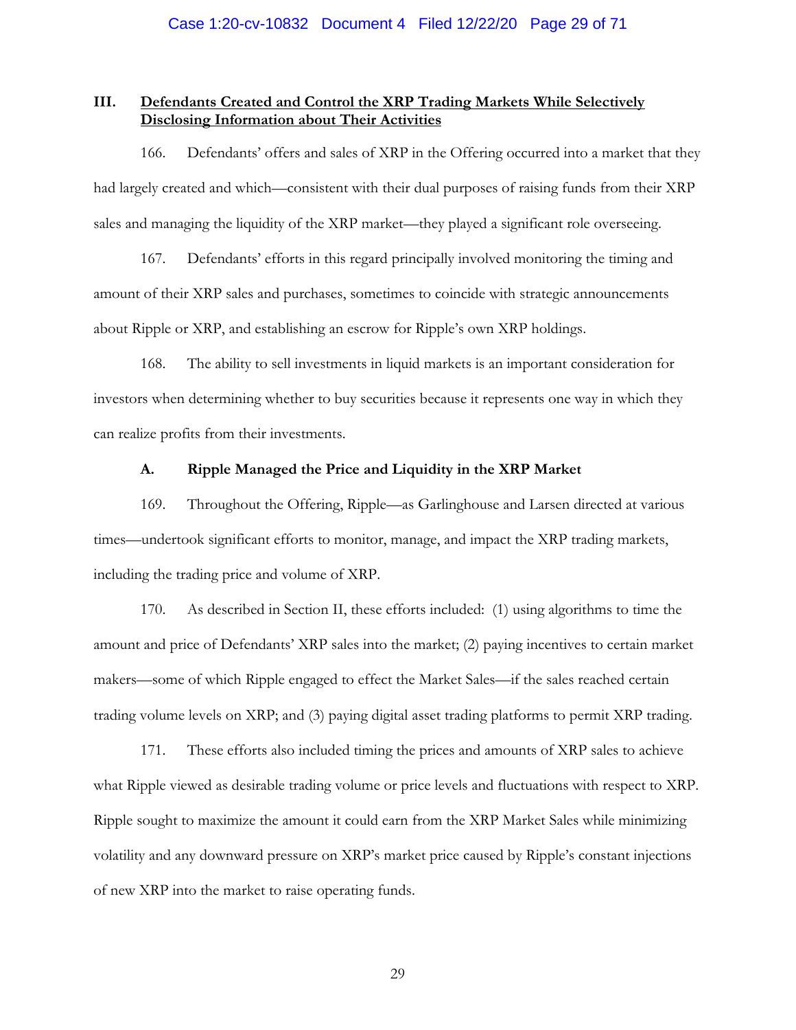## III. Defendants Created and Control the XRP Trading Markets While Selectively Disclosing Information about Their Activities

166. Defendants' offers and sales of XRP in the Offering occurred into a market that they had largely created and which—consistent with their dual purposes of raising funds from their XRP sales and managing the liquidity of the XRP market—they played a significant role overseeing.

167. Defendants' efforts in this regard principally involved monitoring the timing and amount of their XRP sales and purchases, sometimes to coincide with strategic announcements about Ripple or XRP, and establishing an escrow for Ripple's own XRP holdings.

168. The ability to sell investments in liquid markets is an important consideration for investors when determining whether to buy securities because it represents one way in which they can realize profits from their investments.

### A. Ripple Managed the Price and Liquidity in the XRP Market

169. Throughout the Offering, Ripple—as Garlinghouse and Larsen directed at various times—undertook significant efforts to monitor, manage, and impact the XRP trading markets, including the trading price and volume of XRP.

170. As described in Section II, these efforts included: (1) using algorithms to time the amount and price of Defendants' XRP sales into the market; (2) paying incentives to certain market makers—some of which Ripple engaged to effect the Market Sales—if the sales reached certain trading volume levels on XRP; and (3) paying digital asset trading platforms to permit XRP trading.

171. These efforts also included timing the prices and amounts of XRP sales to achieve what Ripple viewed as desirable trading volume or price levels and fluctuations with respect to XRP. Ripple sought to maximize the amount it could earn from the XRP Market Sales while minimizing volatility and any downward pressure on XRP's market price caused by Ripple's constant injections of new XRP into the market to raise operating funds.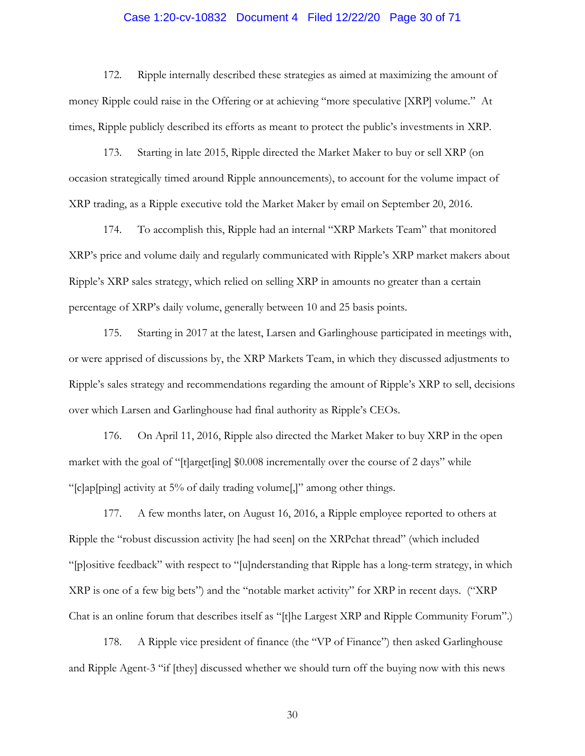172. Ripple internally described these strategies as aimed at maximizing the amount of money Ripple could raise in the Offering or at achieving "more speculative [XRP] volume." At times, Ripple publicly described its efforts as meant to protect the public's investments in XRP.

173. Starting in late 2015, Ripple directed the Market Maker to buy or sell XRP (on occasion strategically timed around Ripple announcements), to account for the volume impact of XRP trading, as a Ripple executive told the Market Maker by email on September 20, 2016.

174. To accomplish this, Ripple had an internal "XRP Markets Team" that monitored XRP's price and volume daily and regularly communicated with Ripple's XRP market makers about Ripple's XRP sales strategy, which relied on selling XRP in amounts no greater than a certain percentage of XRP's daily volume, generally between 10 and 25 basis points.

175. Starting in 2017 at the latest, Larsen and Garlinghouse participated in meetings with, or were apprised of discussions by, the XRP Markets Team, in which they discussed adjustments to Ripple's sales strategy and recommendations regarding the amount of Ripple's XRP to sell, decisions over which Larsen and Garlinghouse had final authority as Ripple's CEOs.

176. On April 11, 2016, Ripple also directed the Market Maker to buy XRP in the open market with the goal of "[t]arget[ing] $0.008 incrementally over the course of 2 days" while "[c]ap[ping] activity at 5% of daily trading volume[,]" among other things.

177. A few months later, on August 16, 2016, a Ripple employee reported to others at Ripple the "robust discussion activity [he had seen] on the XRPchat thread" (which included "[p]ositive feedback" with respect to "[u]nderstanding that Ripple has a long-term strategy, in which XRP is one of a few big bets") and the "notable market activity" for XRP in recent days. ("XRP Chat is an online forum that describes itself as "[t]he Largest XRP and Ripple Community Forum".)

178. A Ripple vice president of finance (the "VP of Finance") then asked Garlinghouse and Ripple Agent-3 "if [they] discussed whether we should turn off the buying now with this news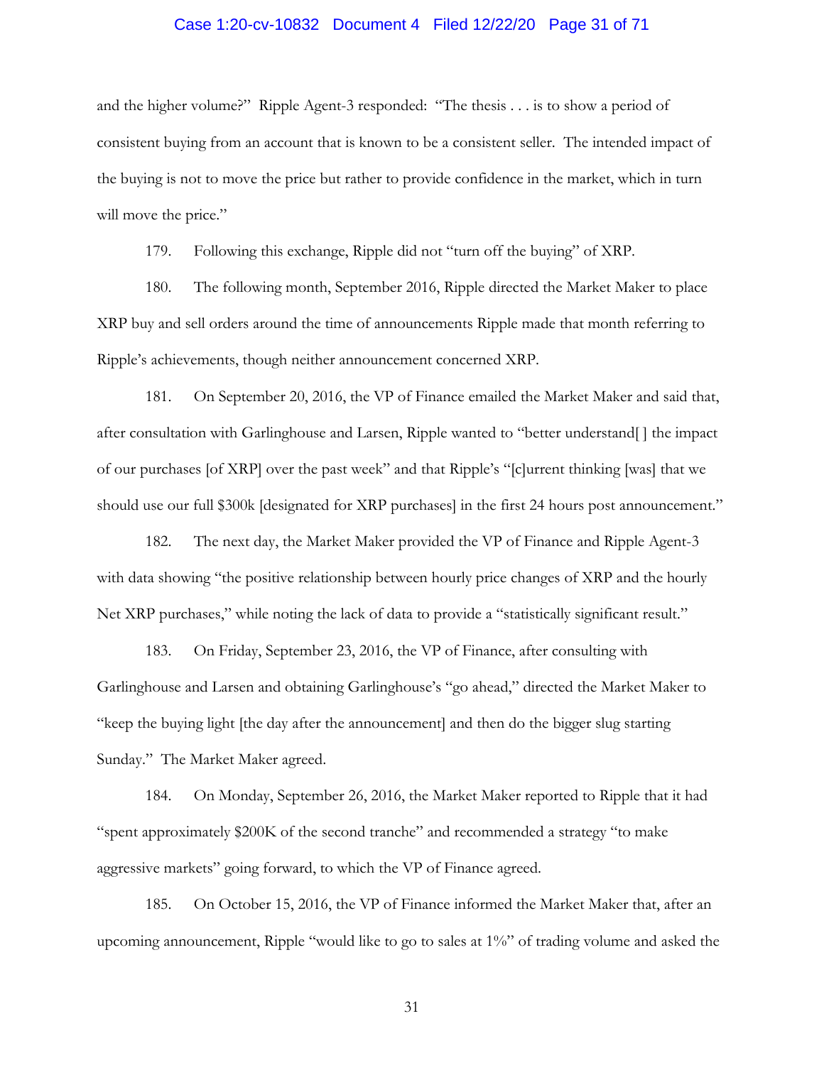and the higher volume?" Ripple Agent-3 responded: "The thesis . . . is to show a period of consistent buying from an account that is known to be a consistent seller. The intended impact of the buying is not to move the price but rather to provide confidence in the market, which in turn will move the price."

179. Following this exchange, Ripple did not "turn off the buying" of XRP.

180. The following month, September 2016, Ripple directed the Market Maker to place XRP buy and sell orders around the time of announcements Ripple made that month referring to Ripple's achievements, though neither announcement concerned XRP.

181. On September 20, 2016, the VP of Finance emailed the Market Maker and said that, after consultation with Garlinghouse and Larsen, Ripple wanted to "better understand[ ] the impact of our purchases [of XRP] over the past week" and that Ripple's "[c]urrent thinking [was] that we should use our full $300k [designated for XRP purchases] in the first 24 hours post announcement."

182. The next day, the Market Maker provided the VP of Finance and Ripple Agent-3 with data showing "the positive relationship between hourly price changes of XRP and the hourly Net XRP purchases," while noting the lack of data to provide a "statistically significant result."

183. On Friday, September 23, 2016, the VP of Finance, after consulting with Garlinghouse and Larsen and obtaining Garlinghouse's "go ahead," directed the Market Maker to "keep the buying light [the day after the announcement] and then do the bigger slug starting Sunday." The Market Maker agreed.

184. On Monday, September 26, 2016, the Market Maker reported to Ripple that it had "spent approximately $200K of the second tranche" and recommended a strategy "to make aggressive markets" going forward, to which the VP of Finance agreed.

185. On October 15, 2016, the VP of Finance informed the Market Maker that, after an upcoming announcement, Ripple "would like to go to sales at 1%" of trading volume and asked the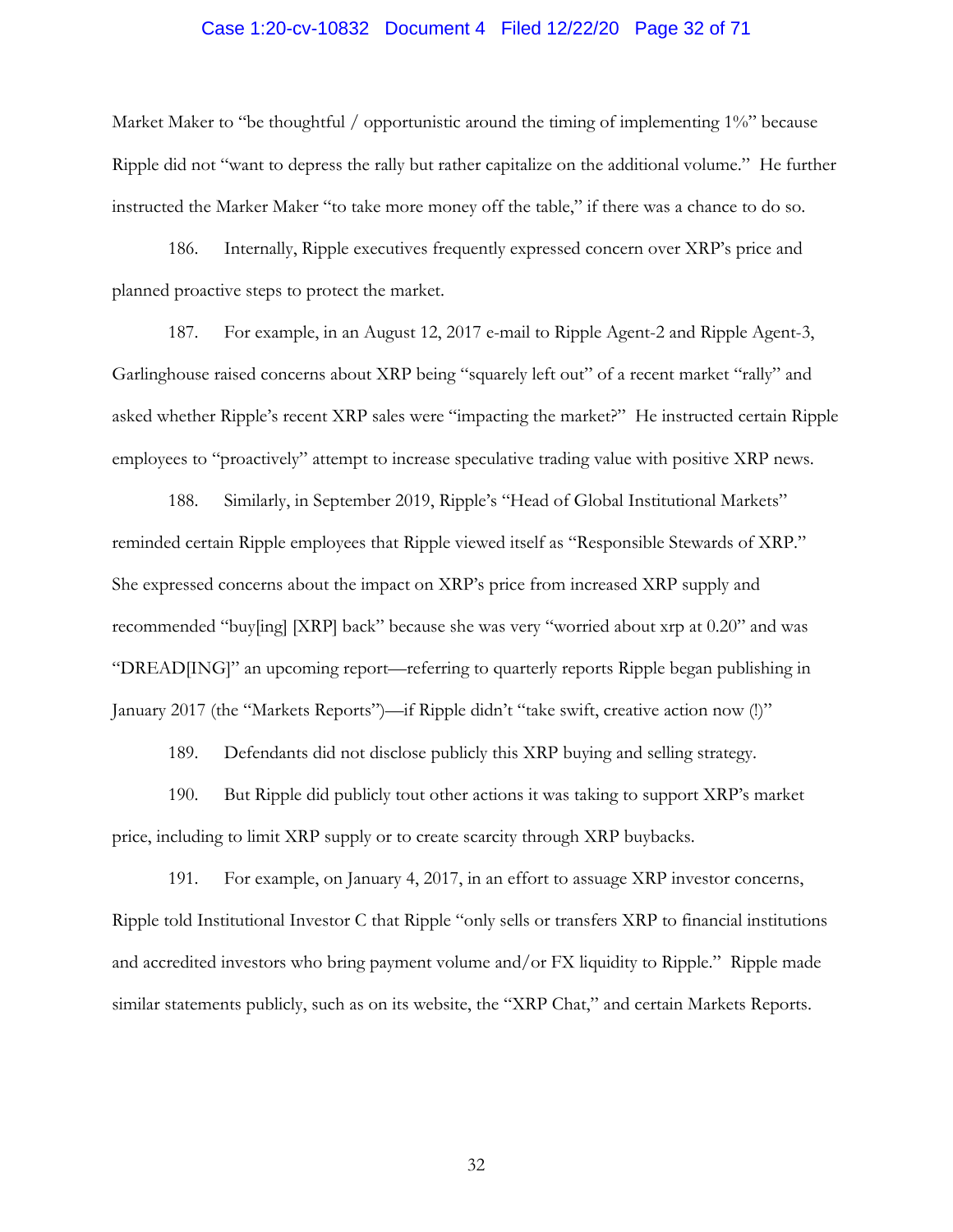Market Maker to "be thoughtful / opportunistic around the timing of implementing 1%" because Ripple did not "want to depress the rally but rather capitalize on the additional volume." He further instructed the Marker Maker "to take more money off the table," if there was a chance to do so.

186. Internally, Ripple executives frequently expressed concern over XRP's price and planned proactive steps to protect the market.

187. For example, in an August 12, 2017 e-mail to Ripple Agent-2 and Ripple Agent-3, Garlinghouse raised concerns about XRP being "squarely left out" of a recent market "rally" and asked whether Ripple's recent XRP sales were "impacting the market?" He instructed certain Ripple employees to "proactively" attempt to increase speculative trading value with positive XRP news.

188. Similarly, in September 2019, Ripple's "Head of Global Institutional Markets" reminded certain Ripple employees that Ripple viewed itself as "Responsible Stewards of XRP." She expressed concerns about the impact on XRP's price from increased XRP supply and recommended "buy[ing] [XRP] back" because she was very "worried about xrp at 0.20" and was "DREAD[ING]" an upcoming report—referring to quarterly reports Ripple began publishing in January 2017 (the "Markets Reports")—if Ripple didn't "take swift, creative action now (!)"

189. Defendants did not disclose publicly this XRP buying and selling strategy.

190. But Ripple did publicly tout other actions it was taking to support XRP's market price, including to limit XRP supply or to create scarcity through XRP buybacks.

191. For example, on January 4, 2017, in an effort to assuage XRP investor concerns, Ripple told Institutional Investor C that Ripple "only sells or transfers XRP to financial institutions and accredited investors who bring payment volume and/or FX liquidity to Ripple." Ripple made similar statements publicly, such as on its website, the "XRP Chat," and certain Markets Reports.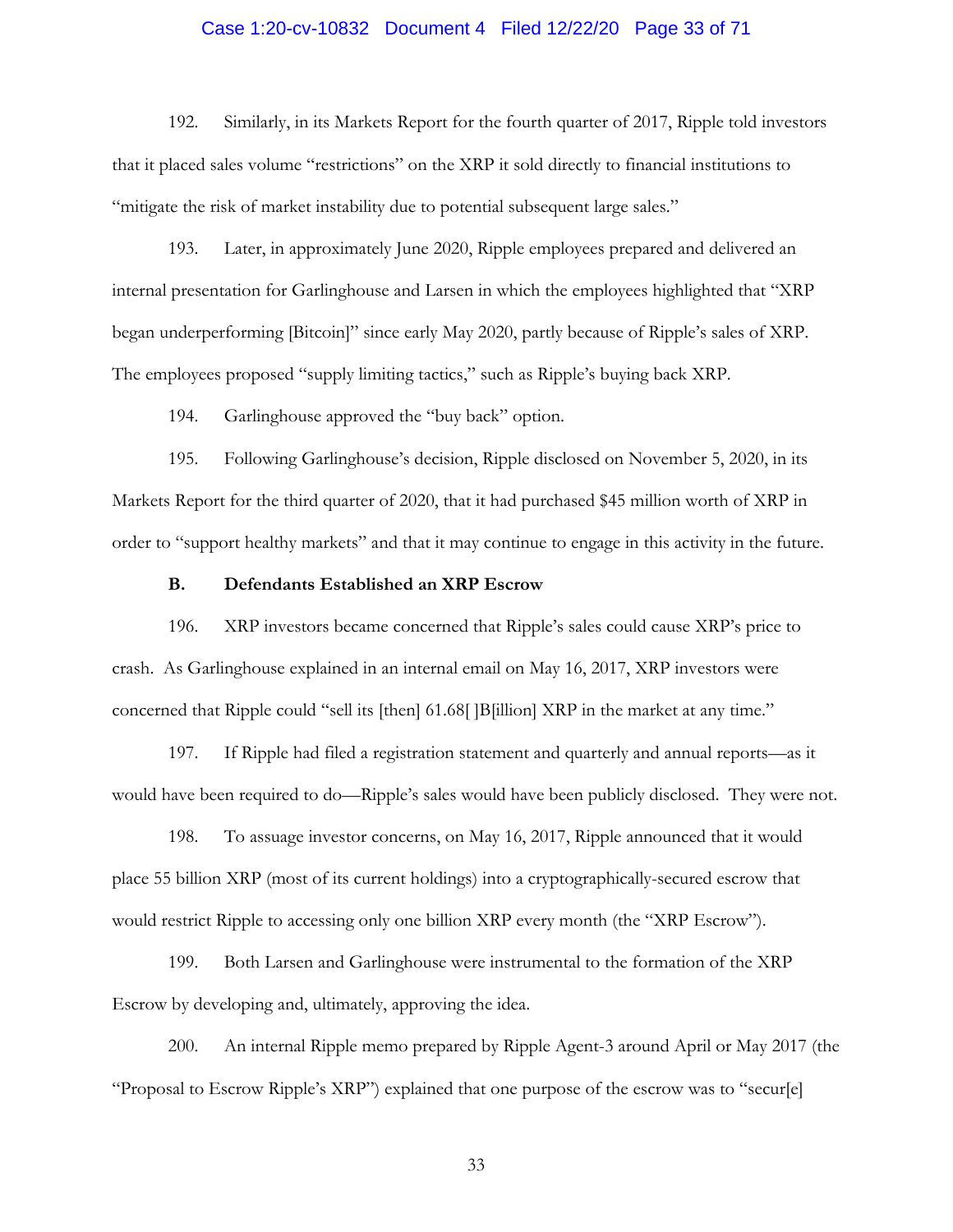192. Similarly, in its Markets Report for the fourth quarter of 2017, Ripple told investors that it placed sales volume "restrictions" on the XRP it sold directly to financial institutions to "mitigate the risk of market instability due to potential subsequent large sales."

193. Later, in approximately June 2020, Ripple employees prepared and delivered an internal presentation for Garlinghouse and Larsen in which the employees highlighted that "XRP began underperforming [Bitcoin]" since early May 2020, partly because of Ripple's sales of XRP. The employees proposed "supply limiting tactics," such as Ripple's buying back XRP.

194. Garlinghouse approved the "buy back" option.

195. Following Garlinghouse's decision, Ripple disclosed on November 5, 2020, in its Markets Report for the third quarter of 2020, that it had purchased $45 million worth of XRP in order to "support healthy markets" and that it may continue to engage in this activity in the future.

**B. Defendants Established an XRP Escrow**

196. XRP investors became concerned that Ripple's sales could cause XRP's price to crash. As Garlinghouse explained in an internal email on May 16, 2017, XRP investors were concerned that Ripple could "sell its [then] 61.68[ ]B[illion] XRP in the market at any time."

197. If Ripple had filed a registration statement and quarterly and annual reports—as it would have been required to do—Ripple's sales would have been publicly disclosed. They were not.

198. To assuage investor concerns, on May 16, 2017, Ripple announced that it would place 55 billion XRP (most of its current holdings) into a cryptographically-secured escrow that would restrict Ripple to accessing only one billion XRP every month (the "XRP Escrow").

199. Both Larsen and Garlinghouse were instrumental to the formation of the XRP Escrow by developing and, ultimately, approving the idea.

200. An internal Ripple memo prepared by Ripple Agent-3 around April or May 2017 (the "Proposal to Escrow Ripple's XRP") explained that one purpose of the escrow was to "secur[e]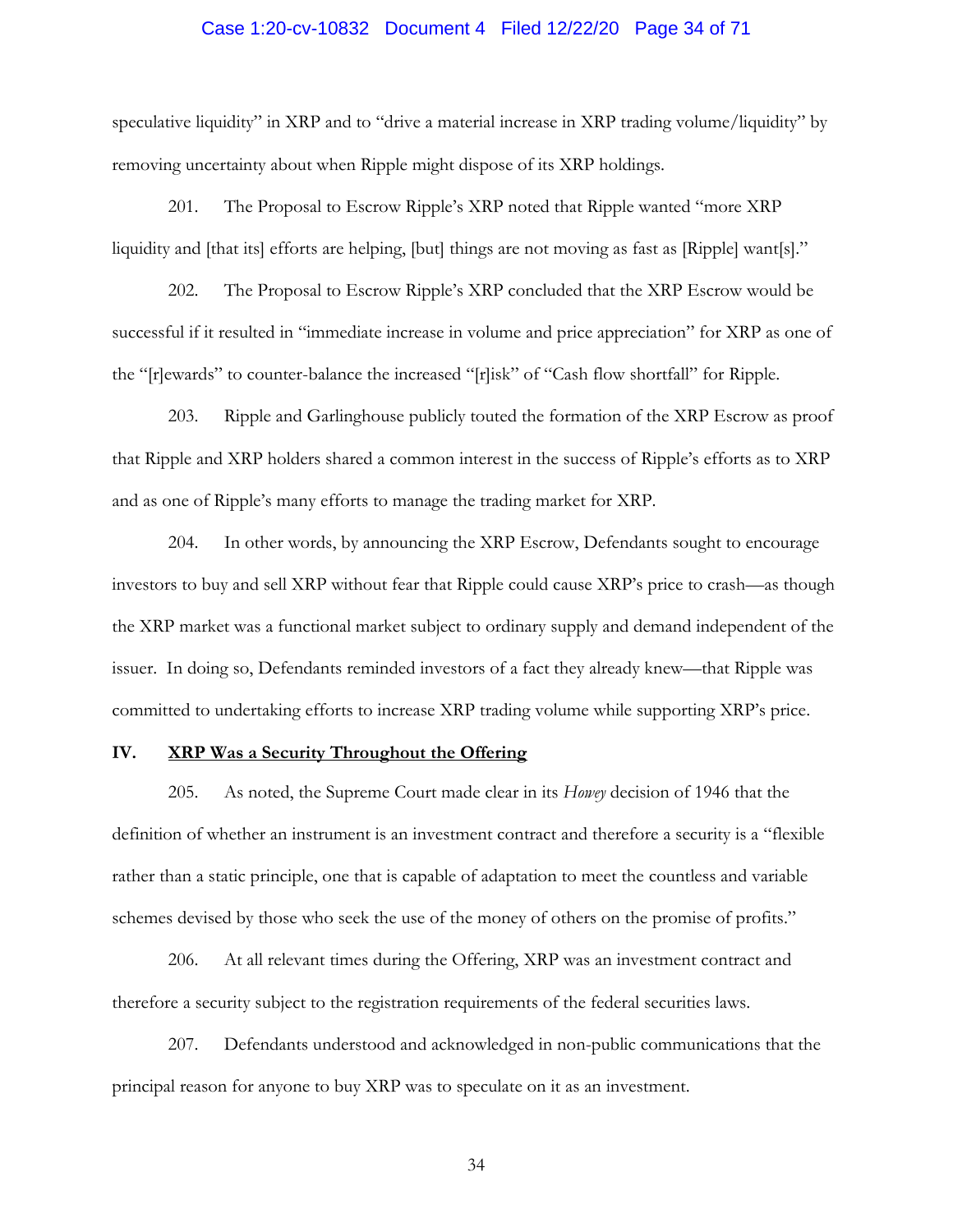speculative liquidity" in XRP and to "drive a material increase in XRP trading volume/liquidity" by removing uncertainty about when Ripple might dispose of its XRP holdings.

201. The Proposal to Escrow Ripple's XRP noted that Ripple wanted "more XRP liquidity and [that its] efforts are helping, [but] things are not moving as fast as [Ripple] want[s]."

202. The Proposal to Escrow Ripple's XRP concluded that the XRP Escrow would be successful if it resulted in "immediate increase in volume and price appreciation" for XRP as one of the "[r]ewards" to counter-balance the increased "[r]isk" of "Cash flow shortfall" for Ripple.

203. Ripple and Garlinghouse publicly touted the formation of the XRP Escrow as proof that Ripple and XRP holders shared a common interest in the success of Ripple's efforts as to XRP and as one of Ripple's many efforts to manage the trading market for XRP.

204. In other words, by announcing the XRP Escrow, Defendants sought to encourage investors to buy and sell XRP without fear that Ripple could cause XRP's price to crash—as though the XRP market was a functional market subject to ordinary supply and demand independent of the issuer. In doing so, Defendants reminded investors of a fact they already knew—that Ripple was committed to undertaking efforts to increase XRP trading volume while supporting XRP's price.

## IV. **XRP Was a Security Throughout the Offering**

205. As noted, the Supreme Court made clear in its *Howey* decision of 1946 that the definition of whether an instrument is an investment contract and therefore a security is a "flexible rather than a static principle, one that is capable of adaptation to meet the countless and variable schemes devised by those who seek the use of the money of others on the promise of profits."

206. At all relevant times during the Offering, XRP was an investment contract and therefore a security subject to the registration requirements of the federal securities laws.

207. Defendants understood and acknowledged in non-public communications that the principal reason for anyone to buy XRP was to speculate on it as an investment.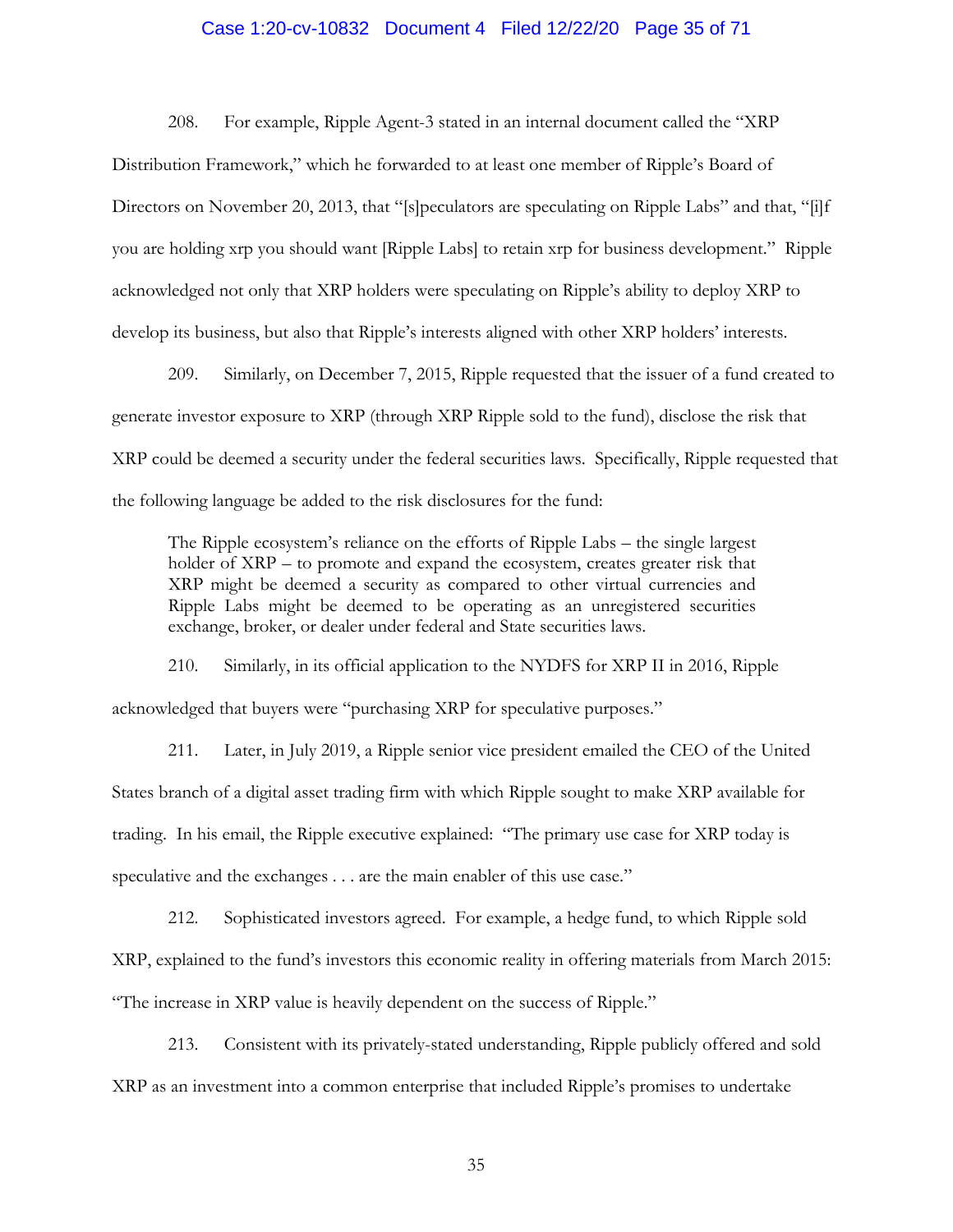208. For example, Ripple Agent-3 stated in an internal document called the "XRP Distribution Framework," which he forwarded to at least one member of Ripple's Board of Directors on November 20, 2013, that "[s]peculators are speculating on Ripple Labs" and that, "[i]f you are holding xrp you should want [Ripple Labs] to retain xrp for business development." Ripple acknowledged not only that XRP holders were speculating on Ripple's ability to deploy XRP to develop its business, but also that Ripple's interests aligned with other XRP holders' interests.

209. Similarly, on December 7, 2015, Ripple requested that the issuer of a fund created to generate investor exposure to XRP (through XRP Ripple sold to the fund), disclose the risk that XRP could be deemed a security under the federal securities laws. Specifically, Ripple requested that the following language be added to the risk disclosures for the fund:

> The Ripple ecosystem's reliance on the efforts of Ripple Labs – the single largest holder of XRP – to promote and expand the ecosystem, creates greater risk that XRP might be deemed a security as compared to other virtual currencies and Ripple Labs might be deemed to be operating as an unregistered securities exchange, broker, or dealer under federal and State securities laws.

210. Similarly, in its official application to the NYDFS for XRP II in 2016, Ripple acknowledged that buyers were "purchasing XRP for speculative purposes."

211. Later, in July 2019, a Ripple senior vice president emailed the CEO of the United States branch of a digital asset trading firm with which Ripple sought to make XRP available for trading. In his email, the Ripple executive explained: "The primary use case for XRP today is speculative and the exchanges . . . are the main enabler of this use case."

212. Sophisticated investors agreed. For example, a hedge fund, to which Ripple sold XRP, explained to the fund's investors this economic reality in offering materials from March 2015: "The increase in XRP value is heavily dependent on the success of Ripple."

213. Consistent with its privately-stated understanding, Ripple publicly offered and sold XRP as an investment into a common enterprise that included Ripple's promises to undertake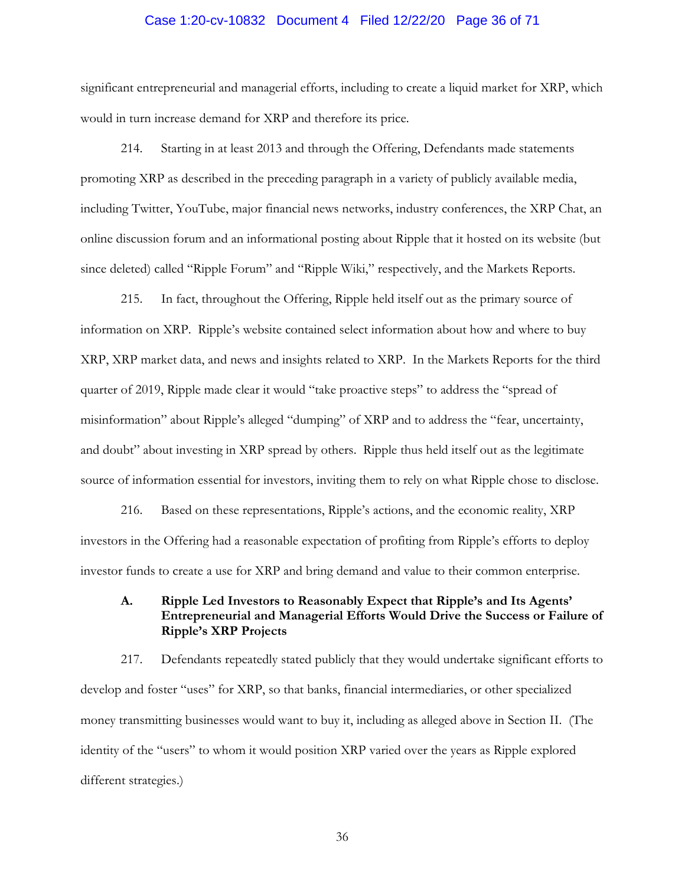significant entrepreneurial and managerial efforts, including to create a liquid market for XRP, which would in turn increase demand for XRP and therefore its price.

214. Starting in at least 2013 and through the Offering, Defendants made statements promoting XRP as described in the preceding paragraph in a variety of publicly available media, including Twitter, YouTube, major financial news networks, industry conferences, the XRP Chat, an online discussion forum and an informational posting about Ripple that it hosted on its website (but since deleted) called "Ripple Forum" and "Ripple Wiki," respectively, and the Markets Reports.

215. In fact, throughout the Offering, Ripple held itself out as the primary source of information on XRP. Ripple's website contained select information about how and where to buy XRP, XRP market data, and news and insights related to XRP. In the Markets Reports for the third quarter of 2019, Ripple made clear it would "take proactive steps" to address the "spread of misinformation" about Ripple's alleged "dumping" of XRP and to address the "fear, uncertainty, and doubt" about investing in XRP spread by others. Ripple thus held itself out as the legitimate source of information essential for investors, inviting them to rely on what Ripple chose to disclose.

216. Based on these representations, Ripple's actions, and the economic reality, XRP investors in the Offering had a reasonable expectation of profiting from Ripple's efforts to deploy investor funds to create a use for XRP and bring demand and value to their common enterprise.

### A. Ripple Led Investors to Reasonably Expect that Ripple's and Its Agents' Entrepreneurial and Managerial Efforts Would Drive the Success or Failure of Ripple's XRP Projects

217. Defendants repeatedly stated publicly that they would undertake significant efforts to develop and foster "uses" for XRP, so that banks, financial intermediaries, or other specialized money transmitting businesses would want to buy it, including as alleged above in Section II. (The identity of the "users" to whom it would position XRP varied over the years as Ripple explored different strategies.)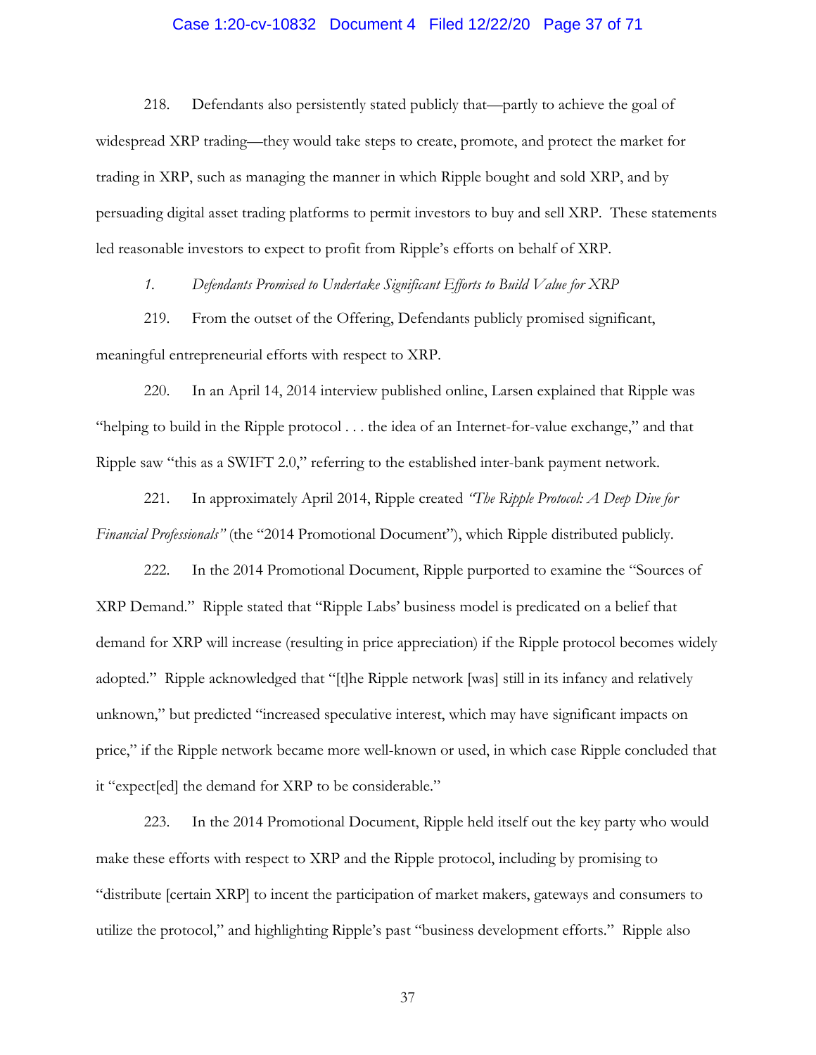218. Defendants also persistently stated publicly that—partly to achieve the goal of widespread XRP trading—they would take steps to create, promote, and protect the market for trading in XRP, such as managing the manner in which Ripple bought and sold XRP, and by persuading digital asset trading platforms to permit investors to buy and sell XRP. These statements led reasonable investors to expect to profit from Ripple's efforts on behalf of XRP.

*1. Defendants Promised to Undertake Significant Efforts to Build Value for XRP*

219. From the outset of the Offering, Defendants publicly promised significant, meaningful entrepreneurial efforts with respect to XRP.

220. In an April 14, 2014 interview published online, Larsen explained that Ripple was "helping to build in the Ripple protocol . . . the idea of an Internet-for-value exchange," and that Ripple saw "this as a SWIFT 2.0," referring to the established inter-bank payment network.

221. In approximately April 2014, Ripple created *"The Ripple Protocol: A Deep Dive for Financial Professionals"* (the "2014 Promotional Document"), which Ripple distributed publicly.

222. In the 2014 Promotional Document, Ripple purported to examine the "Sources of XRP Demand." Ripple stated that "Ripple Labs' business model is predicated on a belief that demand for XRP will increase (resulting in price appreciation) if the Ripple protocol becomes widely adopted." Ripple acknowledged that "[t]he Ripple network [was] still in its infancy and relatively unknown," but predicted "increased speculative interest, which may have significant impacts on price," if the Ripple network became more well-known or used, in which case Ripple concluded that it "expect[ed] the demand for XRP to be considerable."

223. In the 2014 Promotional Document, Ripple held itself out the key party who would make these efforts with respect to XRP and the Ripple protocol, including by promising to "distribute [certain XRP] to incent the participation of market makers, gateways and consumers to utilize the protocol," and highlighting Ripple's past "business development efforts." Ripple also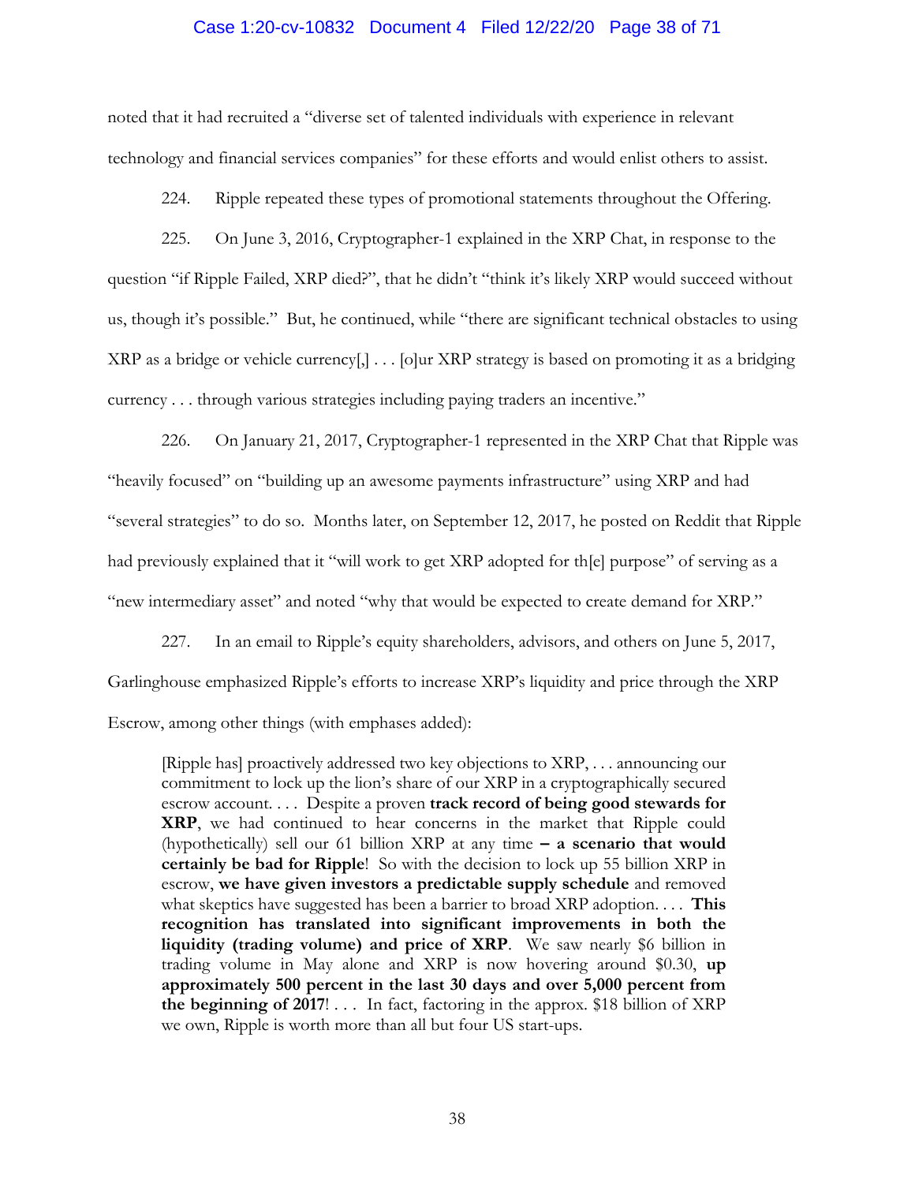noted that it had recruited a "diverse set of talented individuals with experience in relevant technology and financial services companies" for these efforts and would enlist others to assist.

224. Ripple repeated these types of promotional statements throughout the Offering.

225. On June 3, 2016, Cryptographer-1 explained in the XRP Chat, in response to the question "if Ripple Failed, XRP died?", that he didn't "think it's likely XRP would succeed without us, though it's possible." But, he continued, while "there are significant technical obstacles to using XRP as a bridge or vehicle currency[,] . . . [o]ur XRP strategy is based on promoting it as a bridging currency . . . through various strategies including paying traders an incentive."

226. On January 21, 2017, Cryptographer-1 represented in the XRP Chat that Ripple was "heavily focused" on "building up an awesome payments infrastructure" using XRP and had "several strategies" to do so. Months later, on September 12, 2017, he posted on Reddit that Ripple had previously explained that it "will work to get XRP adopted for th[e] purpose" of serving as a "new intermediary asset" and noted "why that would be expected to create demand for XRP."

227. In an email to Ripple's equity shareholders, advisors, and others on June 5, 2017, Garlinghouse emphasized Ripple's efforts to increase XRP's liquidity and price through the XRP Escrow, among other things (with emphases added):

> [Ripple has] proactively addressed two key objections to XRP, . . . announcing our commitment to lock up the lion's share of our XRP in a cryptographically secured escrow account. . . . Despite a proven **track record of being good stewards for XRP**, we had continued to hear concerns in the market that Ripple could (hypothetically) sell our 61 billion XRP at any time **– a scenario that would certainly be bad for Ripple**! So with the decision to lock up 55 billion XRP in escrow, **we have given investors a predictable supply schedule** and removed what skeptics have suggested has been a barrier to broad XRP adoption. . . . **This recognition has translated into significant improvements in both the liquidity (trading volume) and price of XRP**. We saw nearly $6 billion in trading volume in May alone and XRP is now hovering around $0.30, **up approximately 500 percent in the last 30 days and over 5,000 percent from the beginning of 2017**! . . . In fact, factoring in the approx. $18 billion of XRP we own, Ripple is worth more than all but four US start-ups.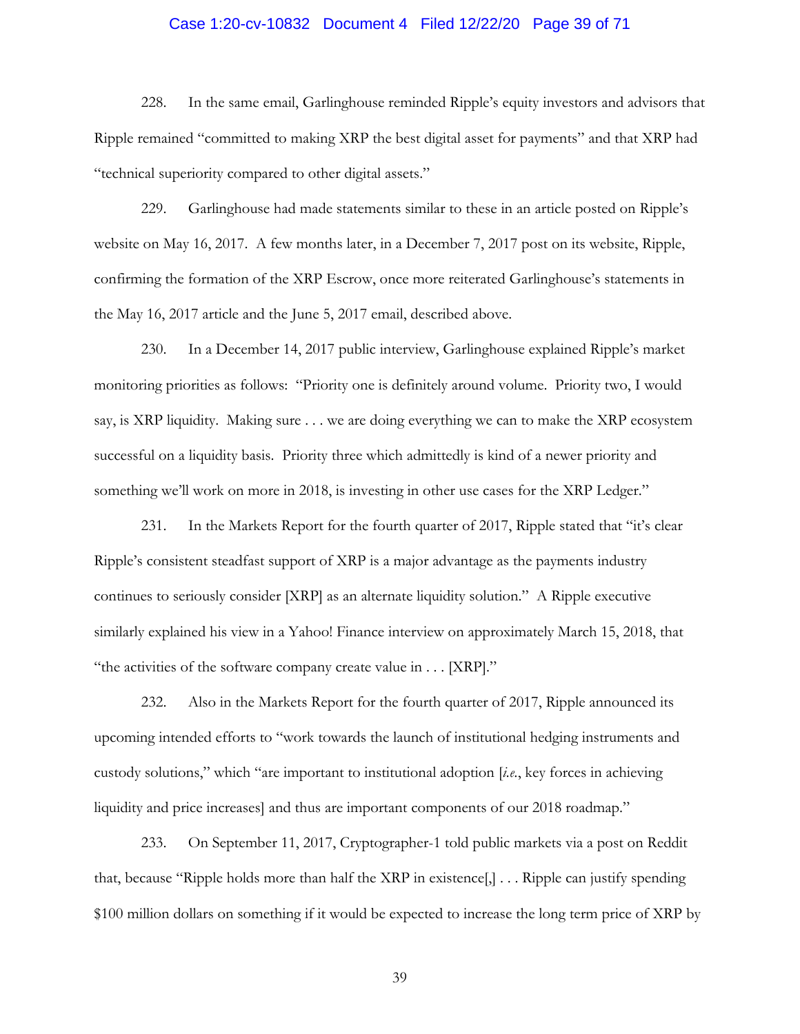228. In the same email, Garlinghouse reminded Ripple's equity investors and advisors that Ripple remained "committed to making XRP the best digital asset for payments" and that XRP had "technical superiority compared to other digital assets."

229. Garlinghouse had made statements similar to these in an article posted on Ripple's website on May 16, 2017. A few months later, in a December 7, 2017 post on its website, Ripple, confirming the formation of the XRP Escrow, once more reiterated Garlinghouse's statements in the May 16, 2017 article and the June 5, 2017 email, described above.

230. In a December 14, 2017 public interview, Garlinghouse explained Ripple's market monitoring priorities as follows: "Priority one is definitely around volume. Priority two, I would say, is XRP liquidity. Making sure . . . we are doing everything we can to make the XRP ecosystem successful on a liquidity basis. Priority three which admittedly is kind of a newer priority and something we'll work on more in 2018, is investing in other use cases for the XRP Ledger."

231. In the Markets Report for the fourth quarter of 2017, Ripple stated that "it's clear Ripple's consistent steadfast support of XRP is a major advantage as the payments industry continues to seriously consider [XRP] as an alternate liquidity solution." A Ripple executive similarly explained his view in a Yahoo! Finance interview on approximately March 15, 2018, that "the activities of the software company create value in . . . [XRP]."

232. Also in the Markets Report for the fourth quarter of 2017, Ripple announced its upcoming intended efforts to "work towards the launch of institutional hedging instruments and custody solutions," which "are important to institutional adoption [*i.e.*, key forces in achieving liquidity and price increases] and thus are important components of our 2018 roadmap."

233. On September 11, 2017, Cryptographer-1 told public markets via a post on Reddit that, because "Ripple holds more than half the XRP in existence[,] . . . Ripple can justify spending $100 million dollars on something if it would be expected to increase the long term price of XRP by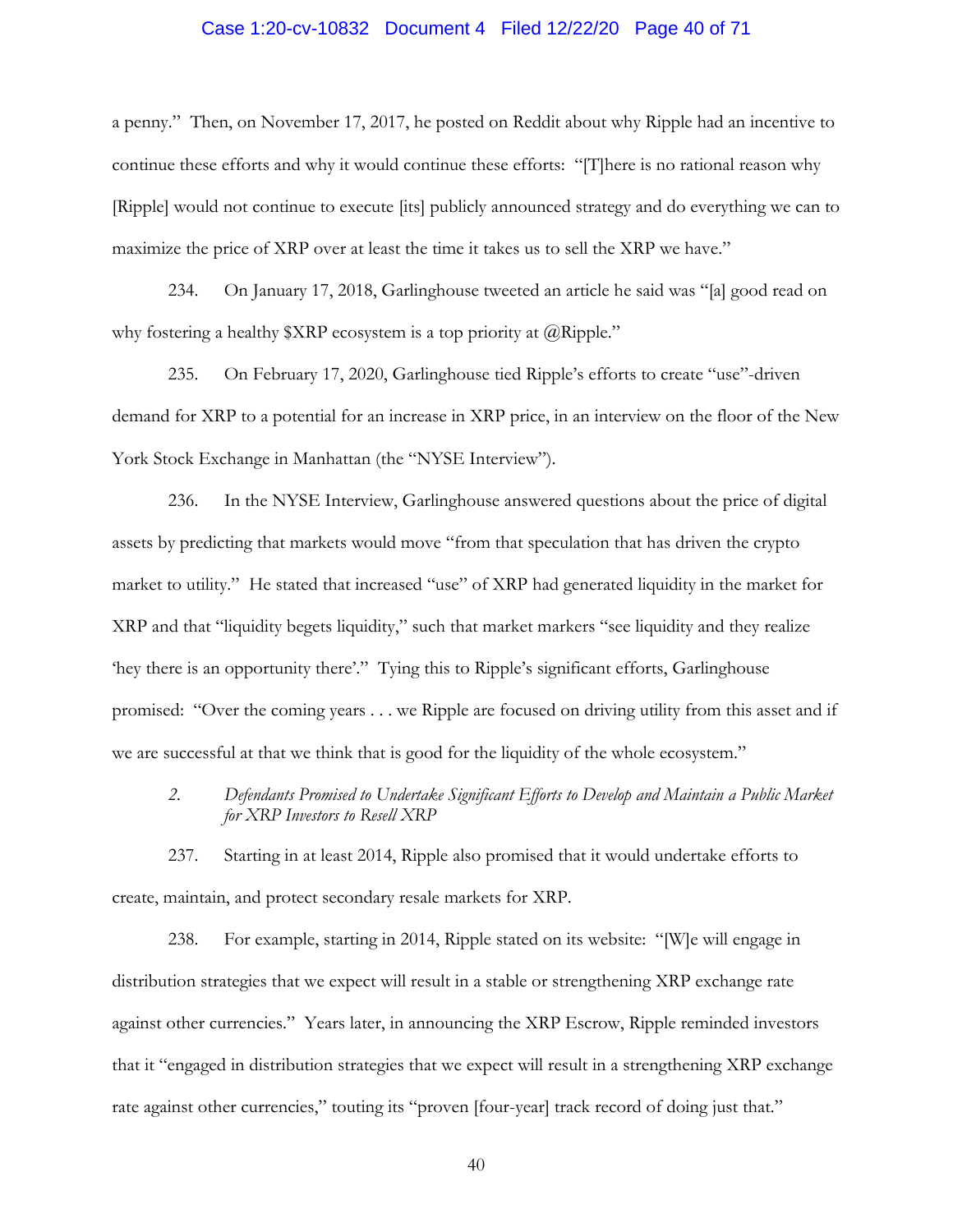a penny." Then, on November 17, 2017, he posted on Reddit about why Ripple had an incentive to continue these efforts and why it would continue these efforts: "[T]here is no rational reason why [Ripple] would not continue to execute [its] publicly announced strategy and do everything we can to maximize the price of XRP over at least the time it takes us to sell the XRP we have."

234. On January 17, 2018, Garlinghouse tweeted an article he said was "[a] good read on why fostering a healthy $XRP ecosystem is a top priority at @Ripple."

235. On February 17, 2020, Garlinghouse tied Ripple's efforts to create "use"-driven demand for XRP to a potential for an increase in XRP price, in an interview on the floor of the New York Stock Exchange in Manhattan (the "NYSE Interview").

236. In the NYSE Interview, Garlinghouse answered questions about the price of digital assets by predicting that markets would move "from that speculation that has driven the crypto market to utility." He stated that increased "use" of XRP had generated liquidity in the market for XRP and that "liquidity begets liquidity," such that market markers "see liquidity and they realize 'hey there is an opportunity there'." Tying this to Ripple's significant efforts, Garlinghouse promised: "Over the coming years . . . we Ripple are focused on driving utility from this asset and if we are successful at that we think that is good for the liquidity of the whole ecosystem."

*2. Defendants Promised to Undertake Significant Efforts to Develop and Maintain a Public Market for XRP Investors to Resell XRP*

237. Starting in at least 2014, Ripple also promised that it would undertake efforts to create, maintain, and protect secondary resale markets for XRP.

238. For example, starting in 2014, Ripple stated on its website: "[W]e will engage in distribution strategies that we expect will result in a stable or strengthening XRP exchange rate against other currencies." Years later, in announcing the XRP Escrow, Ripple reminded investors that it "engaged in distribution strategies that we expect will result in a strengthening XRP exchange rate against other currencies," touting its "proven [four-year] track record of doing just that."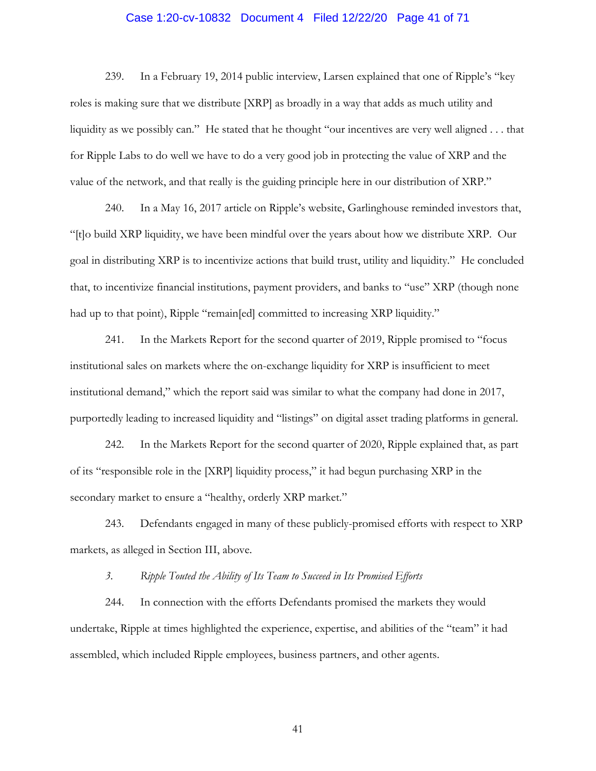239. In a February 19, 2014 public interview, Larsen explained that one of Ripple's "key roles is making sure that we distribute [XRP] as broadly in a way that adds as much utility and liquidity as we possibly can." He stated that he thought "our incentives are very well aligned . . . that for Ripple Labs to do well we have to do a very good job in protecting the value of XRP and the value of the network, and that really is the guiding principle here in our distribution of XRP."

240. In a May 16, 2017 article on Ripple's website, Garlinghouse reminded investors that, "[t]o build XRP liquidity, we have been mindful over the years about how we distribute XRP. Our goal in distributing XRP is to incentivize actions that build trust, utility and liquidity." He concluded that, to incentivize financial institutions, payment providers, and banks to "use" XRP (though none had up to that point), Ripple "remain[ed] committed to increasing XRP liquidity."

241. In the Markets Report for the second quarter of 2019, Ripple promised to "focus institutional sales on markets where the on-exchange liquidity for XRP is insufficient to meet institutional demand," which the report said was similar to what the company had done in 2017, purportedly leading to increased liquidity and "listings" on digital asset trading platforms in general.

242. In the Markets Report for the second quarter of 2020, Ripple explained that, as part of its "responsible role in the [XRP] liquidity process," it had begun purchasing XRP in the secondary market to ensure a "healthy, orderly XRP market."

243. Defendants engaged in many of these publicly-promised efforts with respect to XRP markets, as alleged in Section III, above.

*3. Ripple Touted the Ability of Its Team to Succeed in Its Promised Efforts*

244. In connection with the efforts Defendants promised the markets they would undertake, Ripple at times highlighted the experience, expertise, and abilities of the "team" it had assembled, which included Ripple employees, business partners, and other agents.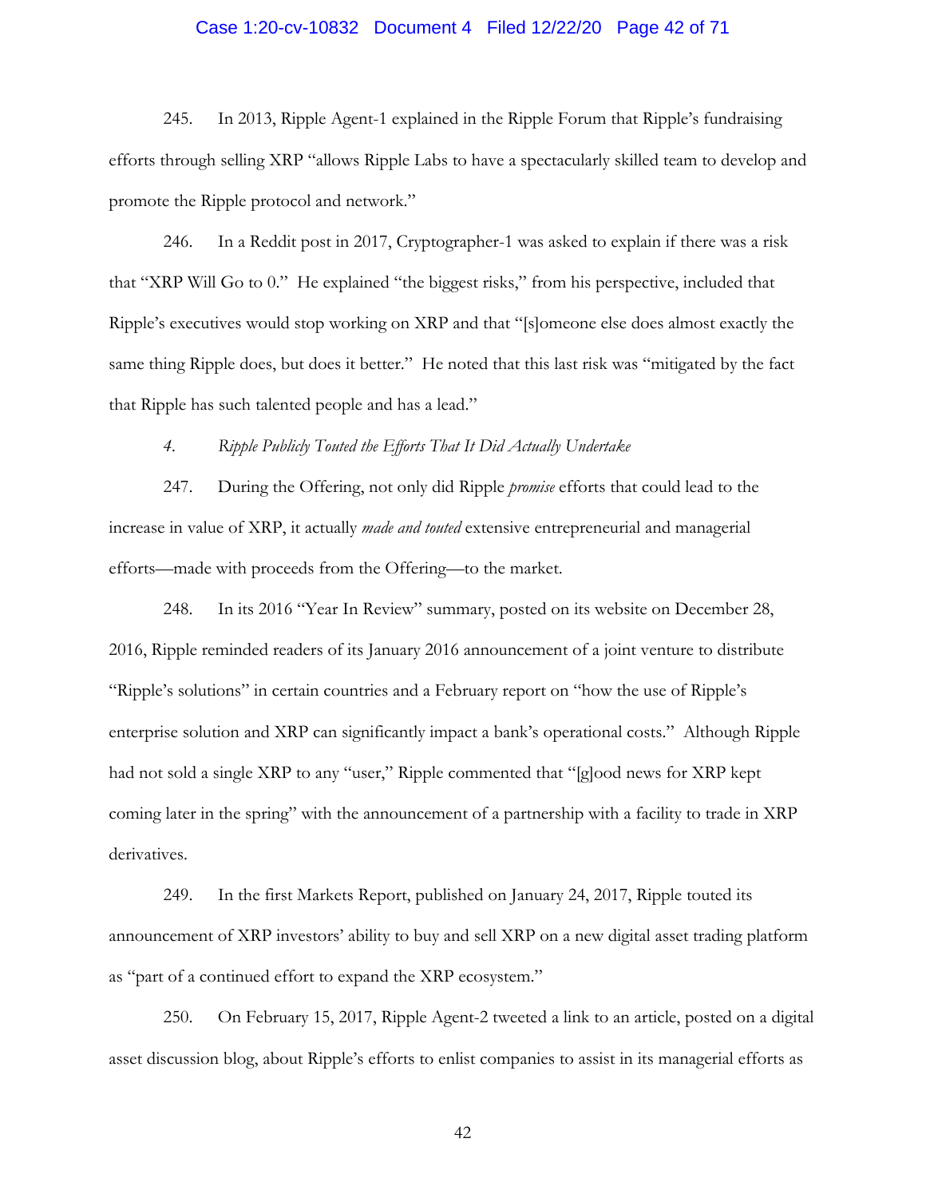245. In 2013, Ripple Agent-1 explained in the Ripple Forum that Ripple's fundraising efforts through selling XRP "allows Ripple Labs to have a spectacularly skilled team to develop and promote the Ripple protocol and network."

246. In a Reddit post in 2017, Cryptographer-1 was asked to explain if there was a risk that "XRP Will Go to 0." He explained "the biggest risks," from his perspective, included that Ripple's executives would stop working on XRP and that "[s]omeone else does almost exactly the same thing Ripple does, but does it better." He noted that this last risk was "mitigated by the fact that Ripple has such talented people and has a lead."

*4. Ripple Publicly Touted the Efforts That It Did Actually Undertake*

247. During the Offering, not only did Ripple *promise* efforts that could lead to the increase in value of XRP, it actually *made and touted* extensive entrepreneurial and managerial efforts—made with proceeds from the Offering—to the market.

248. In its 2016 "Year In Review" summary, posted on its website on December 28, 2016, Ripple reminded readers of its January 2016 announcement of a joint venture to distribute "Ripple's solutions" in certain countries and a February report on "how the use of Ripple's enterprise solution and XRP can significantly impact a bank's operational costs." Although Ripple had not sold a single XRP to any "user," Ripple commented that "[g]ood news for XRP kept coming later in the spring" with the announcement of a partnership with a facility to trade in XRP derivatives.

249. In the first Markets Report, published on January 24, 2017, Ripple touted its announcement of XRP investors' ability to buy and sell XRP on a new digital asset trading platform as "part of a continued effort to expand the XRP ecosystem."

250. On February 15, 2017, Ripple Agent-2 tweeted a link to an article, posted on a digital asset discussion blog, about Ripple's efforts to enlist companies to assist in its managerial efforts as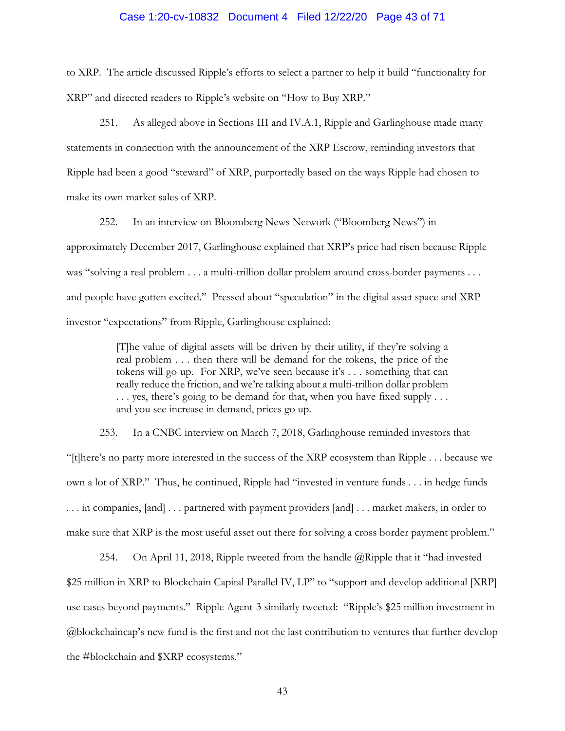to XRP. The article discussed Ripple's efforts to select a partner to help it build "functionality for XRP" and directed readers to Ripple's website on "How to Buy XRP."

251. As alleged above in Sections III and IV.A.1, Ripple and Garlinghouse made many statements in connection with the announcement of the XRP Escrow, reminding investors that Ripple had been a good "steward" of XRP, purportedly based on the ways Ripple had chosen to make its own market sales of XRP.

252. In an interview on Bloomberg News Network ("Bloomberg News") in approximately December 2017, Garlinghouse explained that XRP's price had risen because Ripple was "solving a real problem . . . a multi-trillion dollar problem around cross-border payments . . . and people have gotten excited." Pressed about "speculation" in the digital asset space and XRP investor "expectations" from Ripple, Garlinghouse explained:

> [T]he value of digital assets will be driven by their utility, if they're solving a real problem . . . then there will be demand for the tokens, the price of the tokens will go up. For XRP, we've seen because it's . . . something that can really reduce the friction, and we're talking about a multi-trillion dollar problem . . . yes, there's going to be demand for that, when you have fixed supply . . . and you see increase in demand, prices go up.

253. In a CNBC interview on March 7, 2018, Garlinghouse reminded investors that "[t]here's no party more interested in the success of the XRP ecosystem than Ripple . . . because we own a lot of XRP." Thus, he continued, Ripple had "invested in venture funds . . . in hedge funds . . . in companies, [and] . . . partnered with payment providers [and] . . . market makers, in order to make sure that XRP is the most useful asset out there for solving a cross border payment problem."

254. On April 11, 2018, Ripple tweeted from the handle @Ripple that it "had invested $25 million in XRP to Blockchain Capital Parallel IV, LP" to "support and develop additional [XRP] use cases beyond payments." Ripple Agent-3 similarly tweeted: "Ripple's $25 million investment in @blockchaincap's new fund is the first and not the last contribution to ventures that further develop the #blockchain and $XRP ecosystems."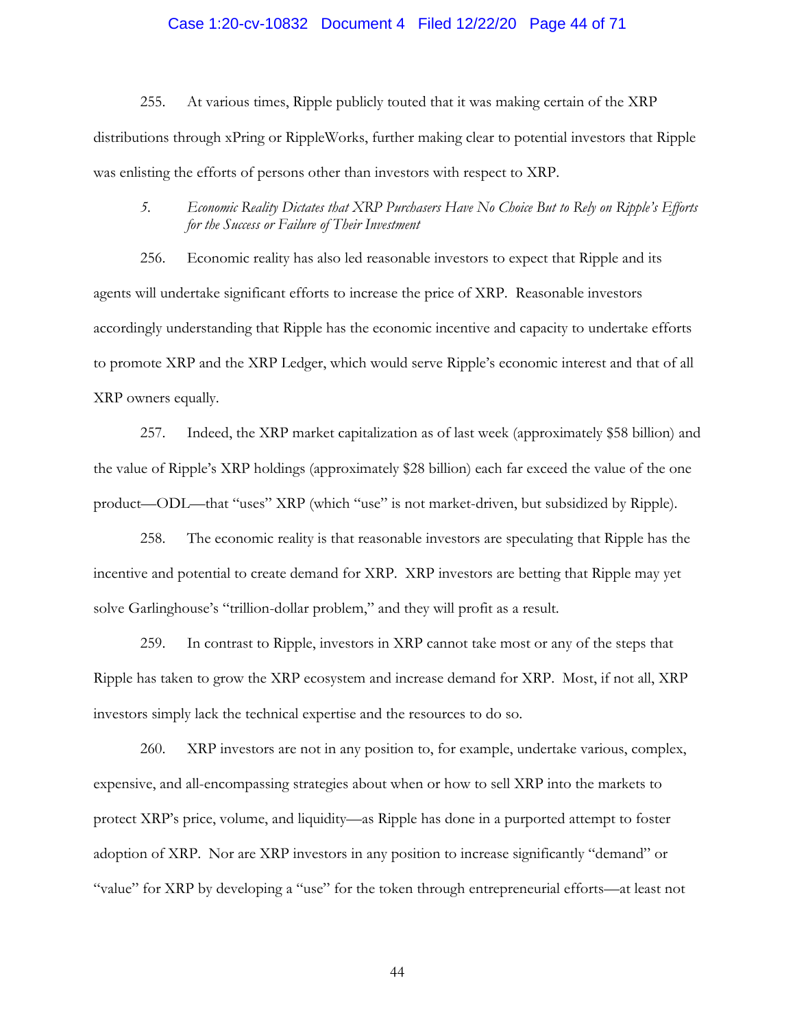255. At various times, Ripple publicly touted that it was making certain of the XRP distributions through xPring or RippleWorks, further making clear to potential investors that Ripple was enlisting the efforts of persons other than investors with respect to XRP.

*5. Economic Reality Dictates that XRP Purchasers Have No Choice But to Rely on Ripple's Efforts for the Success or Failure of Their Investment*

256. Economic reality has also led reasonable investors to expect that Ripple and its agents will undertake significant efforts to increase the price of XRP. Reasonable investors accordingly understanding that Ripple has the economic incentive and capacity to undertake efforts to promote XRP and the XRP Ledger, which would serve Ripple's economic interest and that of all XRP owners equally.

257. Indeed, the XRP market capitalization as of last week (approximately $58 billion) and the value of Ripple's XRP holdings (approximately $28 billion) each far exceed the value of the one product—ODL—that "uses" XRP (which "use" is not market-driven, but subsidized by Ripple).

258. The economic reality is that reasonable investors are speculating that Ripple has the incentive and potential to create demand for XRP. XRP investors are betting that Ripple may yet solve Garlinghouse's "trillion-dollar problem," and they will profit as a result.

259. In contrast to Ripple, investors in XRP cannot take most or any of the steps that Ripple has taken to grow the XRP ecosystem and increase demand for XRP. Most, if not all, XRP investors simply lack the technical expertise and the resources to do so.

260. XRP investors are not in any position to, for example, undertake various, complex, expensive, and all-encompassing strategies about when or how to sell XRP into the markets to protect XRP's price, volume, and liquidity—as Ripple has done in a purported attempt to foster adoption of XRP. Nor are XRP investors in any position to increase significantly "demand" or "value" for XRP by developing a "use" for the token through entrepreneurial efforts—at least not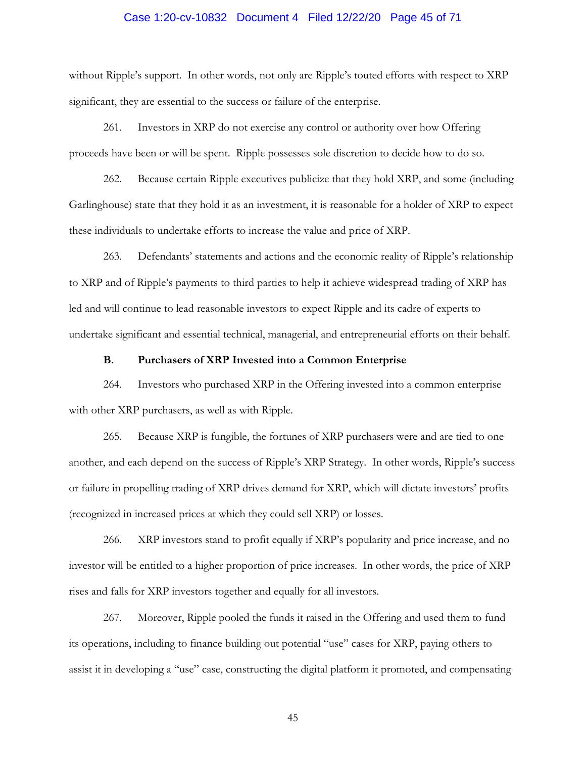without Ripple's support. In other words, not only are Ripple's touted efforts with respect to XRP significant, they are essential to the success or failure of the enterprise.

261. Investors in XRP do not exercise any control or authority over how Offering proceeds have been or will be spent. Ripple possesses sole discretion to decide how to do so.

262. Because certain Ripple executives publicize that they hold XRP, and some (including Garlinghouse) state that they hold it as an investment, it is reasonable for a holder of XRP to expect these individuals to undertake efforts to increase the value and price of XRP.

263. Defendants' statements and actions and the economic reality of Ripple's relationship to XRP and of Ripple's payments to third parties to help it achieve widespread trading of XRP has led and will continue to lead reasonable investors to expect Ripple and its cadre of experts to undertake significant and essential technical, managerial, and entrepreneurial efforts on their behalf.

### B. Purchasers of XRP Invested into a Common Enterprise

264. Investors who purchased XRP in the Offering invested into a common enterprise with other XRP purchasers, as well as with Ripple.

265. Because XRP is fungible, the fortunes of XRP purchasers were and are tied to one another, and each depend on the success of Ripple's XRP Strategy. In other words, Ripple's success or failure in propelling trading of XRP drives demand for XRP, which will dictate investors' profits (recognized in increased prices at which they could sell XRP) or losses.

266. XRP investors stand to profit equally if XRP's popularity and price increase, and no investor will be entitled to a higher proportion of price increases. In other words, the price of XRP rises and falls for XRP investors together and equally for all investors.

267. Moreover, Ripple pooled the funds it raised in the Offering and used them to fund its operations, including to finance building out potential "use" cases for XRP, paying others to assist it in developing a "use" case, constructing the digital platform it promoted, and compensating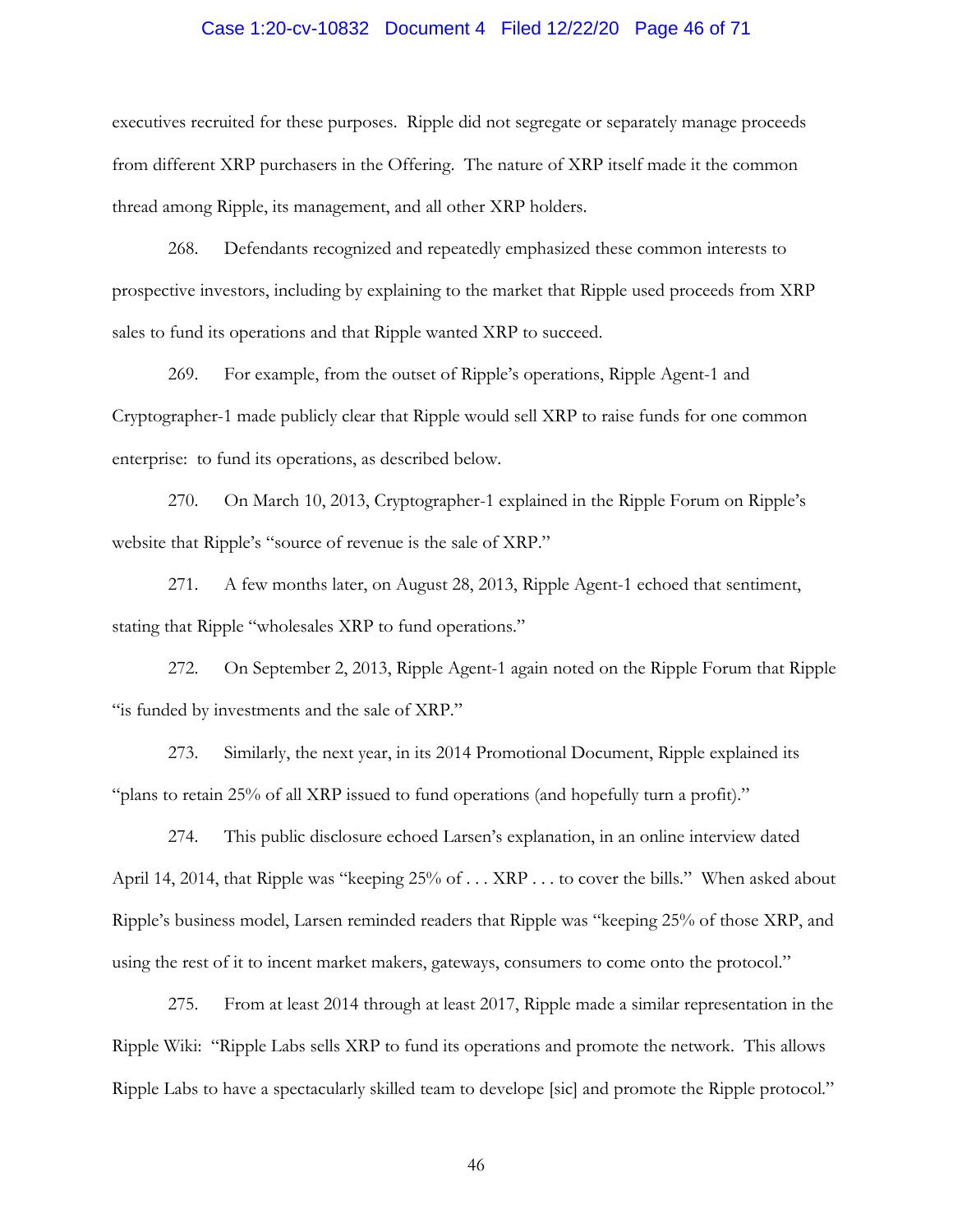executives recruited for these purposes. Ripple did not segregate or separately manage proceeds from different XRP purchasers in the Offering. The nature of XRP itself made it the common thread among Ripple, its management, and all other XRP holders.

268. Defendants recognized and repeatedly emphasized these common interests to prospective investors, including by explaining to the market that Ripple used proceeds from XRP sales to fund its operations and that Ripple wanted XRP to succeed.

269. For example, from the outset of Ripple's operations, Ripple Agent-1 and Cryptographer-1 made publicly clear that Ripple would sell XRP to raise funds for one common enterprise: to fund its operations, as described below.

270. On March 10, 2013, Cryptographer-1 explained in the Ripple Forum on Ripple's website that Ripple's "source of revenue is the sale of XRP."

271. A few months later, on August 28, 2013, Ripple Agent-1 echoed that sentiment, stating that Ripple "wholesales XRP to fund operations."

272. On September 2, 2013, Ripple Agent-1 again noted on the Ripple Forum that Ripple "is funded by investments and the sale of XRP."

273. Similarly, the next year, in its 2014 Promotional Document, Ripple explained its "plans to retain 25% of all XRP issued to fund operations (and hopefully turn a profit)."

274. This public disclosure echoed Larsen's explanation, in an online interview dated April 14, 2014, that Ripple was "keeping 25% of . . . XRP . . . to cover the bills." When asked about Ripple's business model, Larsen reminded readers that Ripple was "keeping 25% of those XRP, and using the rest of it to incent market makers, gateways, consumers to come onto the protocol."

275. From at least 2014 through at least 2017, Ripple made a similar representation in the Ripple Wiki: "Ripple Labs sells XRP to fund its operations and promote the network. This allows Ripple Labs to have a spectacularly skilled team to develope [sic] and promote the Ripple protocol."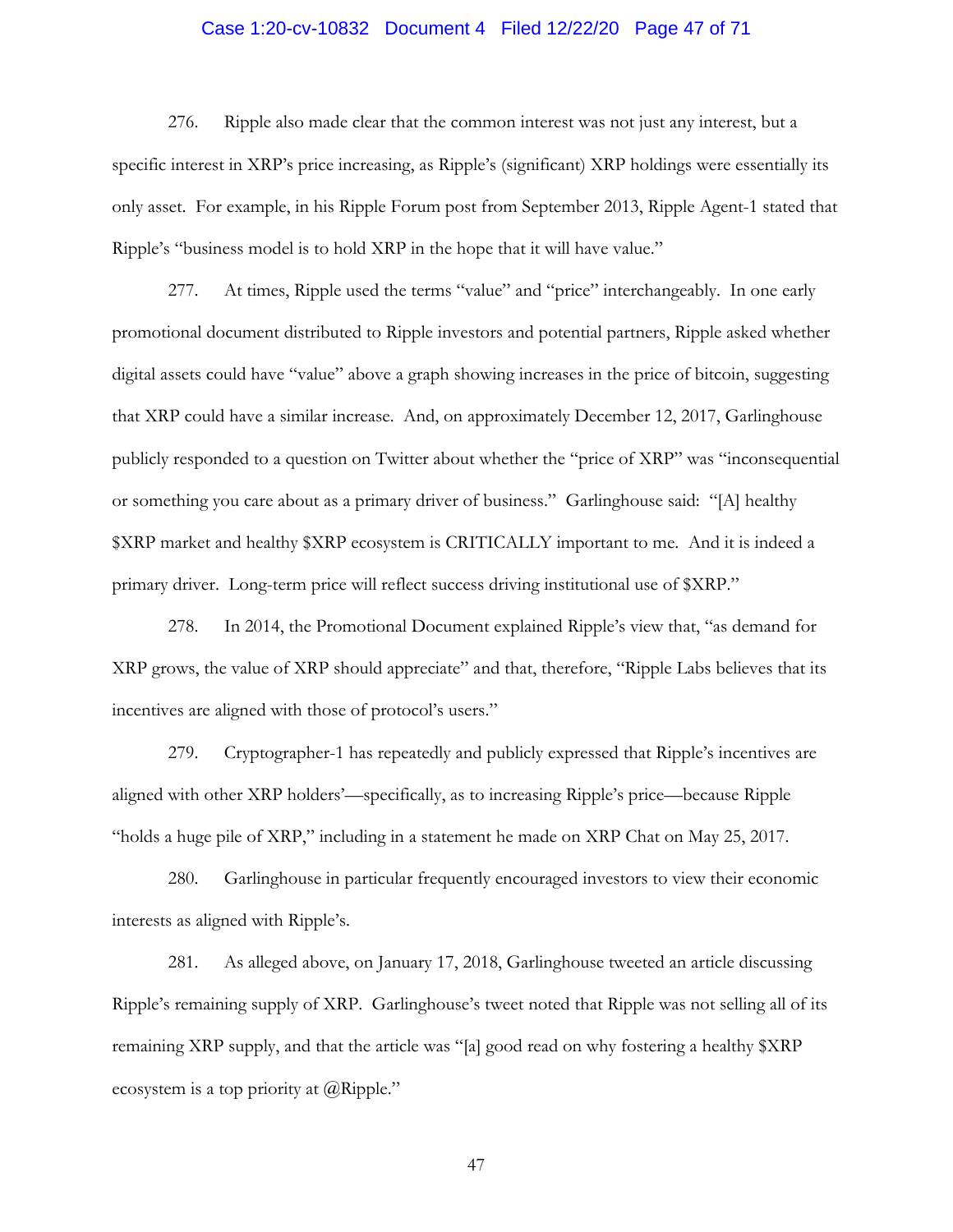276. Ripple also made clear that the common interest was not just any interest, but a specific interest in XRP's price increasing, as Ripple's (significant) XRP holdings were essentially its only asset. For example, in his Ripple Forum post from September 2013, Ripple Agent-1 stated that Ripple's "business model is to hold XRP in the hope that it will have value."

277. At times, Ripple used the terms "value" and "price" interchangeably. In one early promotional document distributed to Ripple investors and potential partners, Ripple asked whether digital assets could have "value" above a graph showing increases in the price of bitcoin, suggesting that XRP could have a similar increase. And, on approximately December 12, 2017, Garlinghouse publicly responded to a question on Twitter about whether the "price of XRP" was "inconsequential or something you care about as a primary driver of business." Garlinghouse said: "[A] healthy $XRP market and healthy $XRP ecosystem is CRITICALLY important to me. And it is indeed a primary driver. Long-term price will reflect success driving institutional use of $XRP."

278. In 2014, the Promotional Document explained Ripple's view that, "as demand for XRP grows, the value of XRP should appreciate" and that, therefore, "Ripple Labs believes that its incentives are aligned with those of protocol's users."

279. Cryptographer-1 has repeatedly and publicly expressed that Ripple's incentives are aligned with other XRP holders'—specifically, as to increasing Ripple's price—because Ripple "holds a huge pile of XRP," including in a statement he made on XRP Chat on May 25, 2017.

280. Garlinghouse in particular frequently encouraged investors to view their economic interests as aligned with Ripple's.

281. As alleged above, on January 17, 2018, Garlinghouse tweeted an article discussing Ripple's remaining supply of XRP. Garlinghouse's tweet noted that Ripple was not selling all of its remaining XRP supply, and that the article was "[a] good read on why fostering a healthy $XRP ecosystem is a top priority at @Ripple."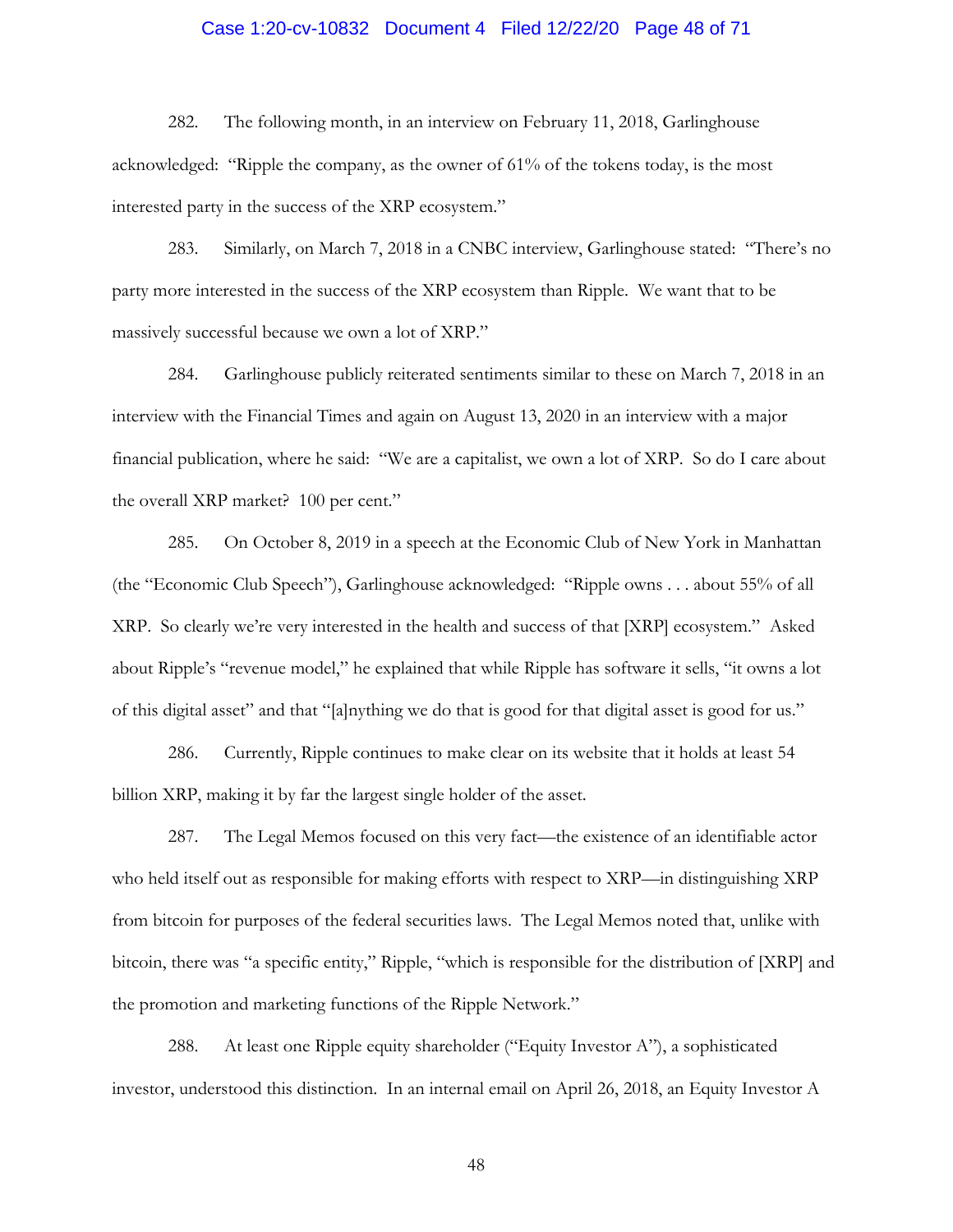282. The following month, in an interview on February 11, 2018, Garlinghouse acknowledged: "Ripple the company, as the owner of 61% of the tokens today, is the most interested party in the success of the XRP ecosystem."

283. Similarly, on March 7, 2018 in a CNBC interview, Garlinghouse stated: "There's no party more interested in the success of the XRP ecosystem than Ripple. We want that to be massively successful because we own a lot of XRP."

284. Garlinghouse publicly reiterated sentiments similar to these on March 7, 2018 in an interview with the Financial Times and again on August 13, 2020 in an interview with a major financial publication, where he said: "We are a capitalist, we own a lot of XRP. So do I care about the overall XRP market? 100 per cent."

285. On October 8, 2019 in a speech at the Economic Club of New York in Manhattan (the "Economic Club Speech"), Garlinghouse acknowledged: "Ripple owns . . . about 55% of all XRP. So clearly we're very interested in the health and success of that [XRP] ecosystem." Asked about Ripple's "revenue model," he explained that while Ripple has software it sells, "it owns a lot of this digital asset" and that "[a]nything we do that is good for that digital asset is good for us."

286. Currently, Ripple continues to make clear on its website that it holds at least 54 billion XRP, making it by far the largest single holder of the asset.

287. The Legal Memos focused on this very fact—the existence of an identifiable actor who held itself out as responsible for making efforts with respect to XRP—in distinguishing XRP from bitcoin for purposes of the federal securities laws. The Legal Memos noted that, unlike with bitcoin, there was "a specific entity," Ripple, "which is responsible for the distribution of [XRP] and the promotion and marketing functions of the Ripple Network."

288. At least one Ripple equity shareholder ("Equity Investor A"), a sophisticated investor, understood this distinction. In an internal email on April 26, 2018, an Equity Investor A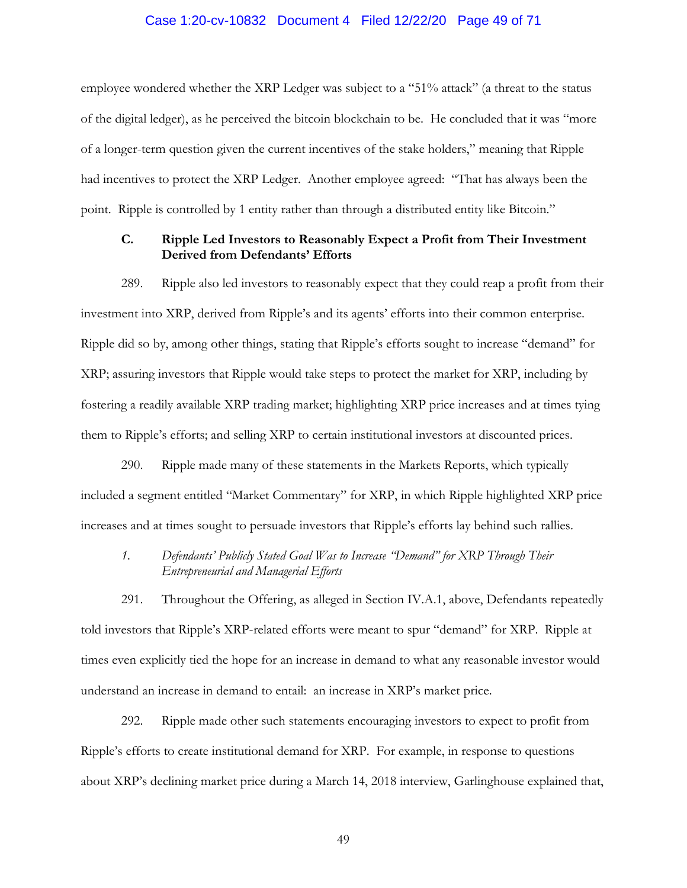employee wondered whether the XRP Ledger was subject to a "51% attack" (a threat to the status of the digital ledger), as he perceived the bitcoin blockchain to be. He concluded that it was "more of a longer-term question given the current incentives of the stake holders," meaning that Ripple had incentives to protect the XRP Ledger. Another employee agreed: "That has always been the point. Ripple is controlled by 1 entity rather than through a distributed entity like Bitcoin."

### C. Ripple Led Investors to Reasonably Expect a Profit from Their Investment Derived from Defendants' Efforts

289. Ripple also led investors to reasonably expect that they could reap a profit from their investment into XRP, derived from Ripple's and its agents' efforts into their common enterprise. Ripple did so by, among other things, stating that Ripple's efforts sought to increase "demand" for XRP; assuring investors that Ripple would take steps to protect the market for XRP, including by fostering a readily available XRP trading market; highlighting XRP price increases and at times tying them to Ripple's efforts; and selling XRP to certain institutional investors at discounted prices.

290. Ripple made many of these statements in the Markets Reports, which typically included a segment entitled "Market Commentary" for XRP, in which Ripple highlighted XRP price increases and at times sought to persuade investors that Ripple's efforts lay behind such rallies.

#### *1. Defendants' Publicly Stated Goal Was to Increase "Demand" for XRP Through Their Entrepreneurial and Managerial Efforts*

291. Throughout the Offering, as alleged in Section IV.A.1, above, Defendants repeatedly told investors that Ripple's XRP-related efforts were meant to spur "demand" for XRP. Ripple at times even explicitly tied the hope for an increase in demand to what any reasonable investor would understand an increase in demand to entail: an increase in XRP's market price.

292. Ripple made other such statements encouraging investors to expect to profit from Ripple's efforts to create institutional demand for XRP. For example, in response to questions about XRP's declining market price during a March 14, 2018 interview, Garlinghouse explained that,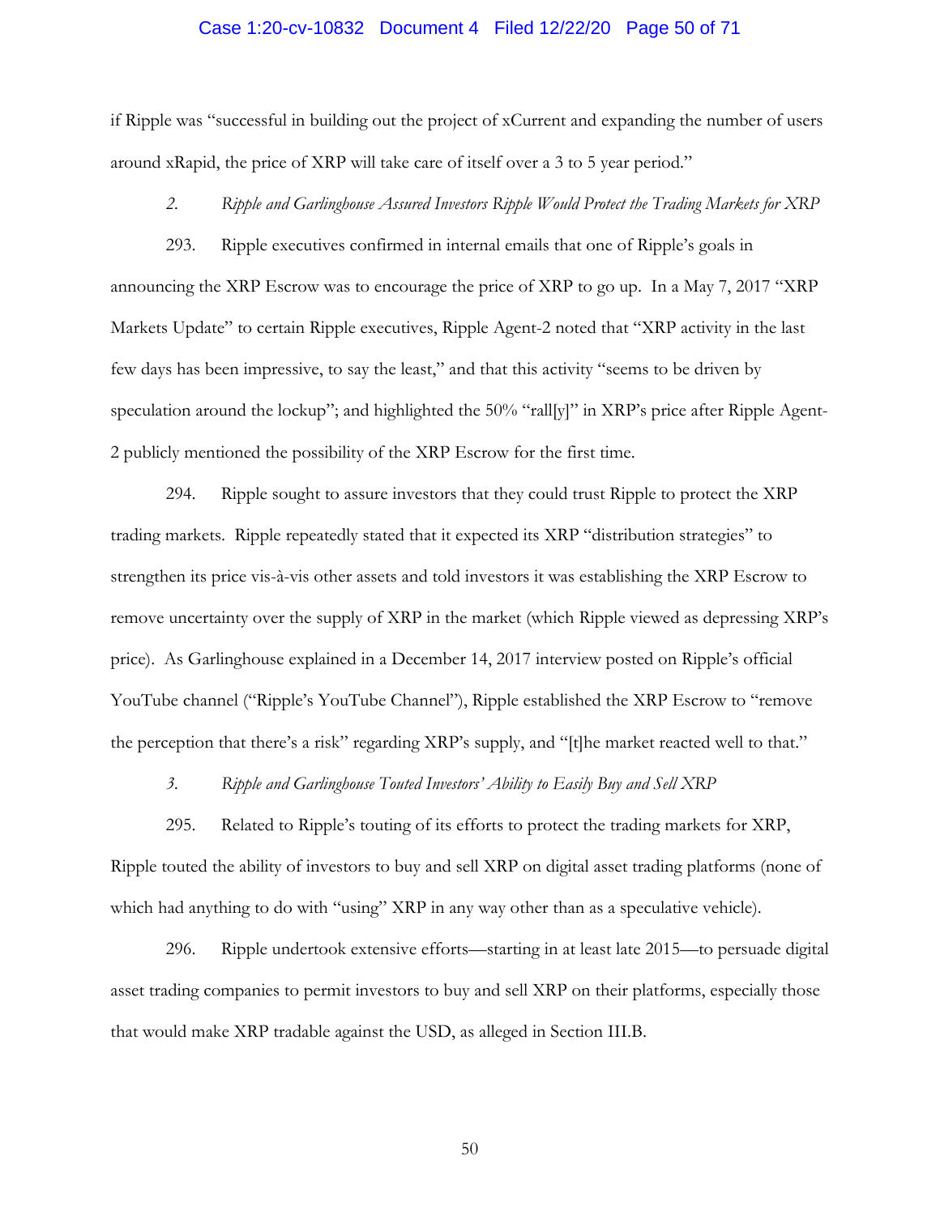if Ripple was "successful in building out the project of xCurrent and expanding the number of users around xRapid, the price of XRP will take care of itself over a 3 to 5 year period."

*2. Ripple and Garlinghouse Assured Investors Ripple Would Protect the Trading Markets for XRP*

293. Ripple executives confirmed in internal emails that one of Ripple's goals in announcing the XRP Escrow was to encourage the price of XRP to go up. In a May 7, 2017 "XRP Markets Update" to certain Ripple executives, Ripple Agent-2 noted that "XRP activity in the last few days has been impressive, to say the least," and that this activity "seems to be driven by speculation around the lockup"; and highlighted the 50% "rall[y]" in XRP's price after Ripple Agent-2 publicly mentioned the possibility of the XRP Escrow for the first time.

294. Ripple sought to assure investors that they could trust Ripple to protect the XRP trading markets. Ripple repeatedly stated that it expected its XRP "distribution strategies" to strengthen its price vis-à-vis other assets and told investors it was establishing the XRP Escrow to remove uncertainty over the supply of XRP in the market (which Ripple viewed as depressing XRP's price). As Garlinghouse explained in a December 14, 2017 interview posted on Ripple's official YouTube channel ("Ripple's YouTube Channel"), Ripple established the XRP Escrow to "remove the perception that there's a risk" regarding XRP's supply, and "[t]he market reacted well to that."

*3. Ripple and Garlinghouse Touted Investors' Ability to Easily Buy and Sell XRP*

295. Related to Ripple's touting of its efforts to protect the trading markets for XRP, Ripple touted the ability of investors to buy and sell XRP on digital asset trading platforms (none of which had anything to do with "using" XRP in any way other than as a speculative vehicle).

296. Ripple undertook extensive efforts—starting in at least late 2015—to persuade digital asset trading companies to permit investors to buy and sell XRP on their platforms, especially those that would make XRP tradable against the USD, as alleged in Section III.B.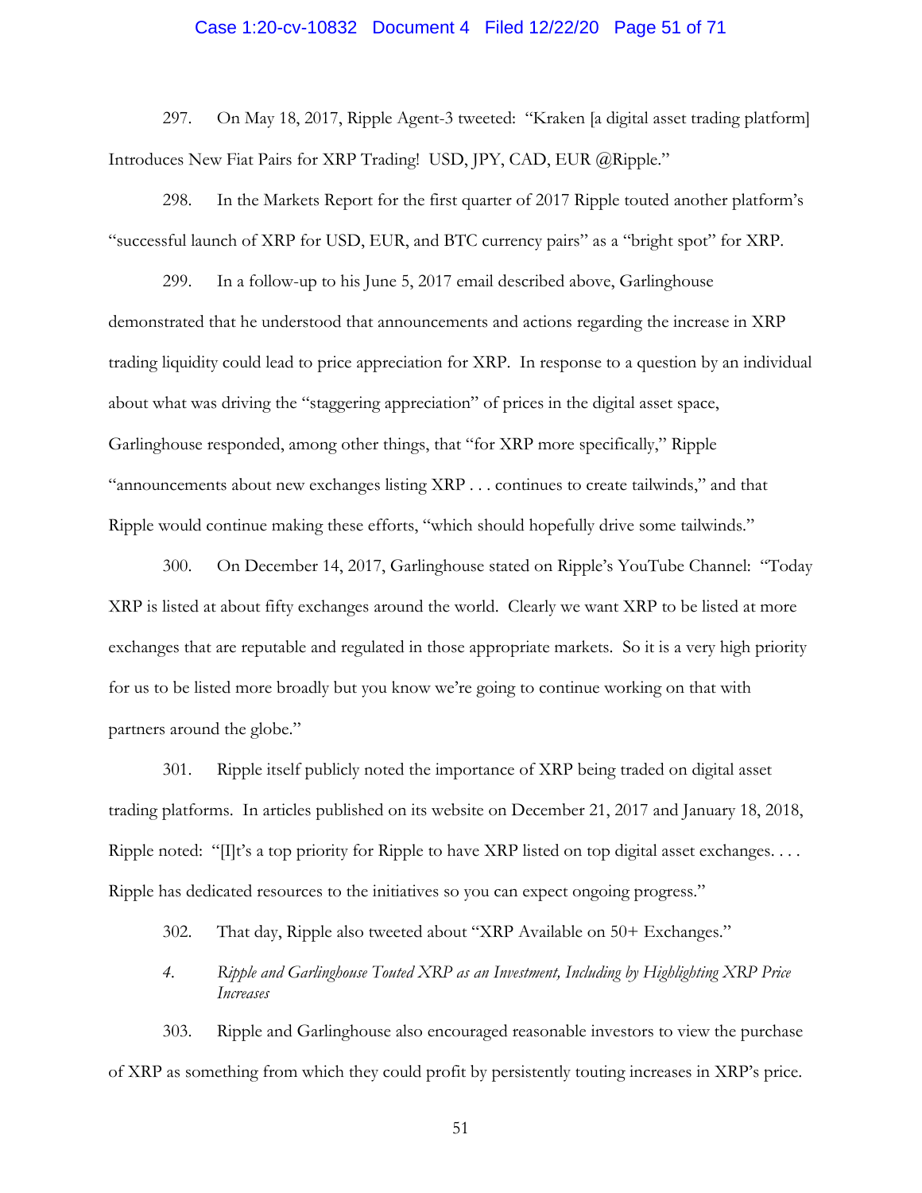297. On May 18, 2017, Ripple Agent-3 tweeted: "Kraken [a digital asset trading platform] Introduces New Fiat Pairs for XRP Trading! USD, JPY, CAD, EUR @Ripple."

298. In the Markets Report for the first quarter of 2017 Ripple touted another platform's "successful launch of XRP for USD, EUR, and BTC currency pairs" as a "bright spot" for XRP.

299. In a follow-up to his June 5, 2017 email described above, Garlinghouse demonstrated that he understood that announcements and actions regarding the increase in XRP trading liquidity could lead to price appreciation for XRP. In response to a question by an individual about what was driving the "staggering appreciation" of prices in the digital asset space, Garlinghouse responded, among other things, that "for XRP more specifically," Ripple "announcements about new exchanges listing XRP . . . continues to create tailwinds," and that Ripple would continue making these efforts, "which should hopefully drive some tailwinds."

300. On December 14, 2017, Garlinghouse stated on Ripple's YouTube Channel: "Today XRP is listed at about fifty exchanges around the world. Clearly we want XRP to be listed at more exchanges that are reputable and regulated in those appropriate markets. So it is a very high priority for us to be listed more broadly but you know we're going to continue working on that with partners around the globe."

301. Ripple itself publicly noted the importance of XRP being traded on digital asset trading platforms. In articles published on its website on December 21, 2017 and January 18, 2018, Ripple noted: "[I]t's a top priority for Ripple to have XRP listed on top digital asset exchanges. . . . Ripple has dedicated resources to the initiatives so you can expect ongoing progress."

302. That day, Ripple also tweeted about "XRP Available on 50+ Exchanges."

*4. Ripple and Garlinghouse Touted XRP as an Investment, Including by Highlighting XRP Price Increases*

303. Ripple and Garlinghouse also encouraged reasonable investors to view the purchase of XRP as something from which they could profit by persistently touting increases in XRP's price.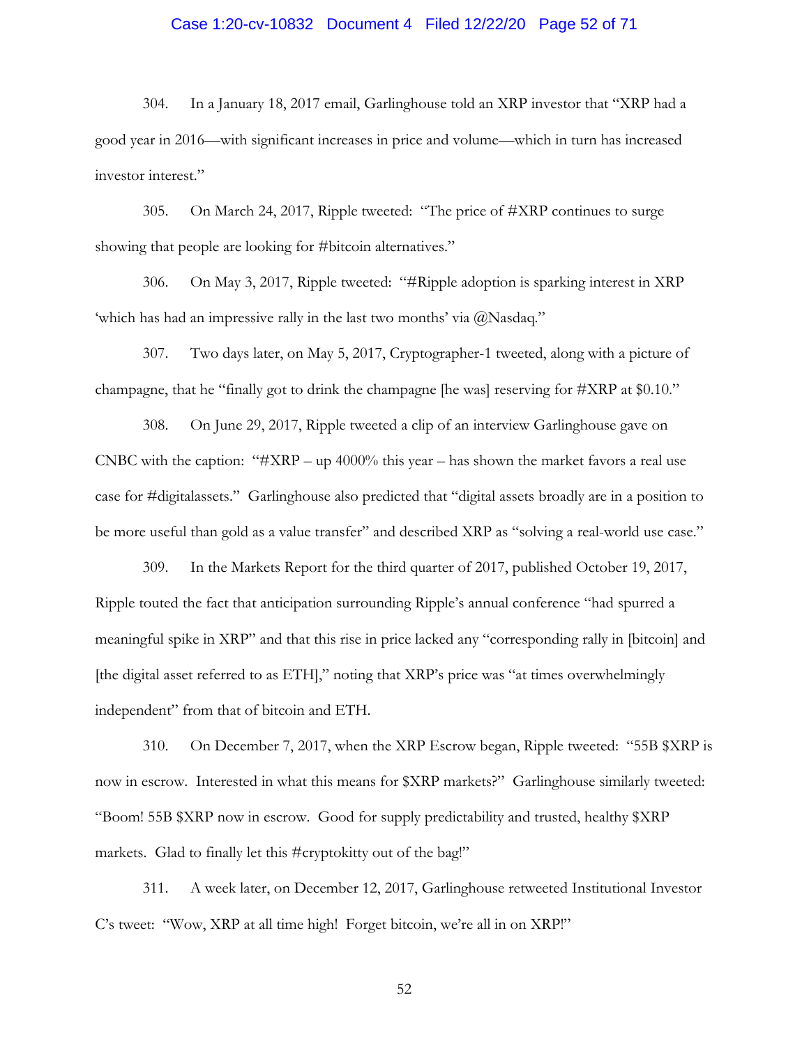304. In a January 18, 2017 email, Garlinghouse told an XRP investor that "XRP had a good year in 2016—with significant increases in price and volume—which in turn has increased investor interest."

305. On March 24, 2017, Ripple tweeted: "The price of #XRP continues to surge showing that people are looking for #bitcoin alternatives."

306. On May 3, 2017, Ripple tweeted: "#Ripple adoption is sparking interest in XRP 'which has had an impressive rally in the last two months' via @Nasdaq."

307. Two days later, on May 5, 2017, Cryptographer-1 tweeted, along with a picture of champagne, that he "finally got to drink the champagne [he was] reserving for #XRP at $0.10."

308. On June 29, 2017, Ripple tweeted a clip of an interview Garlinghouse gave on CNBC with the caption: "#XRP – up 4000% this year – has shown the market favors a real use case for #digitalassets." Garlinghouse also predicted that "digital assets broadly are in a position to be more useful than gold as a value transfer" and described XRP as "solving a real-world use case."

309. In the Markets Report for the third quarter of 2017, published October 19, 2017, Ripple touted the fact that anticipation surrounding Ripple's annual conference "had spurred a meaningful spike in XRP" and that this rise in price lacked any "corresponding rally in [bitcoin] and [the digital asset referred to as ETH]," noting that XRP's price was "at times overwhelmingly independent" from that of bitcoin and ETH.

310. On December 7, 2017, when the XRP Escrow began, Ripple tweeted: "55B $XRP is now in escrow. Interested in what this means for $XRP markets?" Garlinghouse similarly tweeted: "Boom! 55B $XRP now in escrow. Good for supply predictability and trusted, healthy $XRP markets. Glad to finally let this #cryptokitty out of the bag!"

311. A week later, on December 12, 2017, Garlinghouse retweeted Institutional Investor C's tweet: "Wow, XRP at all time high! Forget bitcoin, we're all in on XRP!"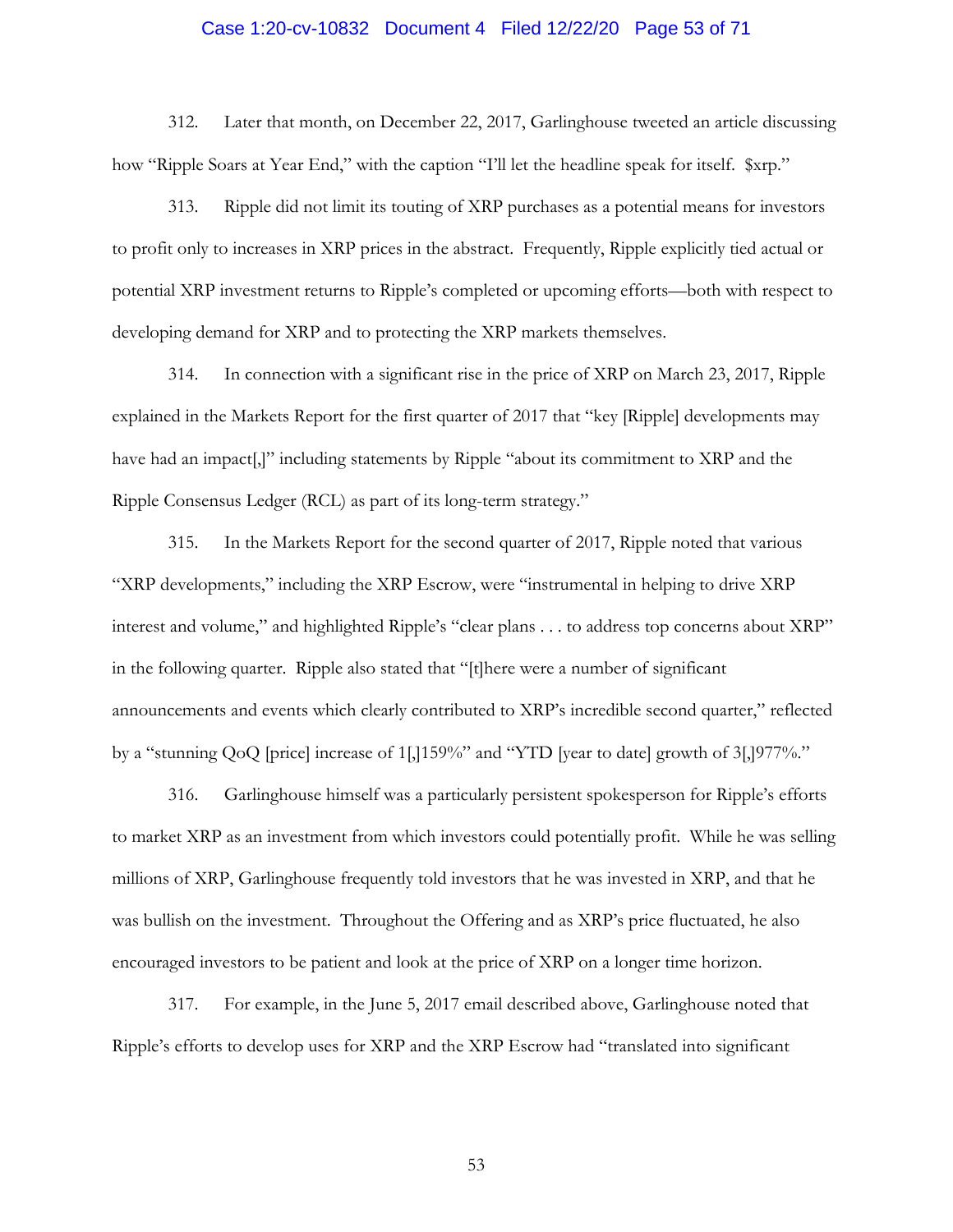312. Later that month, on December 22, 2017, Garlinghouse tweeted an article discussing how "Ripple Soars at Year End," with the caption "I'll let the headline speak for itself. $xrp."

313. Ripple did not limit its touting of XRP purchases as a potential means for investors to profit only to increases in XRP prices in the abstract. Frequently, Ripple explicitly tied actual or potential XRP investment returns to Ripple's completed or upcoming efforts—both with respect to developing demand for XRP and to protecting the XRP markets themselves.

314. In connection with a significant rise in the price of XRP on March 23, 2017, Ripple explained in the Markets Report for the first quarter of 2017 that "key [Ripple] developments may have had an impact[,]" including statements by Ripple "about its commitment to XRP and the Ripple Consensus Ledger (RCL) as part of its long-term strategy."

315. In the Markets Report for the second quarter of 2017, Ripple noted that various "XRP developments," including the XRP Escrow, were "instrumental in helping to drive XRP interest and volume," and highlighted Ripple's "clear plans . . . to address top concerns about XRP" in the following quarter. Ripple also stated that "[t]here were a number of significant announcements and events which clearly contributed to XRP's incredible second quarter," reflected by a "stunning QoQ [price] increase of 1[,]159%" and "YTD [year to date] growth of 3[,]977%."

316. Garlinghouse himself was a particularly persistent spokesperson for Ripple's efforts to market XRP as an investment from which investors could potentially profit. While he was selling millions of XRP, Garlinghouse frequently told investors that he was invested in XRP, and that he was bullish on the investment. Throughout the Offering and as XRP's price fluctuated, he also encouraged investors to be patient and look at the price of XRP on a longer time horizon.

317. For example, in the June 5, 2017 email described above, Garlinghouse noted that Ripple's efforts to develop uses for XRP and the XRP Escrow had "translated into significant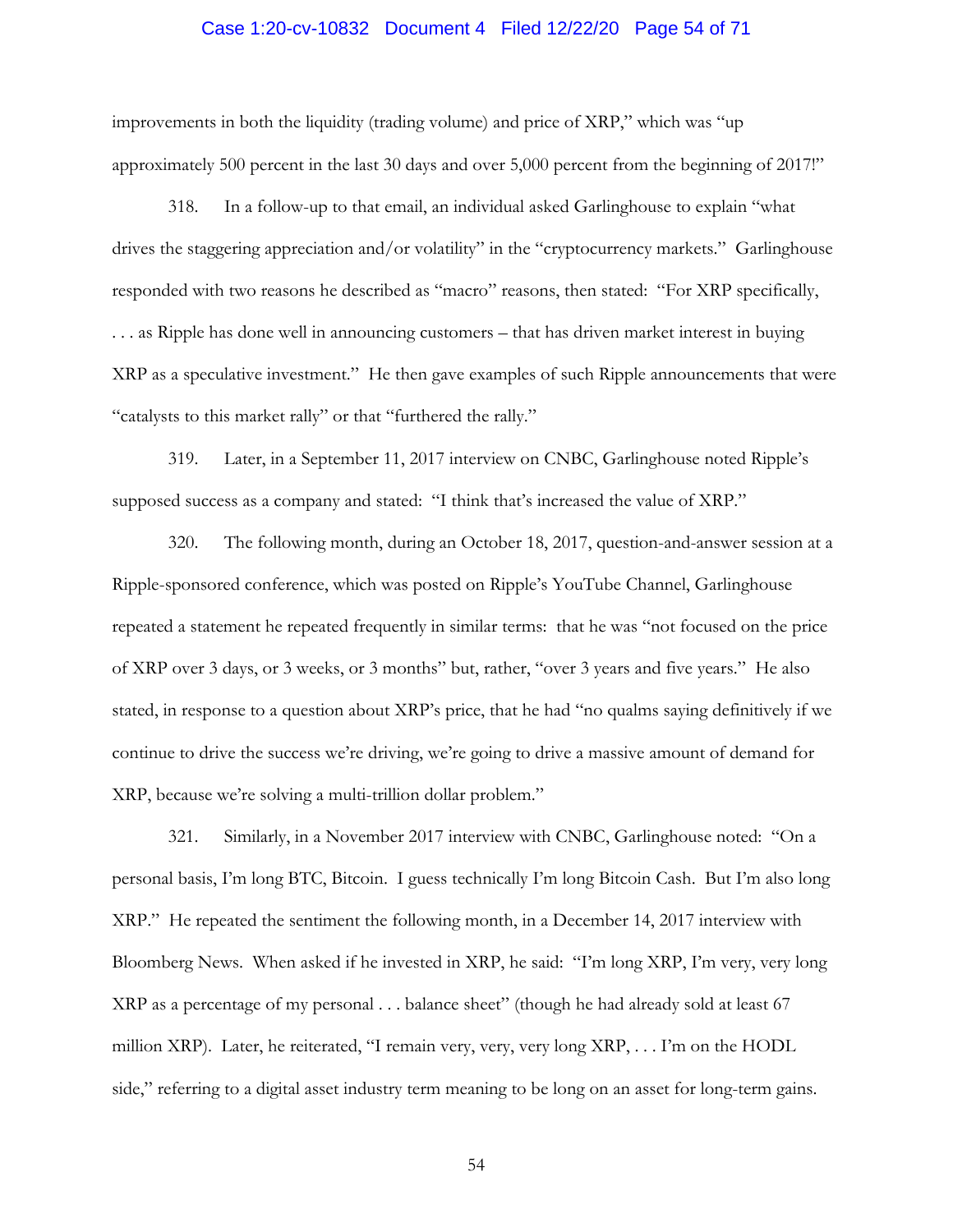improvements in both the liquidity (trading volume) and price of XRP," which was "up approximately 500 percent in the last 30 days and over 5,000 percent from the beginning of 2017!"

318. In a follow-up to that email, an individual asked Garlinghouse to explain "what drives the staggering appreciation and/or volatility" in the "cryptocurrency markets." Garlinghouse responded with two reasons he described as "macro" reasons, then stated: "For XRP specifically, . . . as Ripple has done well in announcing customers – that has driven market interest in buying XRP as a speculative investment." He then gave examples of such Ripple announcements that were "catalysts to this market rally" or that "furthered the rally."

319. Later, in a September 11, 2017 interview on CNBC, Garlinghouse noted Ripple's supposed success as a company and stated: "I think that's increased the value of XRP."

320. The following month, during an October 18, 2017, question-and-answer session at a Ripple-sponsored conference, which was posted on Ripple's YouTube Channel, Garlinghouse repeated a statement he repeated frequently in similar terms: that he was "not focused on the price of XRP over 3 days, or 3 weeks, or 3 months" but, rather, "over 3 years and five years." He also stated, in response to a question about XRP's price, that he had "no qualms saying definitively if we continue to drive the success we're driving, we're going to drive a massive amount of demand for XRP, because we're solving a multi-trillion dollar problem."

321. Similarly, in a November 2017 interview with CNBC, Garlinghouse noted: "On a personal basis, I'm long BTC, Bitcoin. I guess technically I'm long Bitcoin Cash. But I'm also long XRP." He repeated the sentiment the following month, in a December 14, 2017 interview with Bloomberg News. When asked if he invested in XRP, he said: "I'm long XRP, I'm very, very long XRP as a percentage of my personal . . . balance sheet" (though he had already sold at least 67 million XRP). Later, he reiterated, "I remain very, very, very long XRP, . . . I'm on the HODL side," referring to a digital asset industry term meaning to be long on an asset for long-term gains.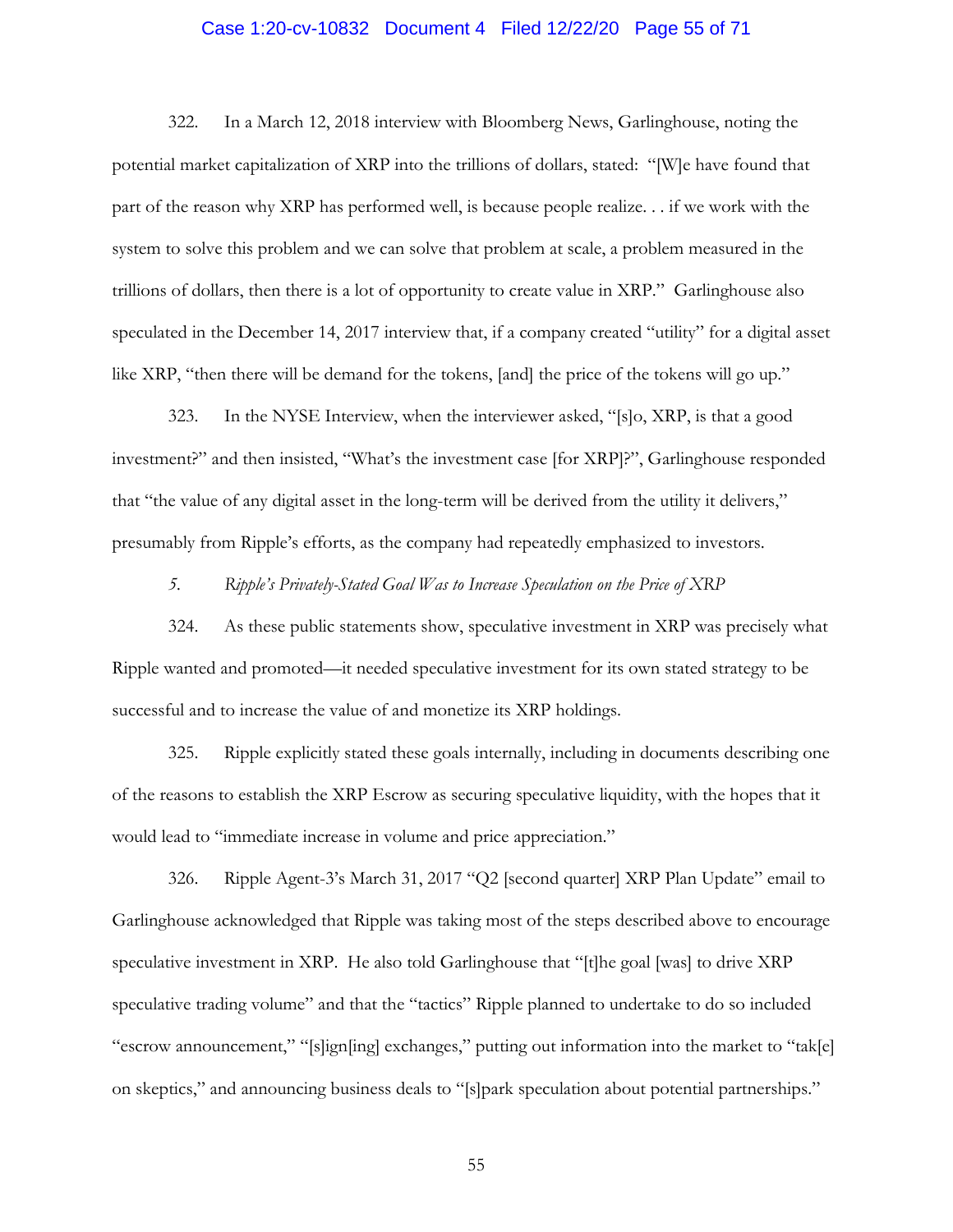322. In a March 12, 2018 interview with Bloomberg News, Garlinghouse, noting the potential market capitalization of XRP into the trillions of dollars, stated: "[W]e have found that part of the reason why XRP has performed well, is because people realize. . . if we work with the system to solve this problem and we can solve that problem at scale, a problem measured in the trillions of dollars, then there is a lot of opportunity to create value in XRP." Garlinghouse also speculated in the December 14, 2017 interview that, if a company created "utility" for a digital asset like XRP, "then there will be demand for the tokens, [and] the price of the tokens will go up."

323. In the NYSE Interview, when the interviewer asked, "[s]o, XRP, is that a good investment?" and then insisted, "What's the investment case [for XRP]?", Garlinghouse responded that "the value of any digital asset in the long-term will be derived from the utility it delivers," presumably from Ripple's efforts, as the company had repeatedly emphasized to investors.

*5. Ripple's Privately-Stated Goal Was to Increase Speculation on the Price of XRP*

324. As these public statements show, speculative investment in XRP was precisely what Ripple wanted and promoted—it needed speculative investment for its own stated strategy to be successful and to increase the value of and monetize its XRP holdings.

325. Ripple explicitly stated these goals internally, including in documents describing one of the reasons to establish the XRP Escrow as securing speculative liquidity, with the hopes that it would lead to "immediate increase in volume and price appreciation."

326. Ripple Agent-3's March 31, 2017 "Q2 [second quarter] XRP Plan Update" email to Garlinghouse acknowledged that Ripple was taking most of the steps described above to encourage speculative investment in XRP. He also told Garlinghouse that "[t]he goal [was] to drive XRP speculative trading volume" and that the "tactics" Ripple planned to undertake to do so included "escrow announcement," "[s]ign[ing] exchanges," putting out information into the market to "tak[e] on skeptics," and announcing business deals to "[s]park speculation about potential partnerships."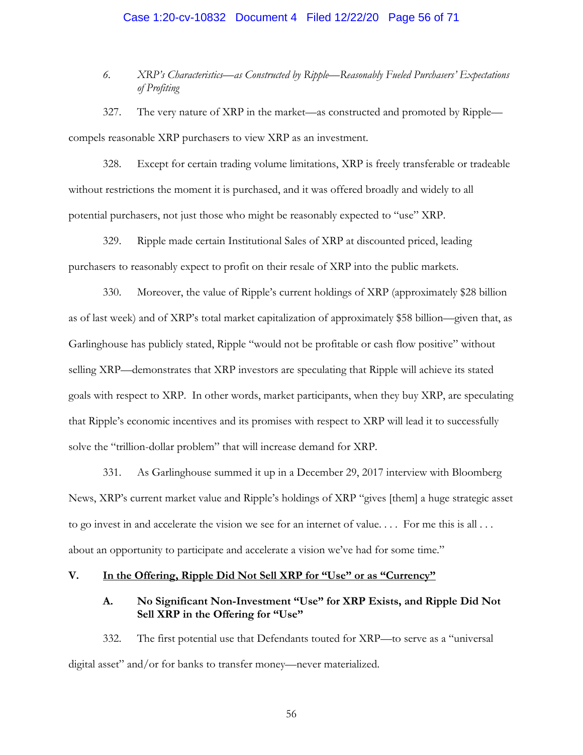*6. XRP's Characteristics—as Constructed by Ripple—Reasonably Fueled Purchasers' Expectations of Profiting*

327. The very nature of XRP in the market—as constructed and promoted by Ripple—compels reasonable XRP purchasers to view XRP as an investment.

328. Except for certain trading volume limitations, XRP is freely transferable or tradeable without restrictions the moment it is purchased, and it was offered broadly and widely to all potential purchasers, not just those who might be reasonably expected to "use" XRP.

329. Ripple made certain Institutional Sales of XRP at discounted priced, leading purchasers to reasonably expect to profit on their resale of XRP into the public markets.

330. Moreover, the value of Ripple's current holdings of XRP (approximately $28 billion as of last week) and of XRP's total market capitalization of approximately $58 billion—given that, as Garlinghouse has publicly stated, Ripple "would not be profitable or cash flow positive" without selling XRP—demonstrates that XRP investors are speculating that Ripple will achieve its stated goals with respect to XRP. In other words, market participants, when they buy XRP, are speculating that Ripple's economic incentives and its promises with respect to XRP will lead it to successfully solve the "trillion-dollar problem" that will increase demand for XRP.

331. As Garlinghouse summed it up in a December 29, 2017 interview with Bloomberg News, XRP's current market value and Ripple's holdings of XRP "gives [them] a huge strategic asset to go invest in and accelerate the vision we see for an internet of value. . . . For me this is all . . . about an opportunity to participate and accelerate a vision we've had for some time."

## V. <u>In the Offering, Ripple Did Not Sell XRP for "Use" or as "Currency"</u>

### A. No Significant Non-Investment "Use" for XRP Exists, and Ripple Did Not Sell XRP in the Offering for "Use"

332. The first potential use that Defendants touted for XRP—to serve as a "universal digital asset" and/or for banks to transfer money—never materialized.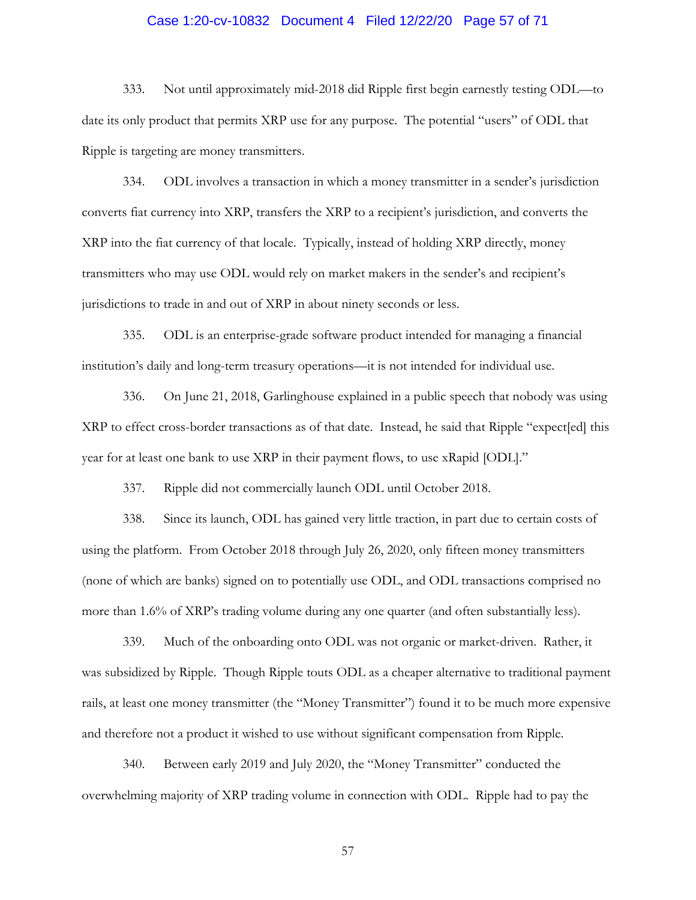333. Not until approximately mid-2018 did Ripple first begin earnestly testing ODL—to date its only product that permits XRP use for any purpose. The potential "users" of ODL that Ripple is targeting are money transmitters.

334. ODL involves a transaction in which a money transmitter in a sender's jurisdiction converts fiat currency into XRP, transfers the XRP to a recipient's jurisdiction, and converts the XRP into the fiat currency of that locale. Typically, instead of holding XRP directly, money transmitters who may use ODL would rely on market makers in the sender's and recipient's jurisdictions to trade in and out of XRP in about ninety seconds or less.

335. ODL is an enterprise-grade software product intended for managing a financial institution's daily and long-term treasury operations—it is not intended for individual use.

336. On June 21, 2018, Garlinghouse explained in a public speech that nobody was using XRP to effect cross-border transactions as of that date. Instead, he said that Ripple "expect[ed] this year for at least one bank to use XRP in their payment flows, to use xRapid [ODL]."

337. Ripple did not commercially launch ODL until October 2018.

338. Since its launch, ODL has gained very little traction, in part due to certain costs of using the platform. From October 2018 through July 26, 2020, only fifteen money transmitters (none of which are banks) signed on to potentially use ODL, and ODL transactions comprised no more than 1.6% of XRP's trading volume during any one quarter (and often substantially less).

339. Much of the onboarding onto ODL was not organic or market-driven. Rather, it was subsidized by Ripple. Though Ripple touts ODL as a cheaper alternative to traditional payment rails, at least one money transmitter (the "Money Transmitter") found it to be much more expensive and therefore not a product it wished to use without significant compensation from Ripple.

340. Between early 2019 and July 2020, the "Money Transmitter" conducted the overwhelming majority of XRP trading volume in connection with ODL. Ripple had to pay the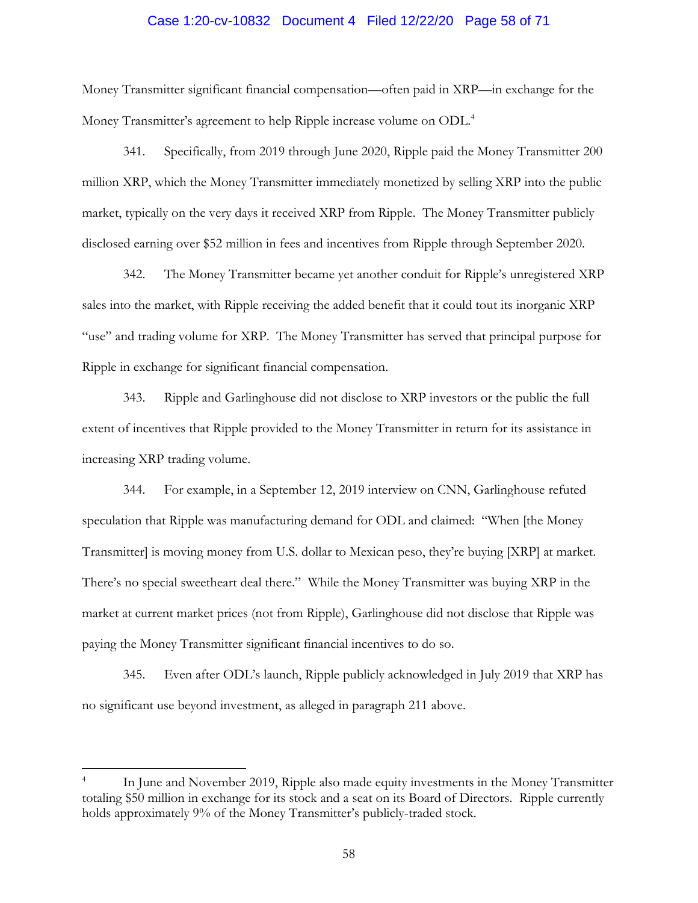Money Transmitter significant financial compensation—often paid in XRP—in exchange for the Money Transmitter's agreement to help Ripple increase volume on ODL.[4]

341. Specifically, from 2019 through June 2020, Ripple paid the Money Transmitter 200 million XRP, which the Money Transmitter immediately monetized by selling XRP into the public market, typically on the very days it received XRP from Ripple. The Money Transmitter publicly disclosed earning over $52 million in fees and incentives from Ripple through September 2020.

342. The Money Transmitter became yet another conduit for Ripple's unregistered XRP sales into the market, with Ripple receiving the added benefit that it could tout its inorganic XRP "use" and trading volume for XRP. The Money Transmitter has served that principal purpose for Ripple in exchange for significant financial compensation.

343. Ripple and Garlinghouse did not disclose to XRP investors or the public the full extent of incentives that Ripple provided to the Money Transmitter in return for its assistance in increasing XRP trading volume.

344. For example, in a September 12, 2019 interview on CNN, Garlinghouse refuted speculation that Ripple was manufacturing demand for ODL and claimed: "When [the Money Transmitter] is moving money from U.S. dollar to Mexican peso, they're buying [XRP] at market. There's no special sweetheart deal there." While the Money Transmitter was buying XRP in the market at current market prices (not from Ripple), Garlinghouse did not disclose that Ripple was paying the Money Transmitter significant financial incentives to do so.

345. Even after ODL's launch, Ripple publicly acknowledged in July 2019 that XRP has no significant use beyond investment, as alleged in paragraph 211 above.

---

[4] In June and November 2019, Ripple also made equity investments in the Money Transmitter totaling $50 million in exchange for its stock and a seat on its Board of Directors. Ripple currently holds approximately 9% of the Money Transmitter's publicly-traded stock.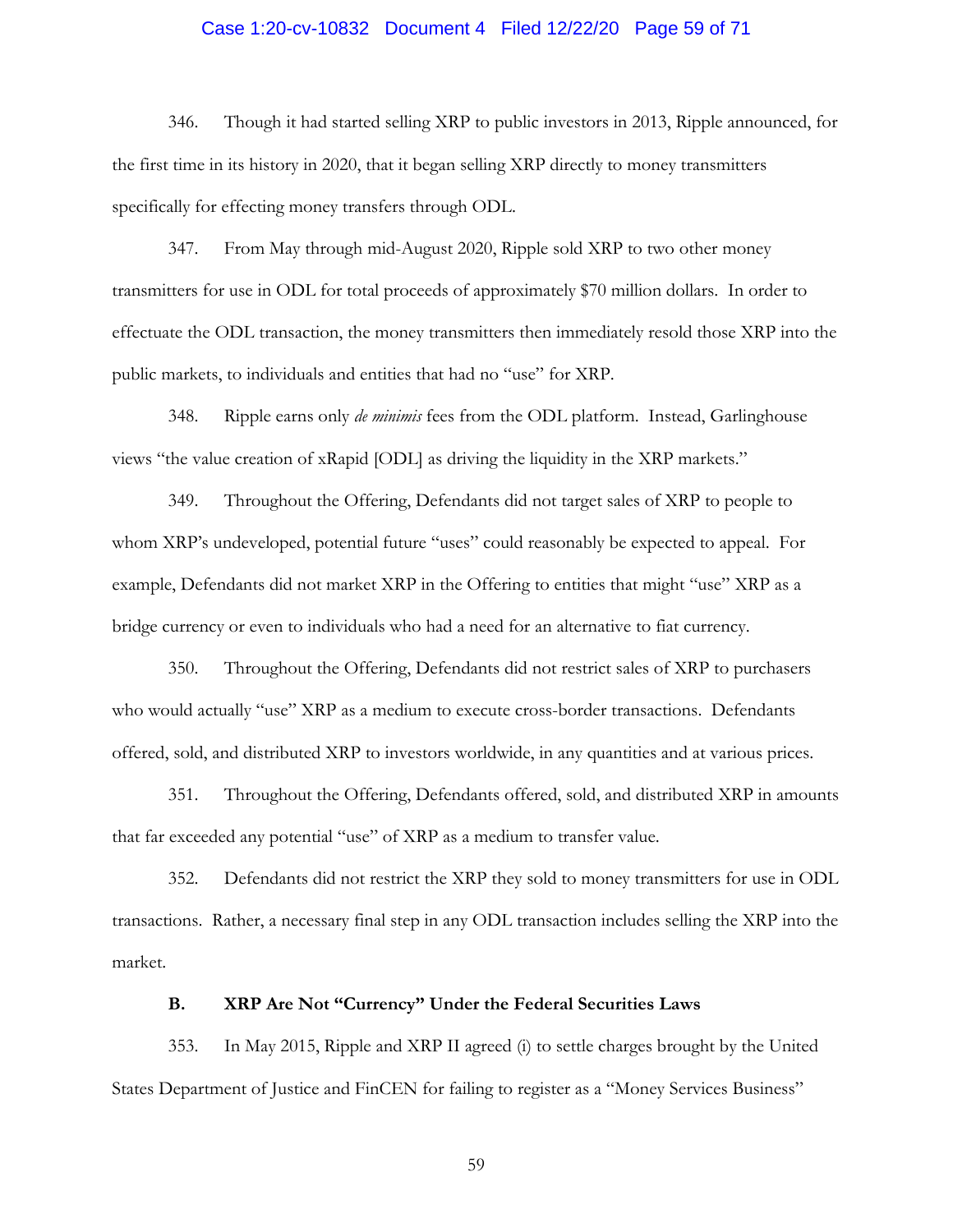346. Though it had started selling XRP to public investors in 2013, Ripple announced, for the first time in its history in 2020, that it began selling XRP directly to money transmitters specifically for effecting money transfers through ODL.

347. From May through mid-August 2020, Ripple sold XRP to two other money transmitters for use in ODL for total proceeds of approximately $70 million dollars. In order to effectuate the ODL transaction, the money transmitters then immediately resold those XRP into the public markets, to individuals and entities that had no "use" for XRP.

348. Ripple earns only *de minimis* fees from the ODL platform. Instead, Garlinghouse views "the value creation of xRapid [ODL] as driving the liquidity in the XRP markets."

349. Throughout the Offering, Defendants did not target sales of XRP to people to whom XRP's undeveloped, potential future "uses" could reasonably be expected to appeal. For example, Defendants did not market XRP in the Offering to entities that might "use" XRP as a bridge currency or even to individuals who had a need for an alternative to fiat currency.

350. Throughout the Offering, Defendants did not restrict sales of XRP to purchasers who would actually "use" XRP as a medium to execute cross-border transactions. Defendants offered, sold, and distributed XRP to investors worldwide, in any quantities and at various prices.

351. Throughout the Offering, Defendants offered, sold, and distributed XRP in amounts that far exceeded any potential "use" of XRP as a medium to transfer value.

352. Defendants did not restrict the XRP they sold to money transmitters for use in ODL transactions. Rather, a necessary final step in any ODL transaction includes selling the XRP into the market.

### B. XRP Are Not "Currency" Under the Federal Securities Laws

353. In May 2015, Ripple and XRP II agreed (i) to settle charges brought by the United States Department of Justice and FinCEN for failing to register as a "Money Services Business"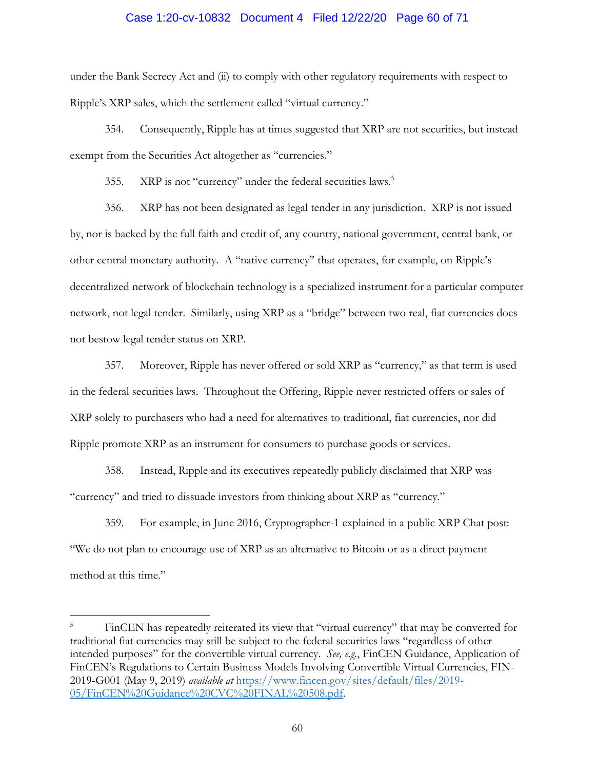under the Bank Secrecy Act and (ii) to comply with other regulatory requirements with respect to Ripple's XRP sales, which the settlement called "virtual currency."

354. Consequently, Ripple has at times suggested that XRP are not securities, but instead exempt from the Securities Act altogether as "currencies."

355. XRP is not "currency" under the federal securities laws.[5]

356. XRP has not been designated as legal tender in any jurisdiction. XRP is not issued by, nor is backed by the full faith and credit of, any country, national government, central bank, or other central monetary authority. A "native currency" that operates, for example, on Ripple's decentralized network of blockchain technology is a specialized instrument for a particular computer network, not legal tender. Similarly, using XRP as a "bridge" between two real, fiat currencies does not bestow legal tender status on XRP.

357. Moreover, Ripple has never offered or sold XRP as "currency," as that term is used in the federal securities laws. Throughout the Offering, Ripple never restricted offers or sales of XRP solely to purchasers who had a need for alternatives to traditional, fiat currencies, nor did Ripple promote XRP as an instrument for consumers to purchase goods or services.

358. Instead, Ripple and its executives repeatedly publicly disclaimed that XRP was "currency" and tried to dissuade investors from thinking about XRP as "currency."

359. For example, in June 2016, Cryptographer-1 explained in a public XRP Chat post: "We do not plan to encourage use of XRP as an alternative to Bitcoin or as a direct payment method at this time."

---

[5] FinCEN has repeatedly reiterated its view that "virtual currency" that may be converted for traditional fiat currencies may still be subject to the federal securities laws "regardless of other intended purposes" for the convertible virtual currency. *See, e.g.*, FinCEN Guidance, Application of FinCEN's Regulations to Certain Business Models Involving Convertible Virtual Currencies, FIN-2019-G001 (May 9, 2019) *available at* [https://www.fincen.gov/sites/default/files/2019-05/FinCEN%20Guidance%20CVC%20FINAL%20508.pdf](https://www.fincen.gov/sites/default/files/2019-05/FinCEN%20Guidance%20CVC%20FINAL%20508.pdf).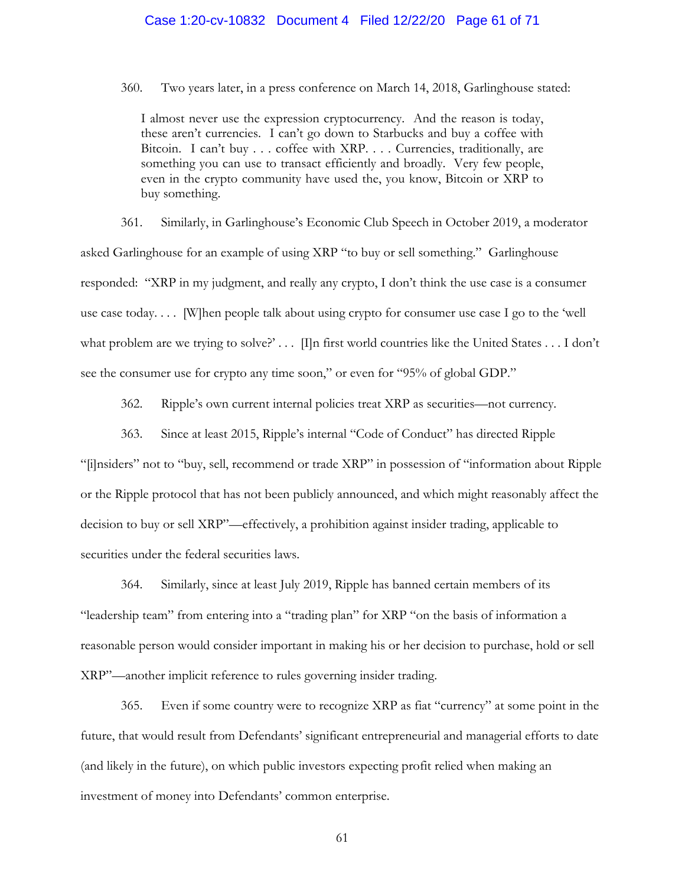360. Two years later, in a press conference on March 14, 2018, Garlinghouse stated:

> I almost never use the expression cryptocurrency. And the reason is today, these aren't currencies. I can't go down to Starbucks and buy a coffee with Bitcoin. I can't buy . . . coffee with XRP. . . . Currencies, traditionally, are something you can use to transact efficiently and broadly. Very few people, even in the crypto community have used the, you know, Bitcoin or XRP to buy something.

361. Similarly, in Garlinghouse's Economic Club Speech in October 2019, a moderator asked Garlinghouse for an example of using XRP "to buy or sell something." Garlinghouse responded: "XRP in my judgment, and really any crypto, I don't think the use case is a consumer use case today. . . . [W]hen people talk about using crypto for consumer use case I go to the 'well what problem are we trying to solve?' . . . [I]n first world countries like the United States . . . I don't see the consumer use for crypto any time soon," or even for "95% of global GDP."

362. Ripple's own current internal policies treat XRP as securities—not currency.

363. Since at least 2015, Ripple's internal "Code of Conduct" has directed Ripple "[i]nsiders" not to "buy, sell, recommend or trade XRP" in possession of "information about Ripple or the Ripple protocol that has not been publicly announced, and which might reasonably affect the decision to buy or sell XRP"—effectively, a prohibition against insider trading, applicable to securities under the federal securities laws.

364. Similarly, since at least July 2019, Ripple has banned certain members of its "leadership team" from entering into a "trading plan" for XRP "on the basis of information a reasonable person would consider important in making his or her decision to purchase, hold or sell XRP"—another implicit reference to rules governing insider trading.

365. Even if some country were to recognize XRP as fiat "currency" at some point in the future, that would result from Defendants' significant entrepreneurial and managerial efforts to date (and likely in the future), on which public investors expecting profit relied when making an investment of money into Defendants' common enterprise.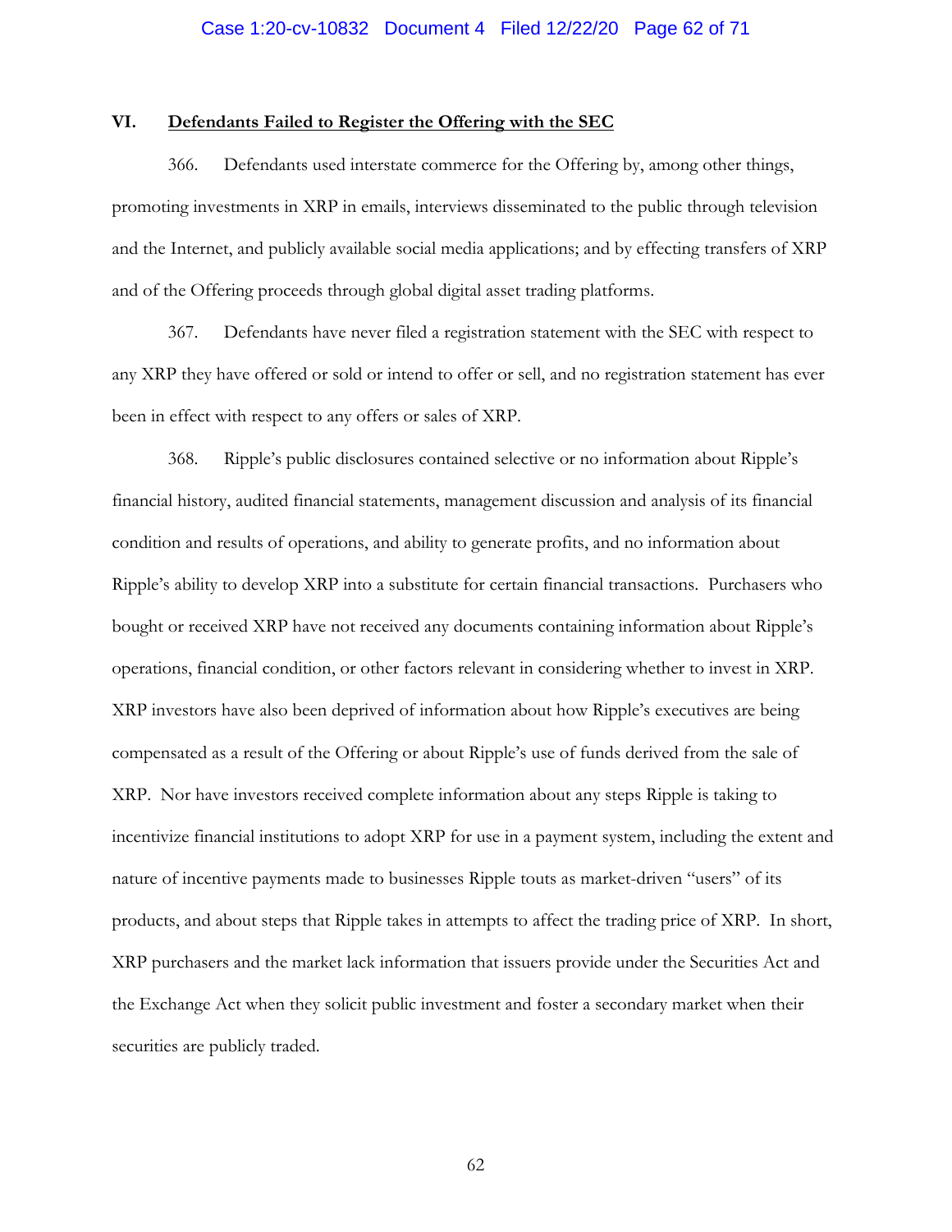## VI. **Defendants Failed to Register the Offering with the SEC**

366. Defendants used interstate commerce for the Offering by, among other things, promoting investments in XRP in emails, interviews disseminated to the public through television and the Internet, and publicly available social media applications; and by effecting transfers of XRP and of the Offering proceeds through global digital asset trading platforms.

367. Defendants have never filed a registration statement with the SEC with respect to any XRP they have offered or sold or intend to offer or sell, and no registration statement has ever been in effect with respect to any offers or sales of XRP.

368. Ripple's public disclosures contained selective or no information about Ripple's financial history, audited financial statements, management discussion and analysis of its financial condition and results of operations, and ability to generate profits, and no information about Ripple's ability to develop XRP into a substitute for certain financial transactions. Purchasers who bought or received XRP have not received any documents containing information about Ripple's operations, financial condition, or other factors relevant in considering whether to invest in XRP. XRP investors have also been deprived of information about how Ripple's executives are being compensated as a result of the Offering or about Ripple's use of funds derived from the sale of XRP. Nor have investors received complete information about any steps Ripple is taking to incentivize financial institutions to adopt XRP for use in a payment system, including the extent and nature of incentive payments made to businesses Ripple touts as market-driven "users" of its products, and about steps that Ripple takes in attempts to affect the trading price of XRP. In short, XRP purchasers and the market lack information that issuers provide under the Securities Act and the Exchange Act when they solicit public investment and foster a secondary market when their securities are publicly traded.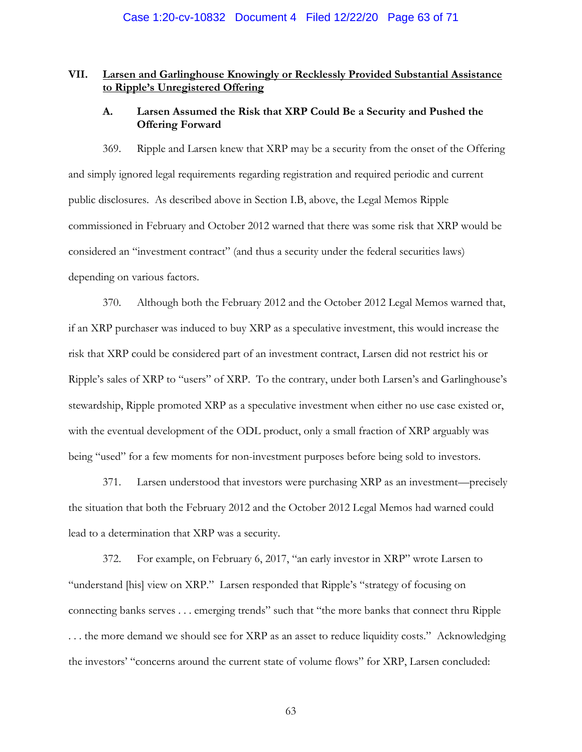## VII. Larsen and Garlinghouse Knowingly or Recklessly Provided Substantial Assistance to Ripple's Unregistered Offering

### A. Larsen Assumed the Risk that XRP Could Be a Security and Pushed the Offering Forward

369. Ripple and Larsen knew that XRP may be a security from the onset of the Offering and simply ignored legal requirements regarding registration and required periodic and current public disclosures. As described above in Section I.B, above, the Legal Memos Ripple commissioned in February and October 2012 warned that there was some risk that XRP would be considered an "investment contract" (and thus a security under the federal securities laws) depending on various factors.

370. Although both the February 2012 and the October 2012 Legal Memos warned that, if an XRP purchaser was induced to buy XRP as a speculative investment, this would increase the risk that XRP could be considered part of an investment contract, Larsen did not restrict his or Ripple's sales of XRP to "users" of XRP. To the contrary, under both Larsen's and Garlinghouse's stewardship, Ripple promoted XRP as a speculative investment when either no use case existed or, with the eventual development of the ODL product, only a small fraction of XRP arguably was being "used" for a few moments for non-investment purposes before being sold to investors.

371. Larsen understood that investors were purchasing XRP as an investment—precisely the situation that both the February 2012 and the October 2012 Legal Memos had warned could lead to a determination that XRP was a security.

372. For example, on February 6, 2017, "an early investor in XRP" wrote Larsen to "understand [his] view on XRP." Larsen responded that Ripple's "strategy of focusing on connecting banks serves . . . emerging trends" such that "the more banks that connect thru Ripple . . . the more demand we should see for XRP as an asset to reduce liquidity costs." Acknowledging the investors' "concerns around the current state of volume flows" for XRP, Larsen concluded: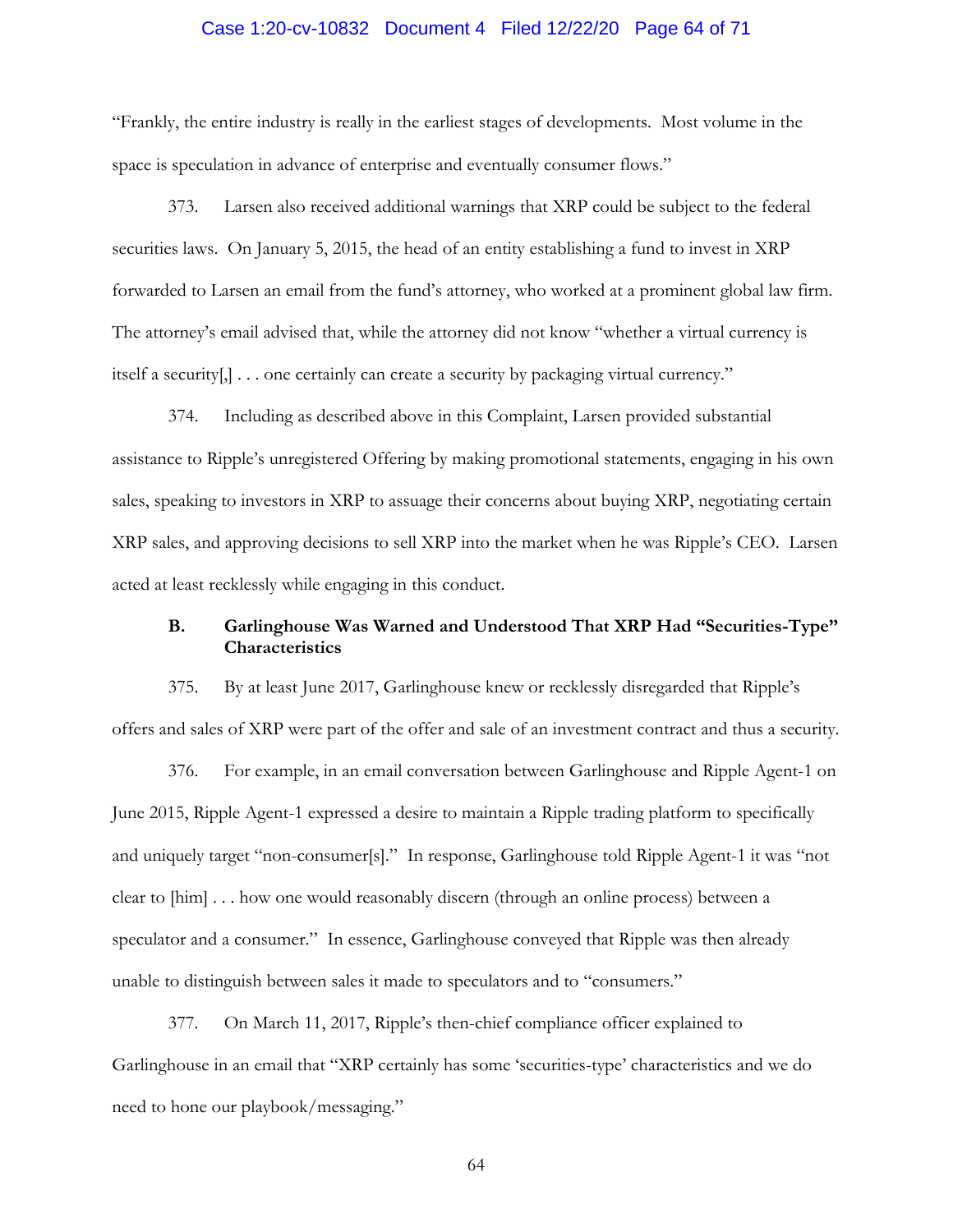"Frankly, the entire industry is really in the earliest stages of developments. Most volume in the space is speculation in advance of enterprise and eventually consumer flows."

373. Larsen also received additional warnings that XRP could be subject to the federal securities laws. On January 5, 2015, the head of an entity establishing a fund to invest in XRP forwarded to Larsen an email from the fund's attorney, who worked at a prominent global law firm. The attorney's email advised that, while the attorney did not know "whether a virtual currency is itself a security[,] . . . one certainly can create a security by packaging virtual currency."

374. Including as described above in this Complaint, Larsen provided substantial assistance to Ripple's unregistered Offering by making promotional statements, engaging in his own sales, speaking to investors in XRP to assuage their concerns about buying XRP, negotiating certain XRP sales, and approving decisions to sell XRP into the market when he was Ripple's CEO. Larsen acted at least recklessly while engaging in this conduct.

### B. Garlinghouse Was Warned and Understood That XRP Had "Securities-Type" Characteristics

375. By at least June 2017, Garlinghouse knew or recklessly disregarded that Ripple's offers and sales of XRP were part of the offer and sale of an investment contract and thus a security.

376. For example, in an email conversation between Garlinghouse and Ripple Agent-1 on June 2015, Ripple Agent-1 expressed a desire to maintain a Ripple trading platform to specifically and uniquely target "non-consumer[s]." In response, Garlinghouse told Ripple Agent-1 it was "not clear to [him] . . . how one would reasonably discern (through an online process) between a speculator and a consumer." In essence, Garlinghouse conveyed that Ripple was then already unable to distinguish between sales it made to speculators and to "consumers."

377. On March 11, 2017, Ripple's then-chief compliance officer explained to Garlinghouse in an email that "XRP certainly has some 'securities-type' characteristics and we do need to hone our playbook/messaging."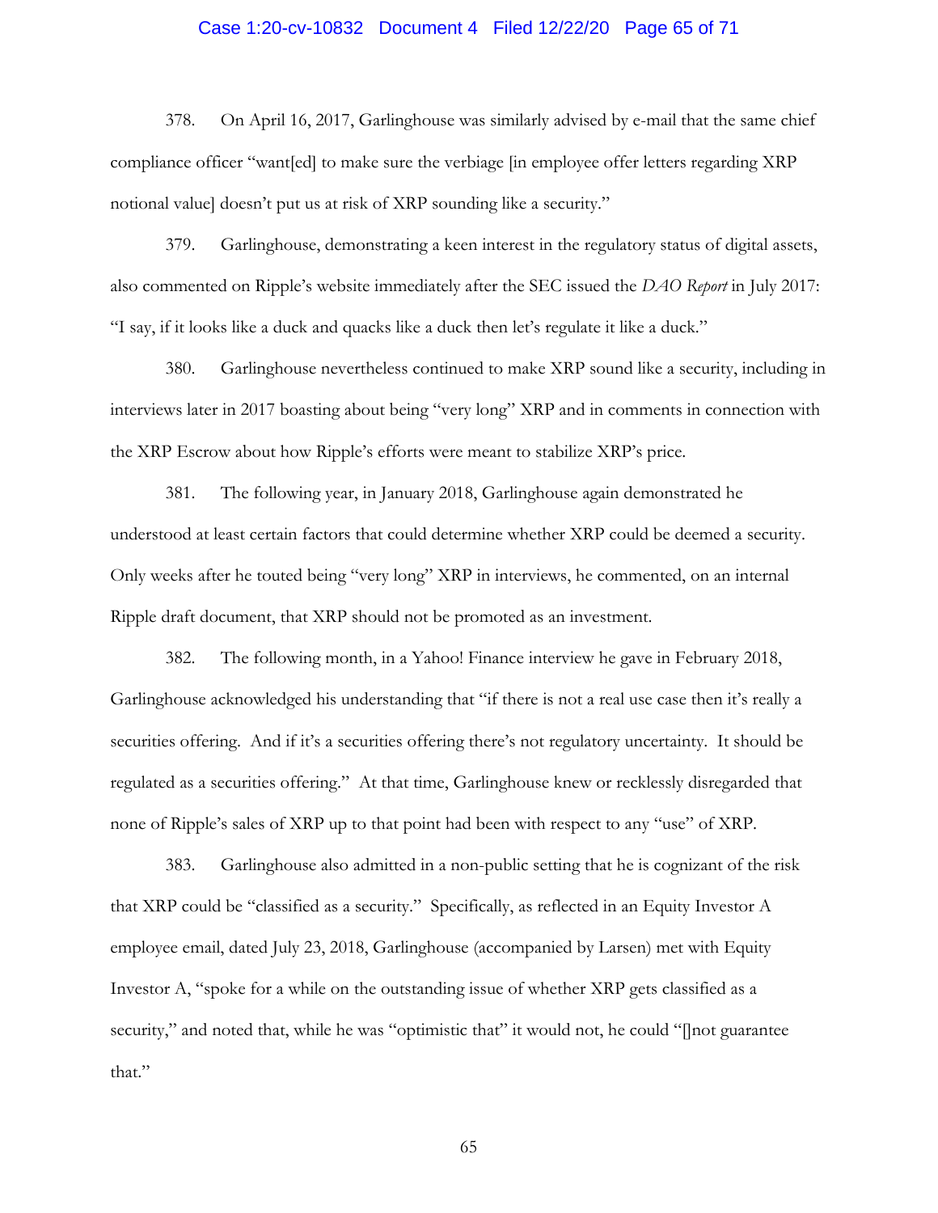378. On April 16, 2017, Garlinghouse was similarly advised by e-mail that the same chief compliance officer "want[ed] to make sure the verbiage [in employee offer letters regarding XRP notional value] doesn't put us at risk of XRP sounding like a security."

379. Garlinghouse, demonstrating a keen interest in the regulatory status of digital assets, also commented on Ripple's website immediately after the SEC issued the *DAO Report* in July 2017: "I say, if it looks like a duck and quacks like a duck then let's regulate it like a duck."

380. Garlinghouse nevertheless continued to make XRP sound like a security, including in interviews later in 2017 boasting about being "very long" XRP and in comments in connection with the XRP Escrow about how Ripple's efforts were meant to stabilize XRP's price.

381. The following year, in January 2018, Garlinghouse again demonstrated he understood at least certain factors that could determine whether XRP could be deemed a security. Only weeks after he touted being "very long" XRP in interviews, he commented, on an internal Ripple draft document, that XRP should not be promoted as an investment.

382. The following month, in a Yahoo! Finance interview he gave in February 2018, Garlinghouse acknowledged his understanding that "if there is not a real use case then it's really a securities offering. And if it's a securities offering there's not regulatory uncertainty. It should be regulated as a securities offering." At that time, Garlinghouse knew or recklessly disregarded that none of Ripple's sales of XRP up to that point had been with respect to any "use" of XRP.

383. Garlinghouse also admitted in a non-public setting that he is cognizant of the risk that XRP could be "classified as a security." Specifically, as reflected in an Equity Investor A employee email, dated July 23, 2018, Garlinghouse (accompanied by Larsen) met with Equity Investor A, "spoke for a while on the outstanding issue of whether XRP gets classified as a security," and noted that, while he was "optimistic that" it would not, he could "[]not guarantee that."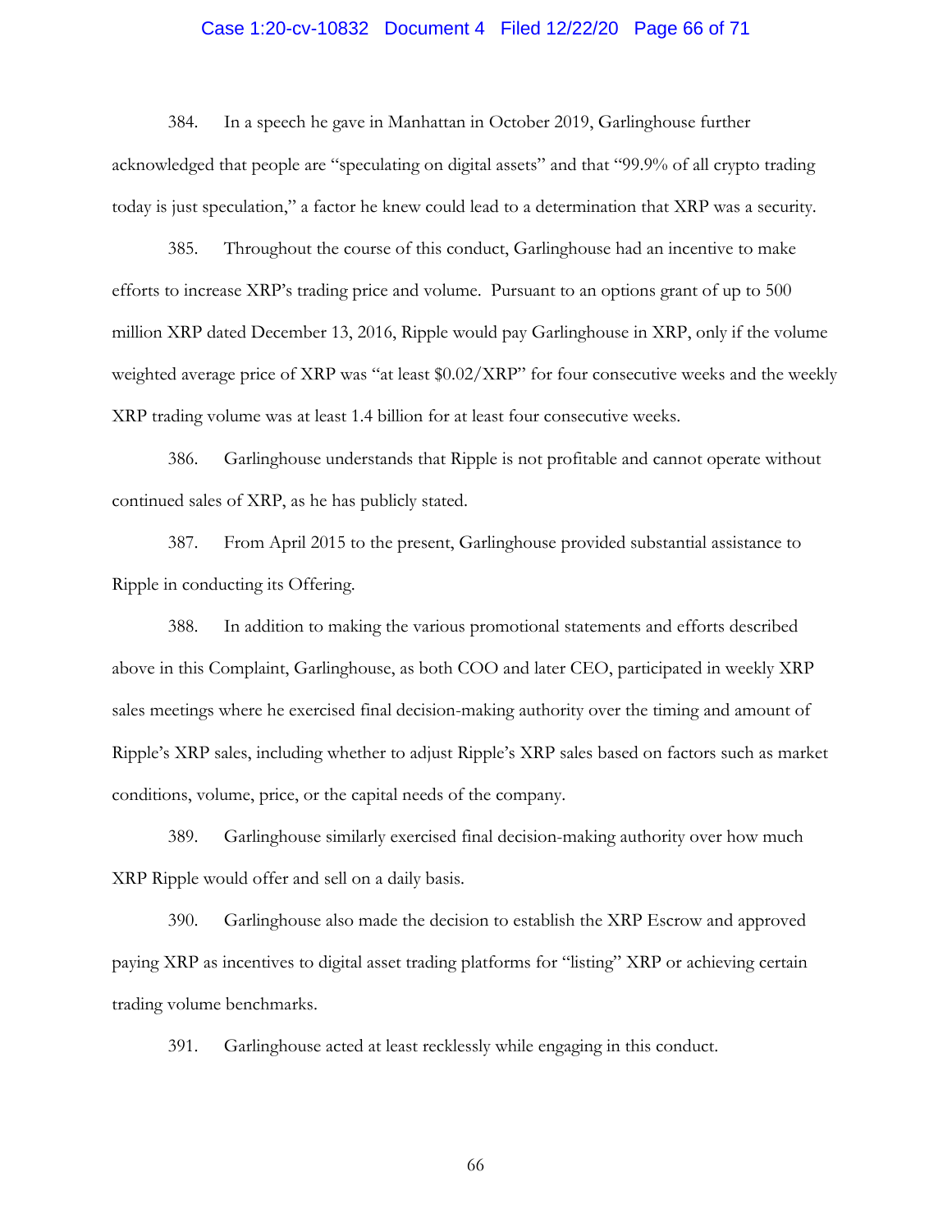384. In a speech he gave in Manhattan in October 2019, Garlinghouse further acknowledged that people are "speculating on digital assets" and that "99.9% of all crypto trading today is just speculation," a factor he knew could lead to a determination that XRP was a security.

385. Throughout the course of this conduct, Garlinghouse had an incentive to make efforts to increase XRP's trading price and volume. Pursuant to an options grant of up to 500 million XRP dated December 13, 2016, Ripple would pay Garlinghouse in XRP, only if the volume weighted average price of XRP was "at least $0.02/XRP" for four consecutive weeks and the weekly XRP trading volume was at least 1.4 billion for at least four consecutive weeks.

386. Garlinghouse understands that Ripple is not profitable and cannot operate without continued sales of XRP, as he has publicly stated.

387. From April 2015 to the present, Garlinghouse provided substantial assistance to Ripple in conducting its Offering.

388. In addition to making the various promotional statements and efforts described above in this Complaint, Garlinghouse, as both COO and later CEO, participated in weekly XRP sales meetings where he exercised final decision-making authority over the timing and amount of Ripple's XRP sales, including whether to adjust Ripple's XRP sales based on factors such as market conditions, volume, price, or the capital needs of the company.

389. Garlinghouse similarly exercised final decision-making authority over how much XRP Ripple would offer and sell on a daily basis.

390. Garlinghouse also made the decision to establish the XRP Escrow and approved paying XRP as incentives to digital asset trading platforms for "listing" XRP or achieving certain trading volume benchmarks.

391. Garlinghouse acted at least recklessly while engaging in this conduct.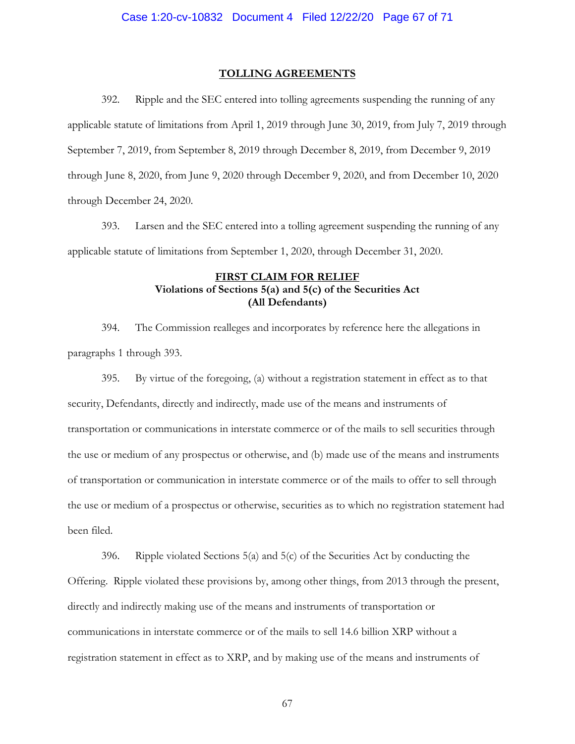## TOLLING AGREEMENTS

392. Ripple and the SEC entered into tolling agreements suspending the running of any applicable statute of limitations from April 1, 2019 through June 30, 2019, from July 7, 2019 through September 7, 2019, from September 8, 2019 through December 8, 2019, from December 9, 2019 through June 8, 2020, from June 9, 2020 through December 9, 2020, and from December 10, 2020 through December 24, 2020.

393. Larsen and the SEC entered into a tolling agreement suspending the running of any applicable statute of limitations from September 1, 2020, through December 31, 2020.

## FIRST CLAIM FOR RELIEF
**Violations of Sections 5(a) and 5(c) of the Securities Act**
**(All Defendants)**

394. The Commission realleges and incorporates by reference here the allegations in paragraphs 1 through 393.

395. By virtue of the foregoing, (a) without a registration statement in effect as to that security, Defendants, directly and indirectly, made use of the means and instruments of transportation or communications in interstate commerce or of the mails to sell securities through the use or medium of any prospectus or otherwise, and (b) made use of the means and instruments of transportation or communication in interstate commerce or of the mails to offer to sell through the use or medium of a prospectus or otherwise, securities as to which no registration statement had been filed.

396. Ripple violated Sections 5(a) and 5(c) of the Securities Act by conducting the Offering. Ripple violated these provisions by, among other things, from 2013 through the present, directly and indirectly making use of the means and instruments of transportation or communications in interstate commerce or of the mails to sell 14.6 billion XRP without a registration statement in effect as to XRP, and by making use of the means and instruments of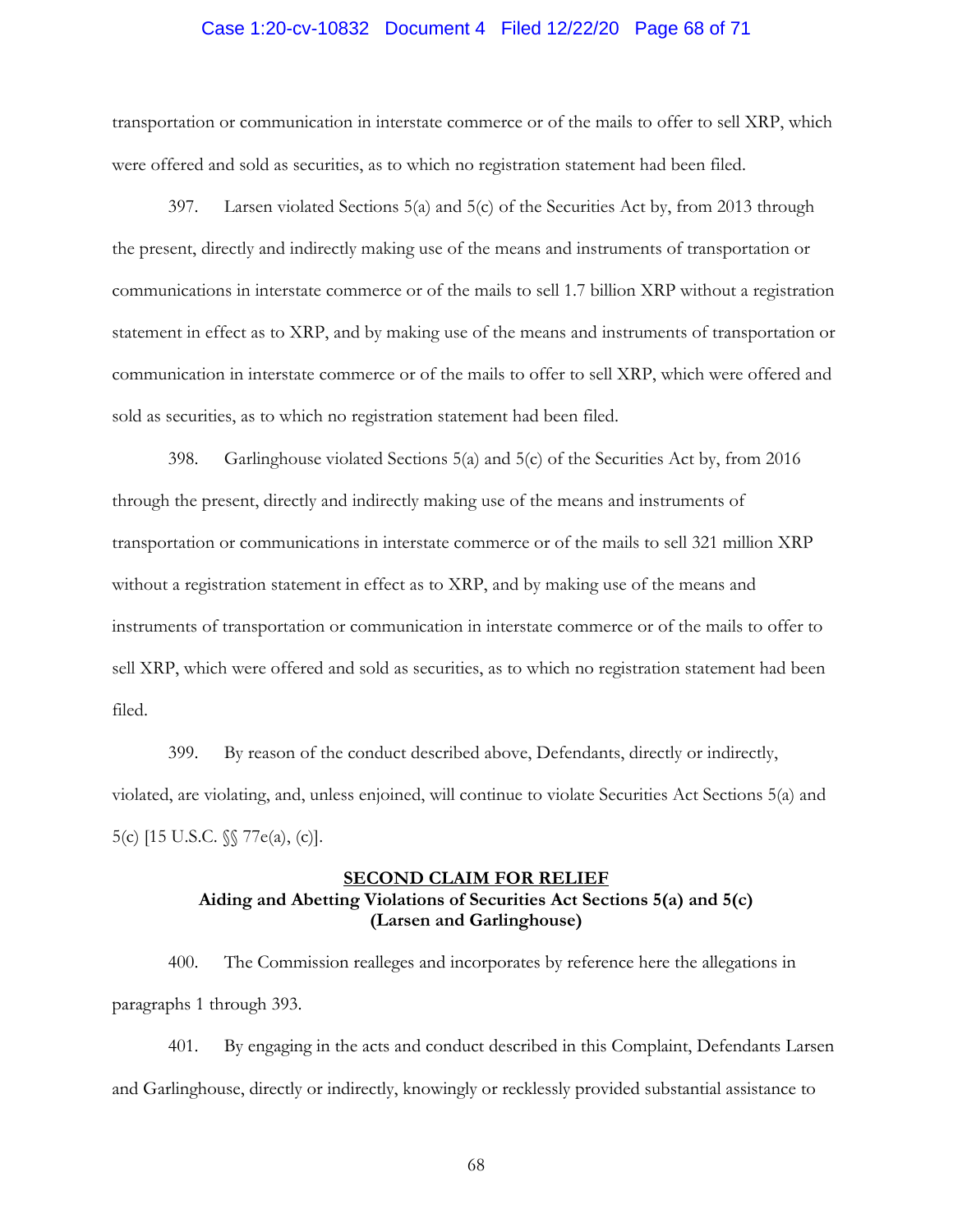transportation or communication in interstate commerce or of the mails to offer to sell XRP, which were offered and sold as securities, as to which no registration statement had been filed.

397. Larsen violated Sections 5(a) and 5(c) of the Securities Act by, from 2013 through the present, directly and indirectly making use of the means and instruments of transportation or communications in interstate commerce or of the mails to sell 1.7 billion XRP without a registration statement in effect as to XRP, and by making use of the means and instruments of transportation or communication in interstate commerce or of the mails to offer to sell XRP, which were offered and sold as securities, as to which no registration statement had been filed.

398. Garlinghouse violated Sections 5(a) and 5(c) of the Securities Act by, from 2016 through the present, directly and indirectly making use of the means and instruments of transportation or communications in interstate commerce or of the mails to sell 321 million XRP without a registration statement in effect as to XRP, and by making use of the means and instruments of transportation or communication in interstate commerce or of the mails to offer to sell XRP, which were offered and sold as securities, as to which no registration statement had been filed.

399. By reason of the conduct described above, Defendants, directly or indirectly, violated, are violating, and, unless enjoined, will continue to violate Securities Act Sections 5(a) and 5(c) [15 U.S.C. §§ 77e(a), (c)].

## SECOND CLAIM FOR RELIEF
**Aiding and Abetting Violations of Securities Act Sections 5(a) and 5(c)**
**(Larsen and Garlinghouse)**

400. The Commission realleges and incorporates by reference here the allegations in paragraphs 1 through 393.

401. By engaging in the acts and conduct described in this Complaint, Defendants Larsen and Garlinghouse, directly or indirectly, knowingly or recklessly provided substantial assistance to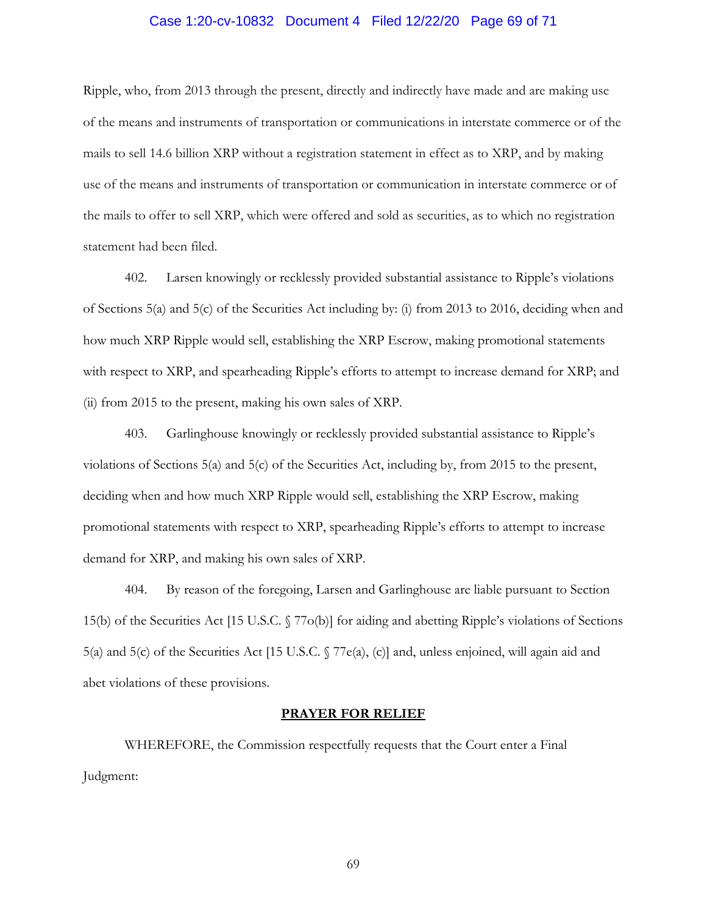Ripple, who, from 2013 through the present, directly and indirectly have made and are making use of the means and instruments of transportation or communications in interstate commerce or of the mails to sell 14.6 billion XRP without a registration statement in effect as to XRP, and by making use of the means and instruments of transportation or communication in interstate commerce or of the mails to offer to sell XRP, which were offered and sold as securities, as to which no registration statement had been filed.

402. Larsen knowingly or recklessly provided substantial assistance to Ripple's violations of Sections 5(a) and 5(c) of the Securities Act including by: (i) from 2013 to 2016, deciding when and how much XRP Ripple would sell, establishing the XRP Escrow, making promotional statements with respect to XRP, and spearheading Ripple's efforts to attempt to increase demand for XRP; and (ii) from 2015 to the present, making his own sales of XRP.

403. Garlinghouse knowingly or recklessly provided substantial assistance to Ripple's violations of Sections 5(a) and 5(c) of the Securities Act, including by, from 2015 to the present, deciding when and how much XRP Ripple would sell, establishing the XRP Escrow, making promotional statements with respect to XRP, spearheading Ripple's efforts to attempt to increase demand for XRP, and making his own sales of XRP.

404. By reason of the foregoing, Larsen and Garlinghouse are liable pursuant to Section 15(b) of the Securities Act [15 U.S.C. § 77o(b)] for aiding and abetting Ripple's violations of Sections 5(a) and 5(c) of the Securities Act [15 U.S.C. § 77e(a), (c)] and, unless enjoined, will again aid and abet violations of these provisions.

## PRAYER FOR RELIEF

WHEREFORE, the Commission respectfully requests that the Court enter a Final Judgment: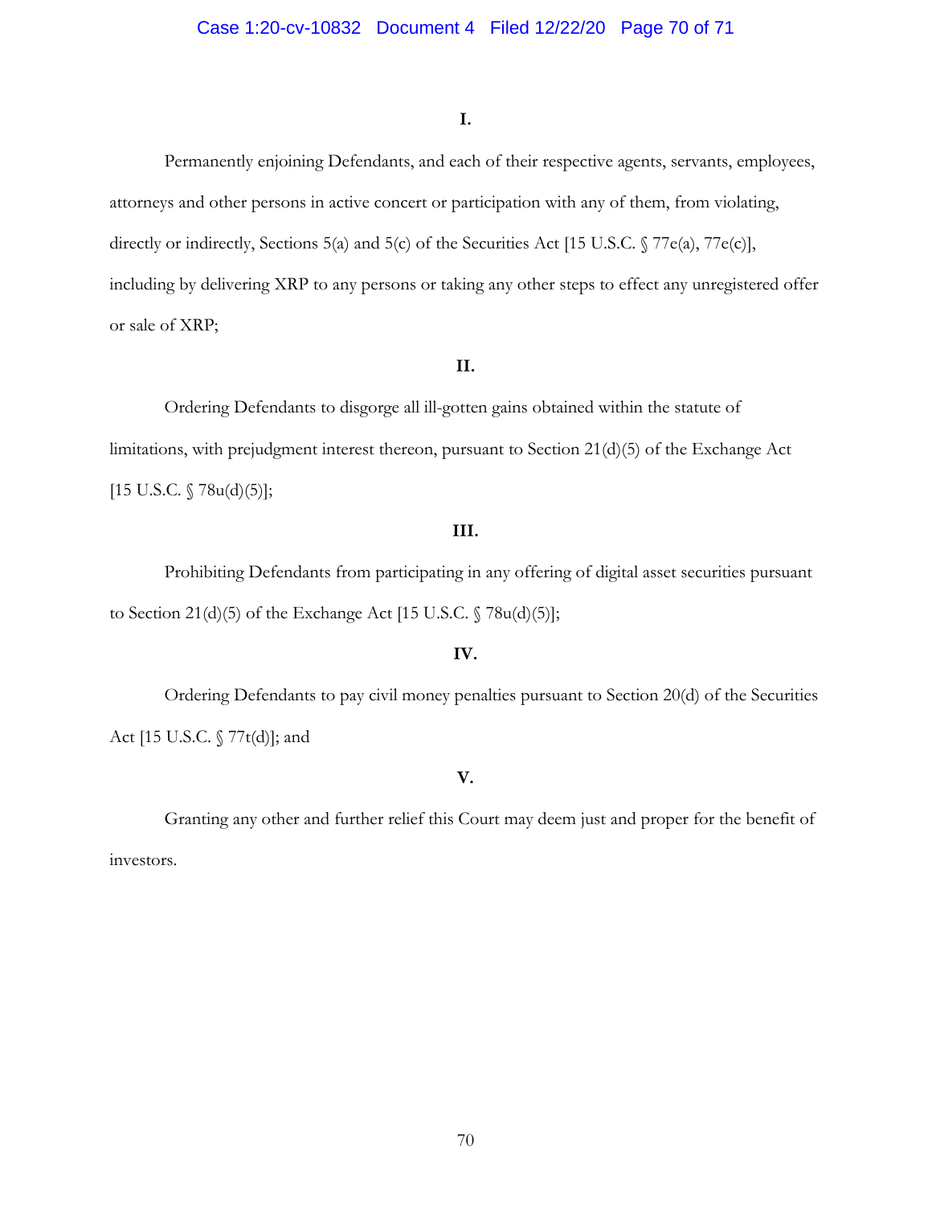**I.**

Permanently enjoining Defendants, and each of their respective agents, servants, employees, attorneys and other persons in active concert or participation with any of them, from violating, directly or indirectly, Sections 5(a) and 5(c) of the Securities Act [15 U.S.C. § 77e(a), 77e(c)], including by delivering XRP to any persons or taking any other steps to effect any unregistered offer or sale of XRP;

**II.**

Ordering Defendants to disgorge all ill-gotten gains obtained within the statute of limitations, with prejudgment interest thereon, pursuant to Section 21(d)(5) of the Exchange Act [15 U.S.C. § 78u(d)(5)];

**III.**

Prohibiting Defendants from participating in any offering of digital asset securities pursuant to Section 21(d)(5) of the Exchange Act [15 U.S.C. § 78u(d)(5)];

**IV.**

Ordering Defendants to pay civil money penalties pursuant to Section 20(d) of the Securities Act [15 U.S.C. § 77t(d)]; and

**V.**

Granting any other and further relief this Court may deem just and proper for the benefit of investors.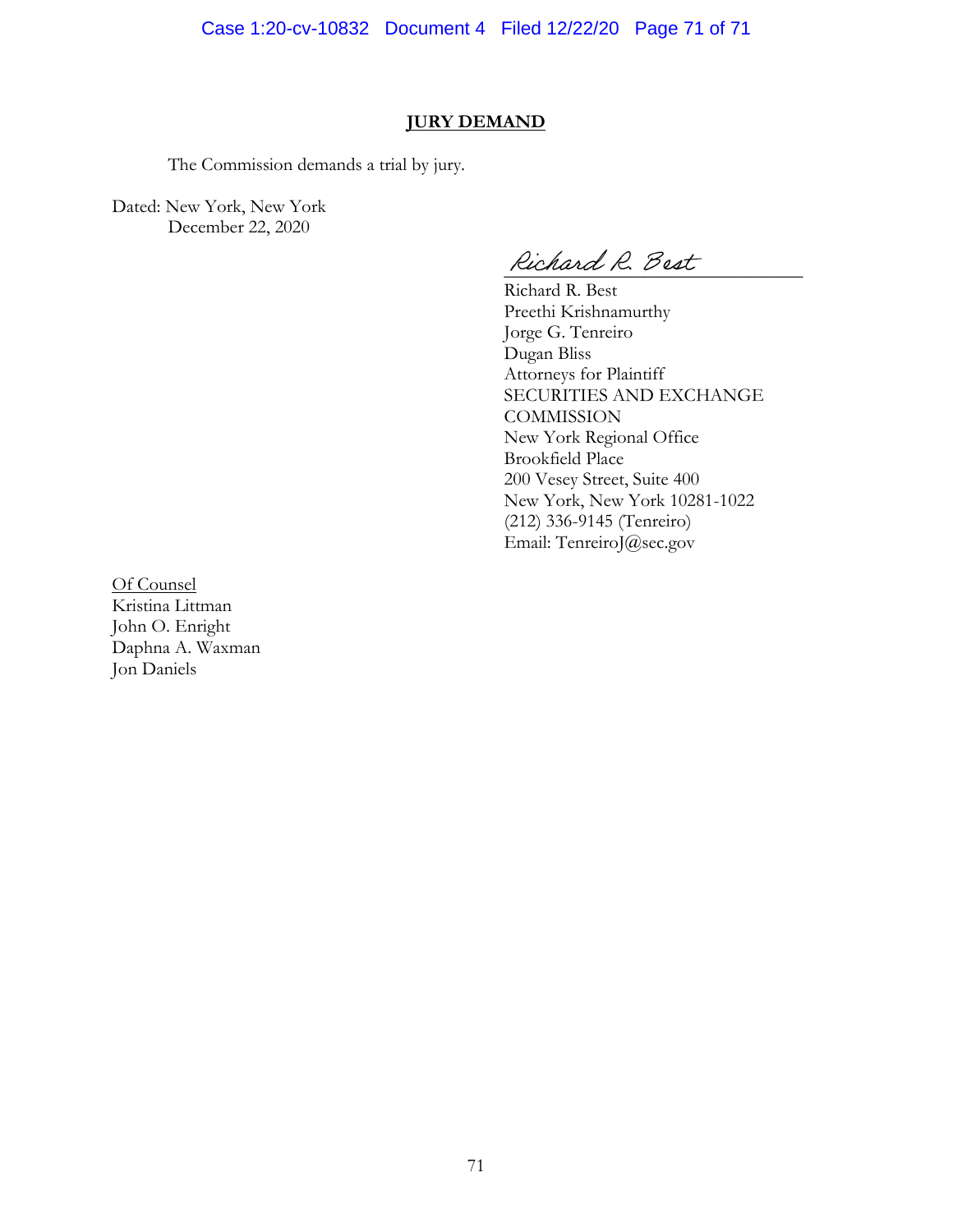**JURY DEMAND**

The Commission demands a trial by jury.

Dated: New York, New York
December 22, 2020

Richard R. Best

Richard R. Best
Preethi Krishnamurthy
Jorge G. Tenreiro
Dugan Bliss
Attorneys for Plaintiff
SECURITIES AND EXCHANGE COMMISSION
New York Regional Office
Brookfield Place
200 Vesey Street, Suite 400
New York, New York 10281-1022
(212) 336-9145 (Tenreiro)
Email: TenreiroJ@sec.gov

Of Counsel
Kristina Littman
John O. Enright
Daphna A. Waxman
Jon Daniels